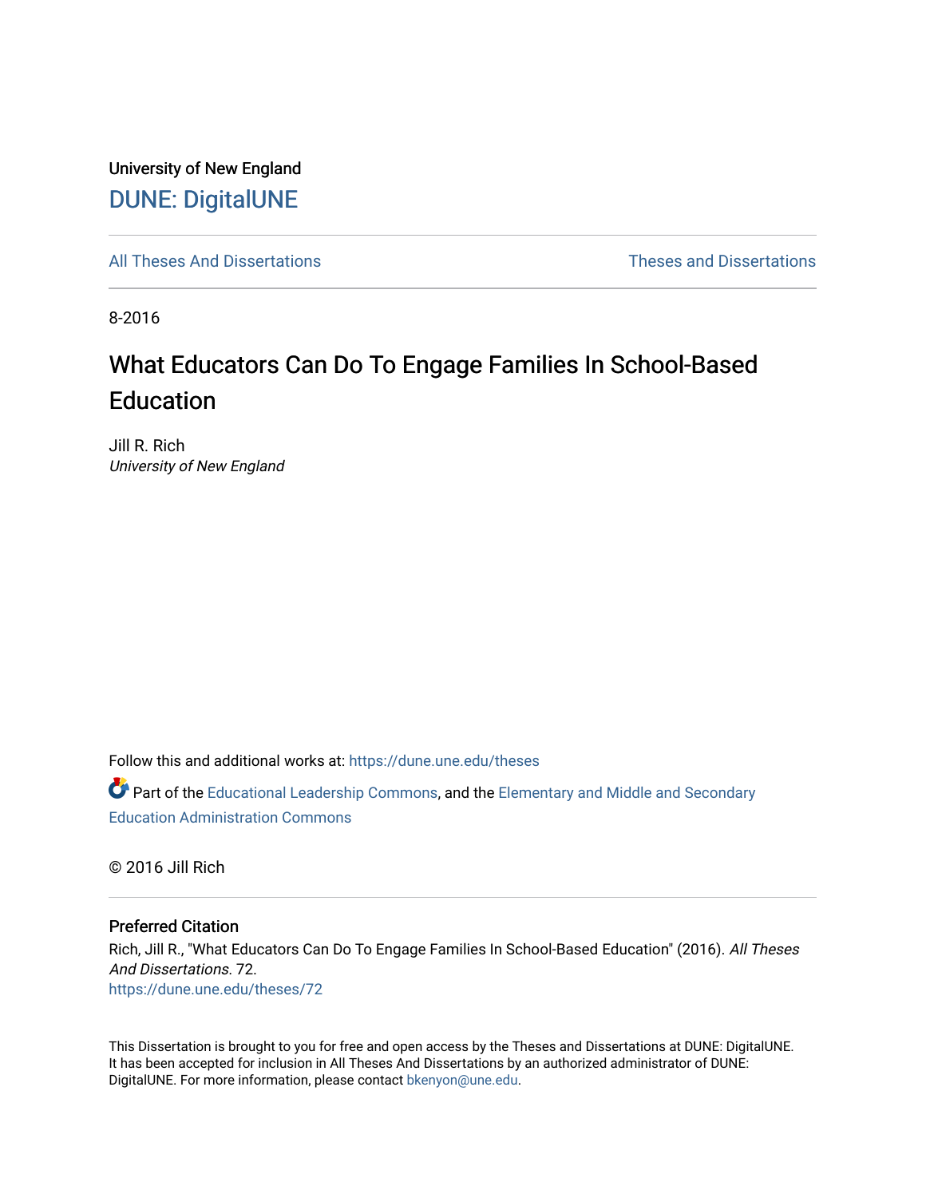University of New England

DUNE: DigitalUNE

All Theses And Dissertations

Theses and Dissertations

8-2016

# What Educators Can Do To Engage Families In School-Based Education

Jill R. Rich
*University of New England*

Follow this and additional works at: https://dune.une.edu/theses

Part of the Educational Leadership Commons, and the Elementary and Middle and Secondary Education Administration Commons

© 2016 Jill Rich

## Preferred Citation

Rich, Jill R., "What Educators Can Do To Engage Families In School-Based Education" (2016). *All Theses And Dissertations*. 72.
https://dune.une.edu/theses/72

This Dissertation is brought to you for free and open access by the Theses and Dissertations at DUNE: DigitalUNE. It has been accepted for inclusion in All Theses And Dissertations by an authorized administrator of DUNE: DigitalUNE. For more information, please contact bkenyon@une.edu.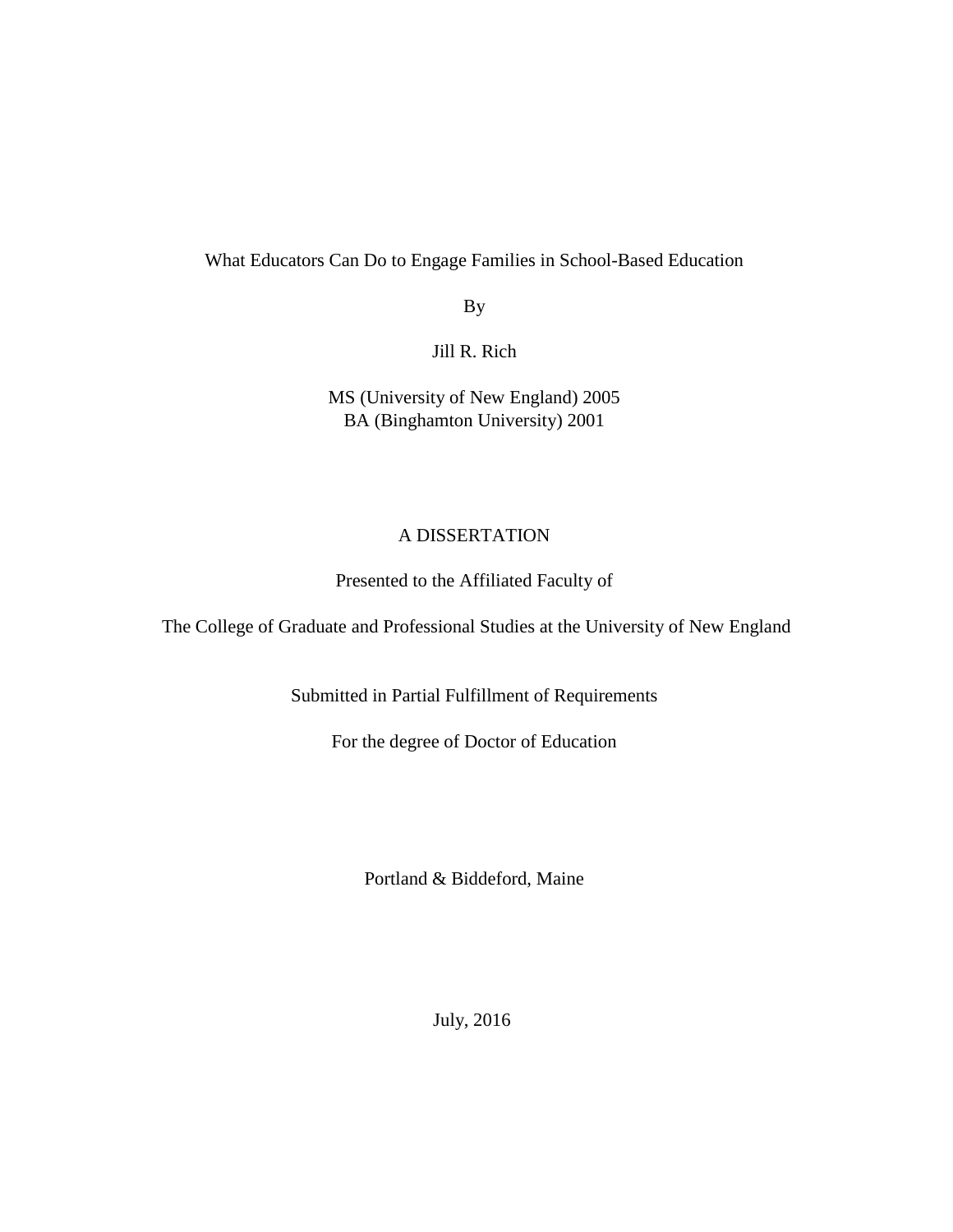What Educators Can Do to Engage Families in School-Based Education

By

Jill R. Rich

MS (University of New England) 2005
BA (Binghamton University) 2001

A DISSERTATION

Presented to the Affiliated Faculty of

The College of Graduate and Professional Studies at the University of New England

Submitted in Partial Fulfillment of Requirements

For the degree of Doctor of Education

Portland & Biddeford, Maine

July, 2016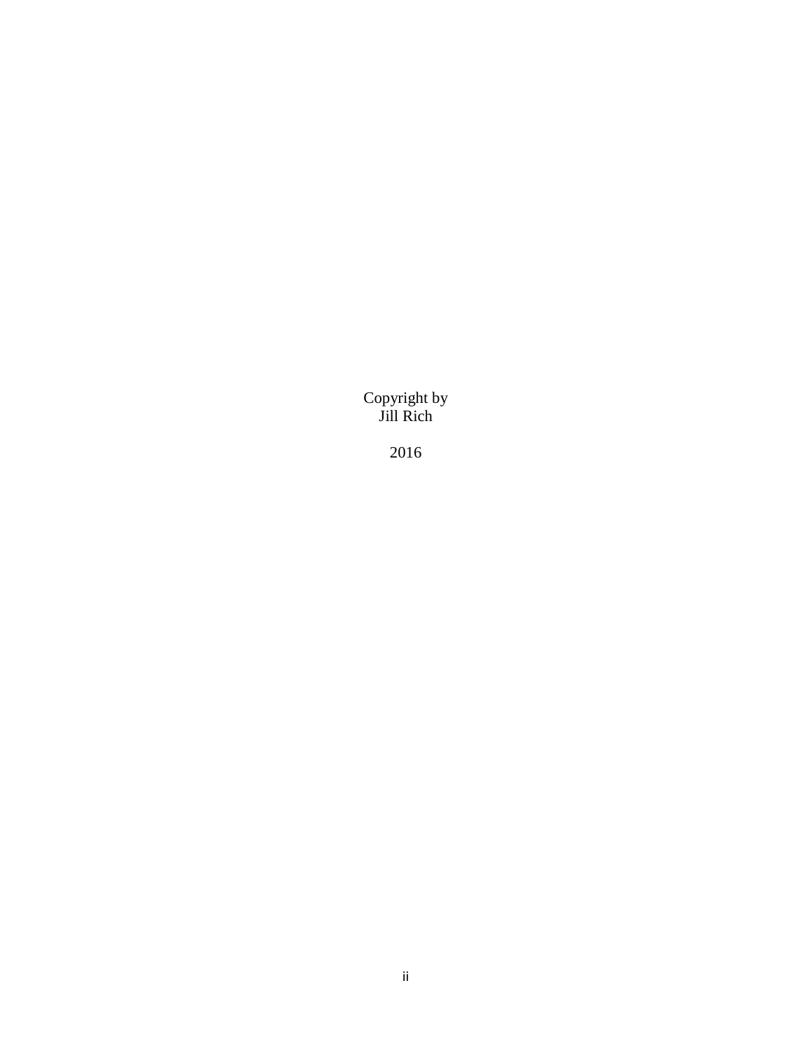Copyright by
Jill Rich

2016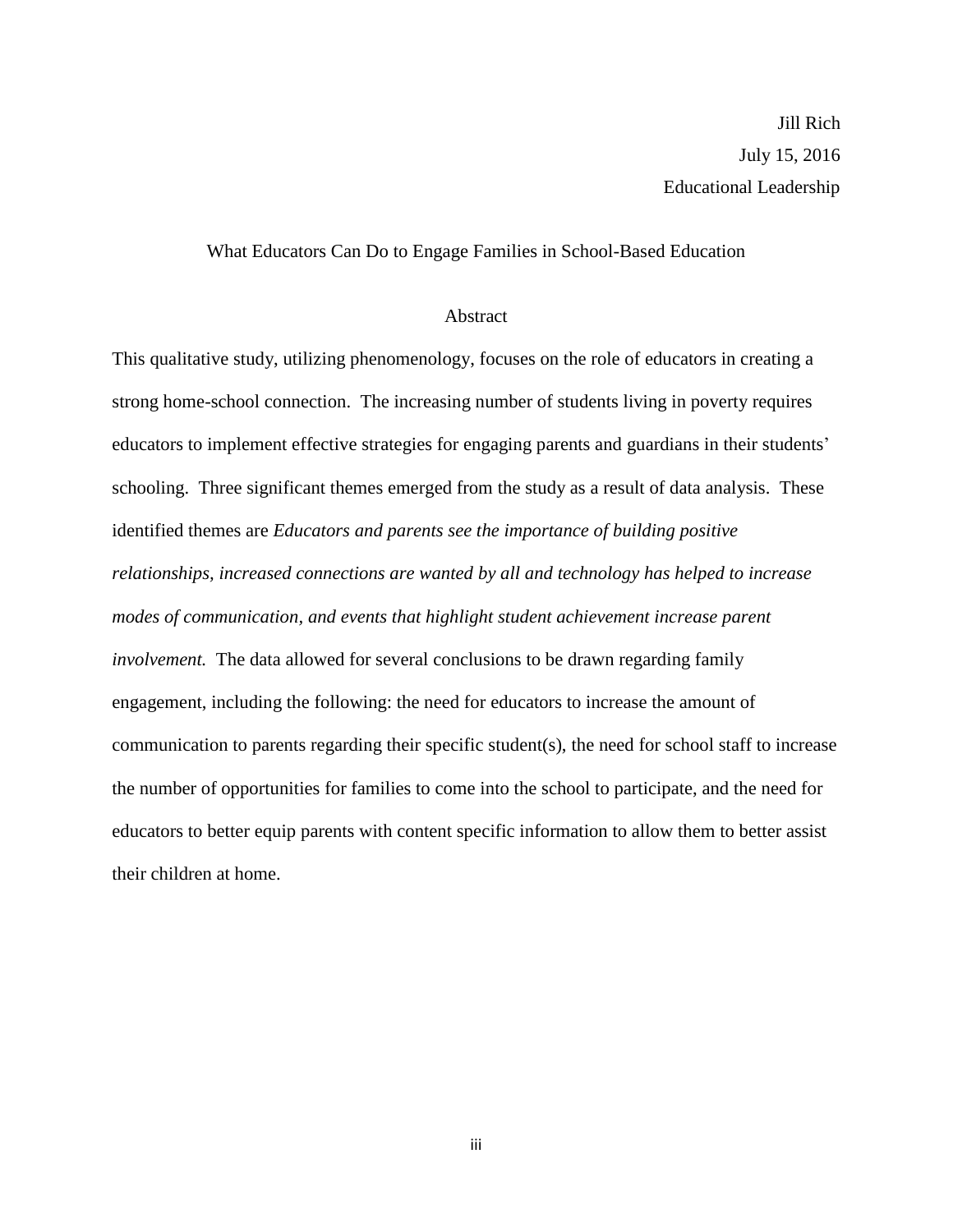Jill Rich
July 15, 2016
Educational Leadership

What Educators Can Do to Engage Families in School-Based Education

## Abstract

This qualitative study, utilizing phenomenology, focuses on the role of educators in creating a strong home-school connection. The increasing number of students living in poverty requires educators to implement effective strategies for engaging parents and guardians in their students' schooling. Three significant themes emerged from the study as a result of data analysis. These identified themes are *Educators and parents see the importance of building positive relationships, increased connections are wanted by all and technology has helped to increase modes of communication, and events that highlight student achievement increase parent involvement.* The data allowed for several conclusions to be drawn regarding family engagement, including the following: the need for educators to increase the amount of communication to parents regarding their specific student(s), the need for school staff to increase the number of opportunities for families to come into the school to participate, and the need for educators to better equip parents with content specific information to allow them to better assist their children at home.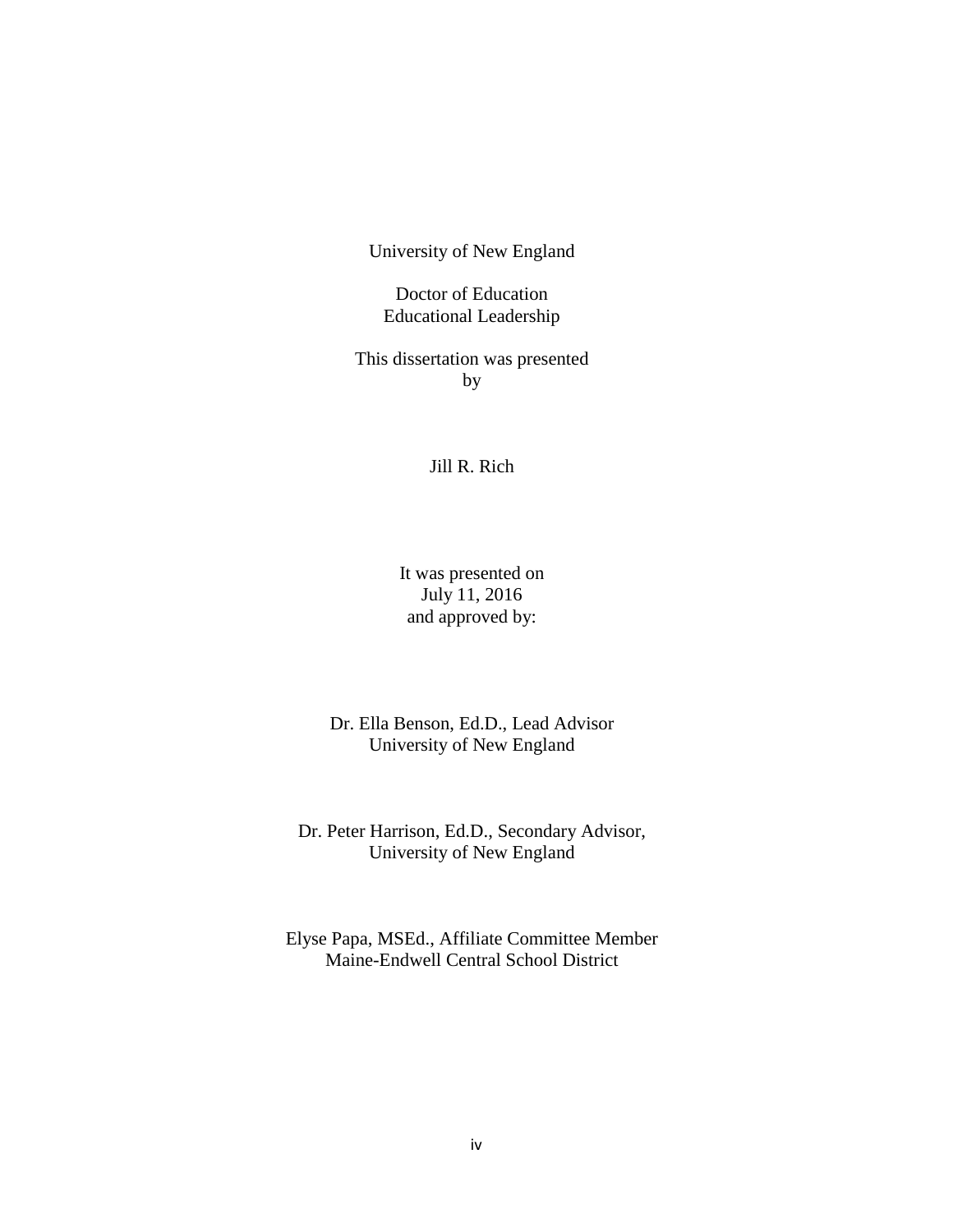University of New England

Doctor of Education
Educational Leadership

This dissertation was presented
by

Jill R. Rich

It was presented on
July 11, 2016
and approved by:

Dr. Ella Benson, Ed.D., Lead Advisor
University of New England

Dr. Peter Harrison, Ed.D., Secondary Advisor,
University of New England

Elyse Papa, MSEd., Affiliate Committee Member
Maine-Endwell Central School District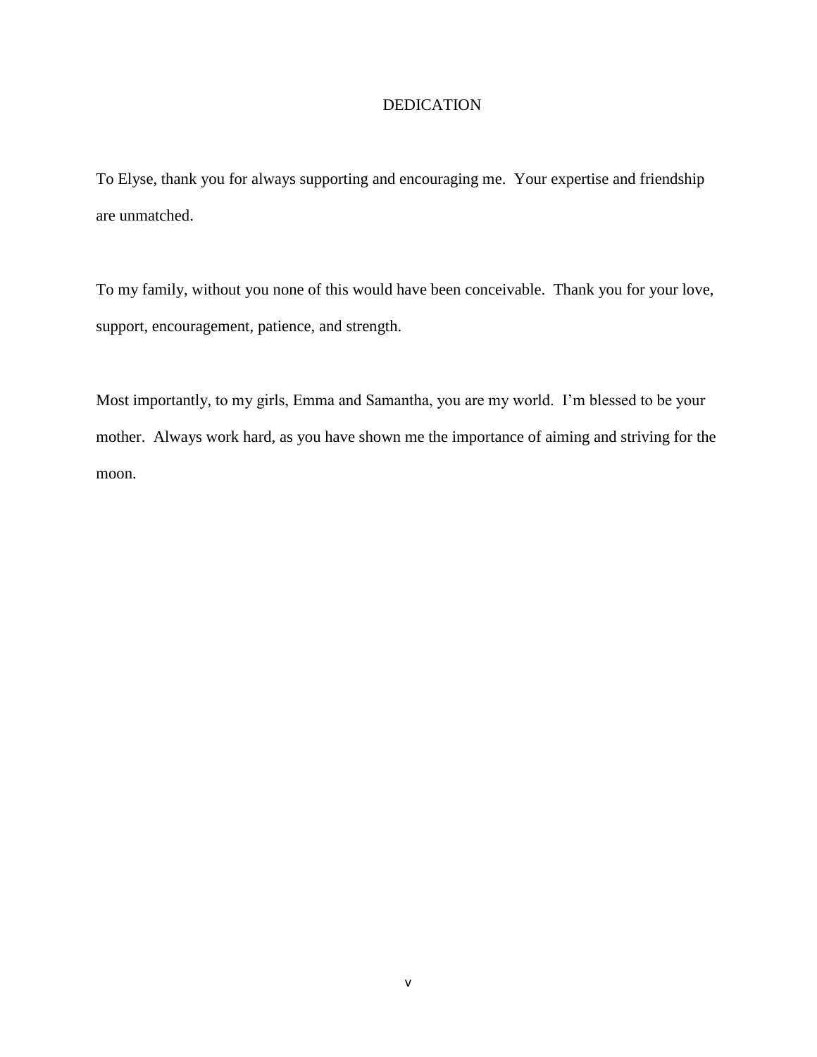# DEDICATION

To Elyse, thank you for always supporting and encouraging me. Your expertise and friendship are unmatched.

To my family, without you none of this would have been conceivable. Thank you for your love, support, encouragement, patience, and strength.

Most importantly, to my girls, Emma and Samantha, you are my world. I'm blessed to be your mother. Always work hard, as you have shown me the importance of aiming and striving for the moon.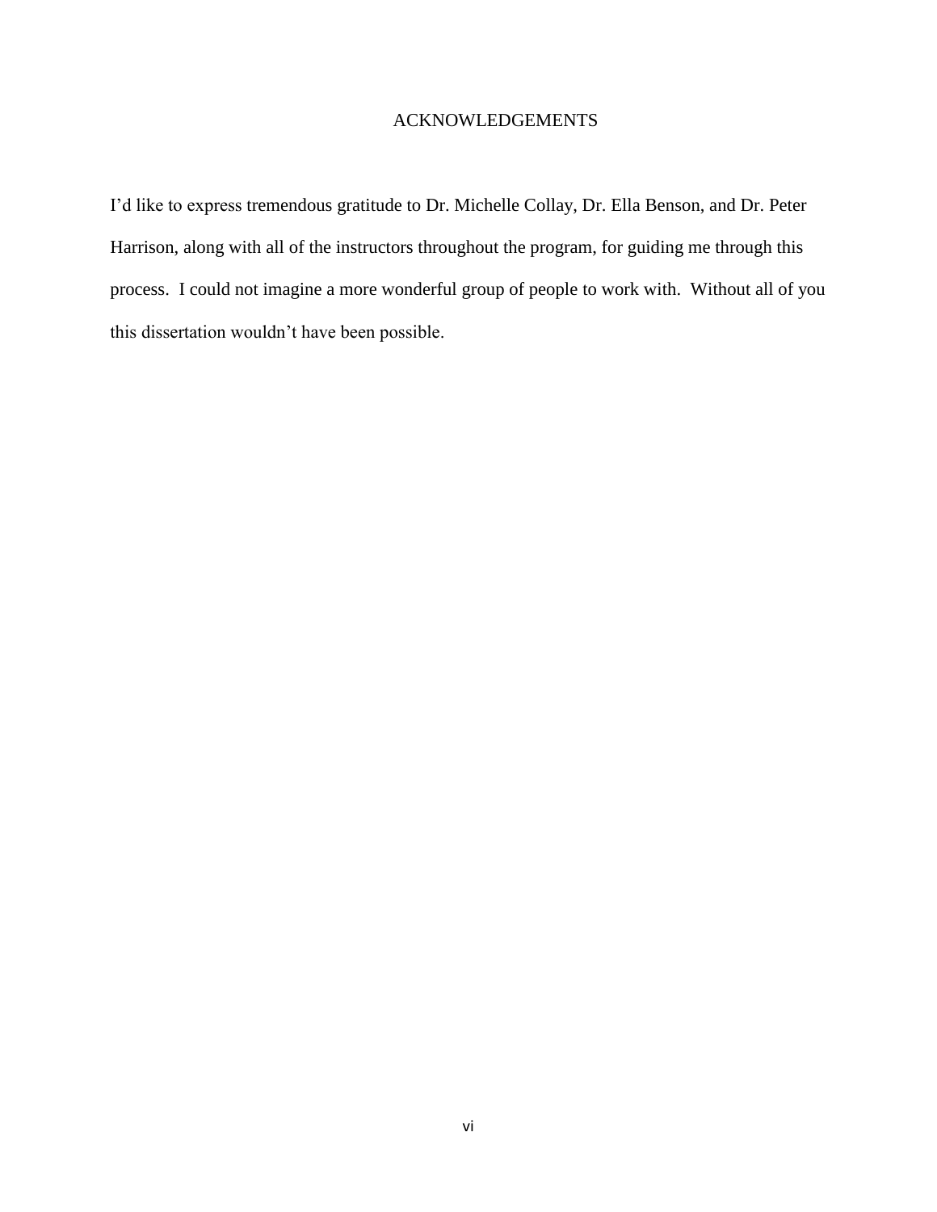# ACKNOWLEDGEMENTS

I'd like to express tremendous gratitude to Dr. Michelle Collay, Dr. Ella Benson, and Dr. Peter Harrison, along with all of the instructors throughout the program, for guiding me through this process. I could not imagine a more wonderful group of people to work with. Without all of you this dissertation wouldn't have been possible.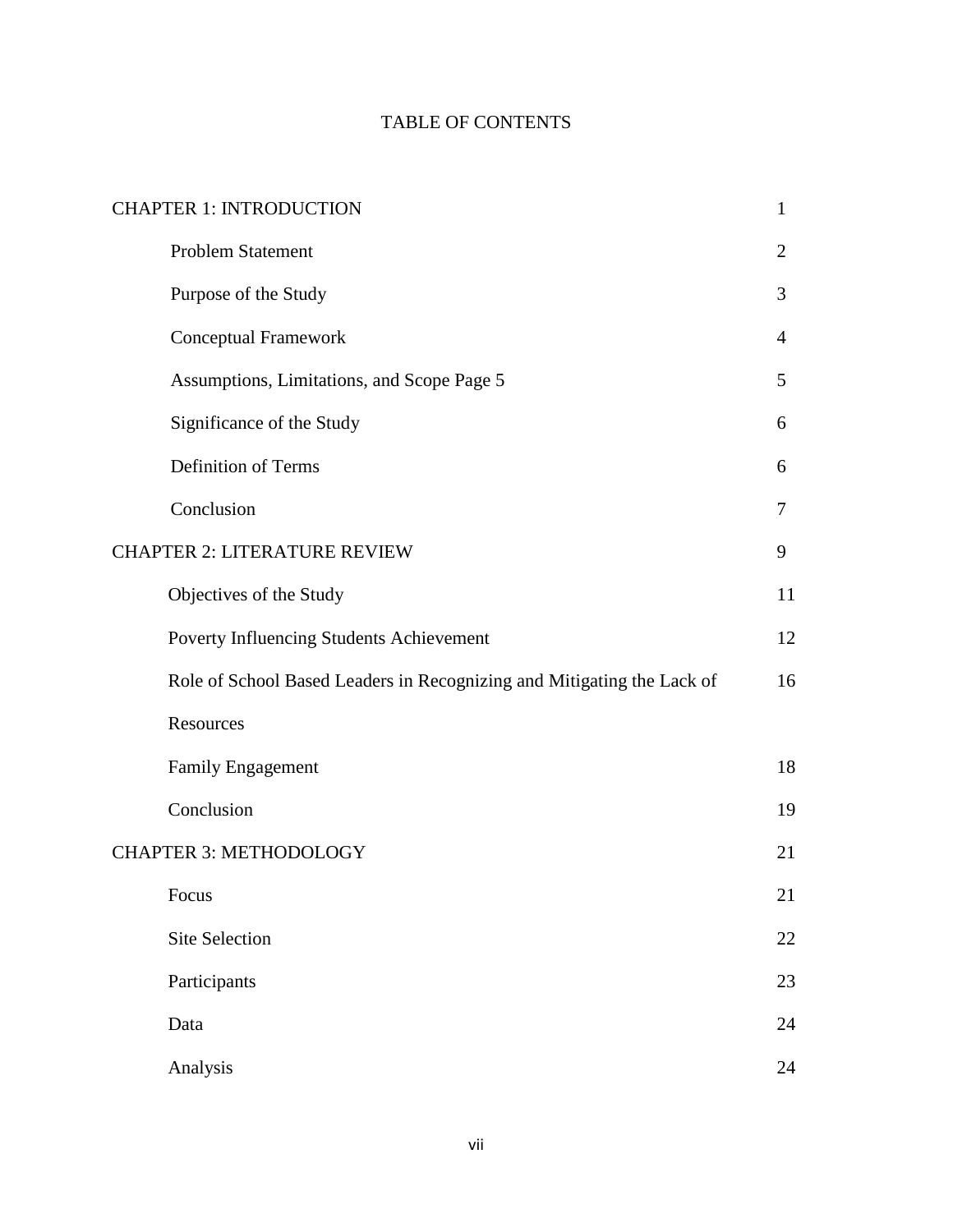# TABLE OF CONTENTS

| | |
|---|---|
| CHAPTER 1: INTRODUCTION | 1 |
| Problem Statement | 2 |
| Purpose of the Study | 3 |
| Conceptual Framework | 4 |
| Assumptions, Limitations, and Scope Page 5 | 5 |
| Significance of the Study | 6 |
| Definition of Terms | 6 |
| Conclusion | 7 |
| CHAPTER 2: LITERATURE REVIEW | 9 |
| Objectives of the Study | 11 |
| Poverty Influencing Students Achievement | 12 |
| Role of School Based Leaders in Recognizing and Mitigating the Lack of Resources | 16 |
| Family Engagement | 18 |
| Conclusion | 19 |
| CHAPTER 3: METHODOLOGY | 21 |
| Focus | 21 |
| Site Selection | 22 |
| Participants | 23 |
| Data | 24 |
| Analysis | 24 |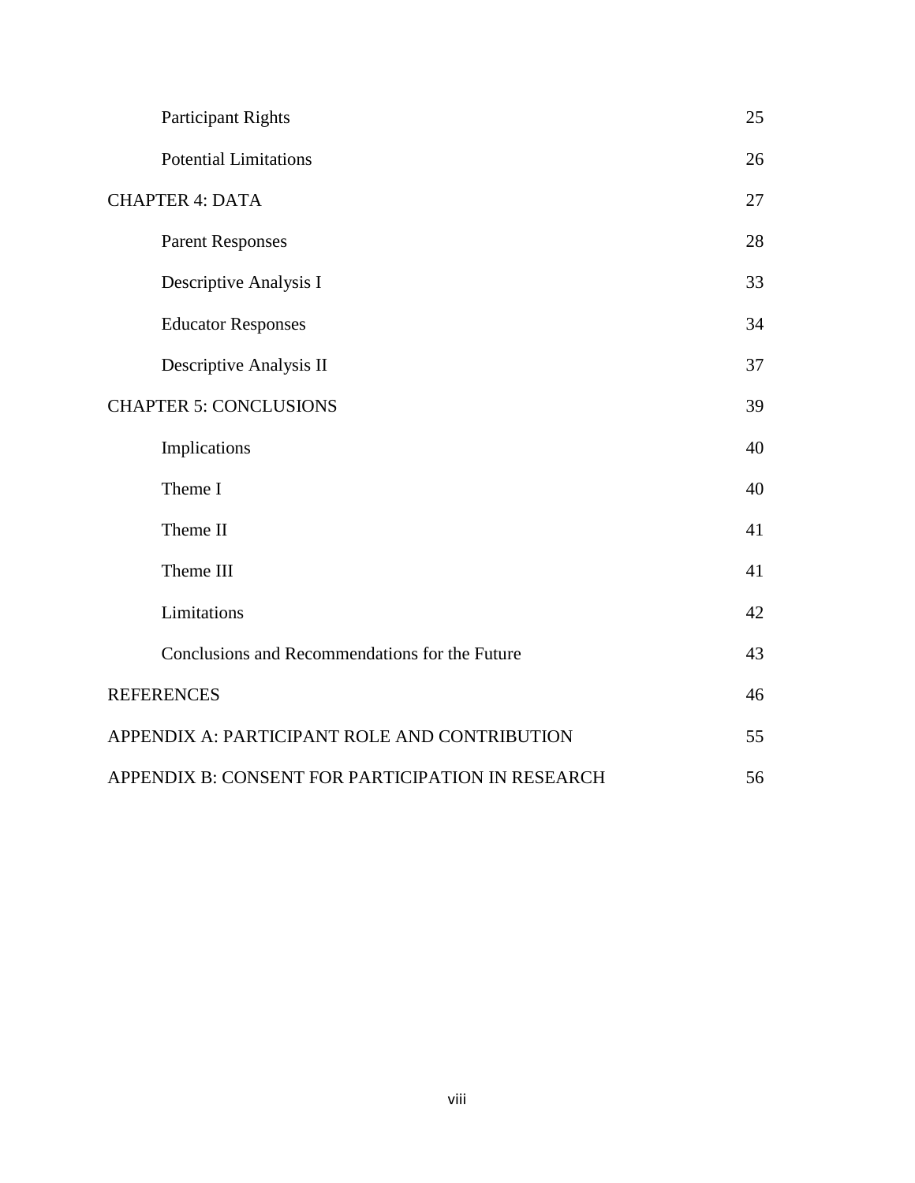| | |
|---|---|
| Participant Rights | 25 |
| Potential Limitations | 26 |
| CHAPTER 4: DATA | 27 |
| Parent Responses | 28 |
| Descriptive Analysis I | 33 |
| Educator Responses | 34 |
| Descriptive Analysis II | 37 |
| CHAPTER 5: CONCLUSIONS | 39 |
| Implications | 40 |
| Theme I | 40 |
| Theme II | 41 |
| Theme III | 41 |
| Limitations | 42 |
| Conclusions and Recommendations for the Future | 43 |
| REFERENCES | 46 |
| APPENDIX A: PARTICIPANT ROLE AND CONTRIBUTION | 55 |
| APPENDIX B: CONSENT FOR PARTICIPATION IN RESEARCH | 56 |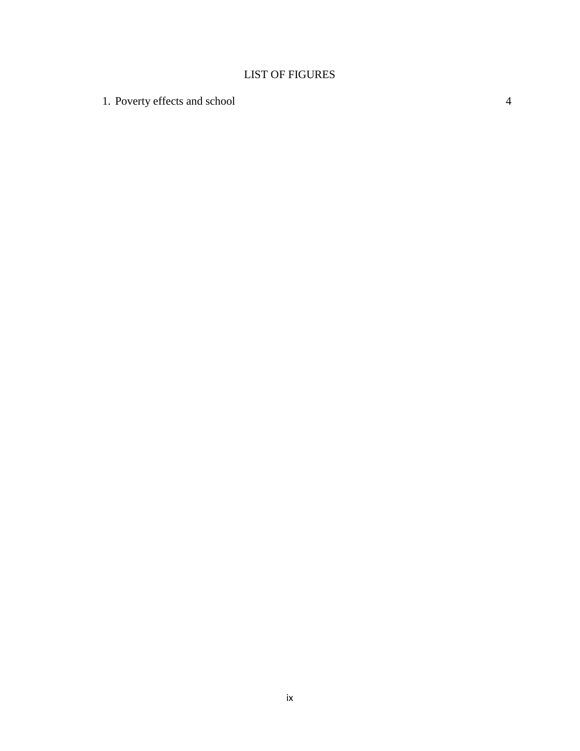# LIST OF FIGURES

1. Poverty effects and school 4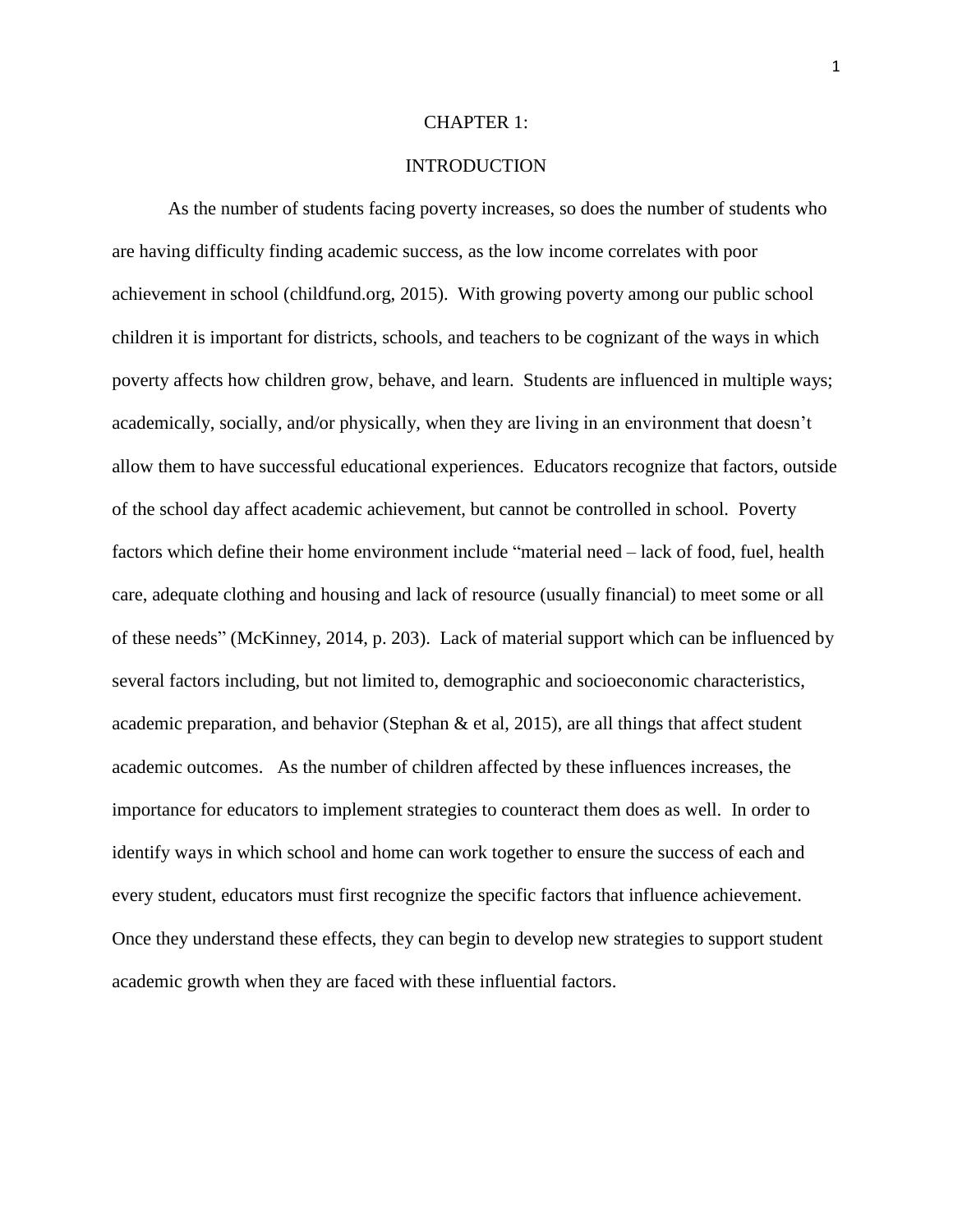# CHAPTER 1:

# INTRODUCTION

As the number of students facing poverty increases, so does the number of students who are having difficulty finding academic success, as the low income correlates with poor achievement in school (childfund.org, 2015). With growing poverty among our public school children it is important for districts, schools, and teachers to be cognizant of the ways in which poverty affects how children grow, behave, and learn. Students are influenced in multiple ways; academically, socially, and/or physically, when they are living in an environment that doesn't allow them to have successful educational experiences. Educators recognize that factors, outside of the school day affect academic achievement, but cannot be controlled in school. Poverty factors which define their home environment include "material need – lack of food, fuel, health care, adequate clothing and housing and lack of resource (usually financial) to meet some or all of these needs" (McKinney, 2014, p. 203). Lack of material support which can be influenced by several factors including, but not limited to, demographic and socioeconomic characteristics, academic preparation, and behavior (Stephan & et al, 2015), are all things that affect student academic outcomes. As the number of children affected by these influences increases, the importance for educators to implement strategies to counteract them does as well. In order to identify ways in which school and home can work together to ensure the success of each and every student, educators must first recognize the specific factors that influence achievement. Once they understand these effects, they can begin to develop new strategies to support student academic growth when they are faced with these influential factors.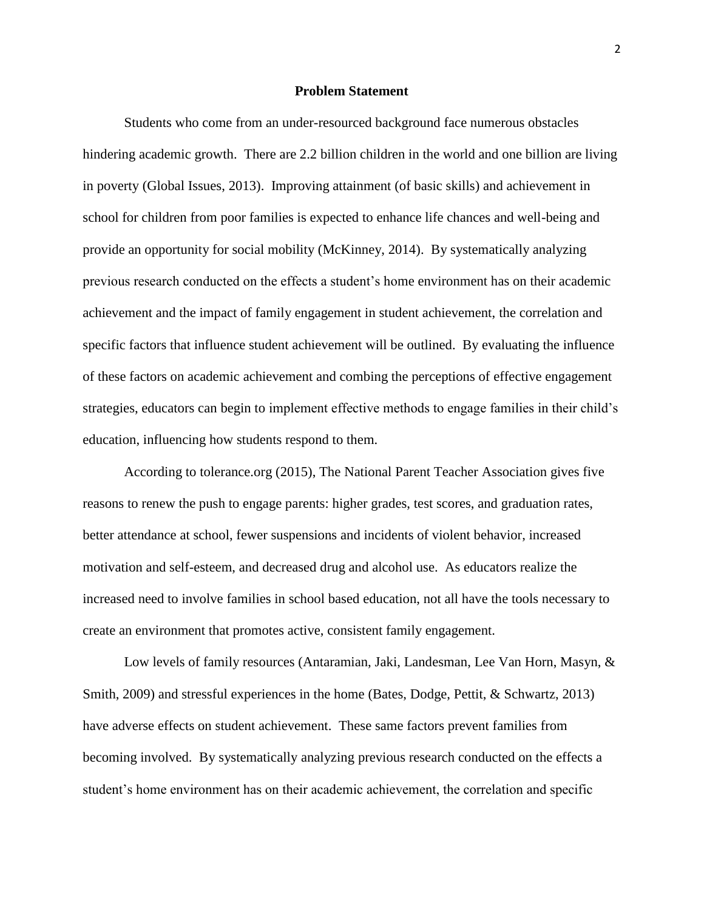## Problem Statement

Students who come from an under-resourced background face numerous obstacles hindering academic growth. There are 2.2 billion children in the world and one billion are living in poverty (Global Issues, 2013). Improving attainment (of basic skills) and achievement in school for children from poor families is expected to enhance life chances and well-being and provide an opportunity for social mobility (McKinney, 2014). By systematically analyzing previous research conducted on the effects a student's home environment has on their academic achievement and the impact of family engagement in student achievement, the correlation and specific factors that influence student achievement will be outlined. By evaluating the influence of these factors on academic achievement and combing the perceptions of effective engagement strategies, educators can begin to implement effective methods to engage families in their child's education, influencing how students respond to them.

According to tolerance.org (2015), The National Parent Teacher Association gives five reasons to renew the push to engage parents: higher grades, test scores, and graduation rates, better attendance at school, fewer suspensions and incidents of violent behavior, increased motivation and self-esteem, and decreased drug and alcohol use. As educators realize the increased need to involve families in school based education, not all have the tools necessary to create an environment that promotes active, consistent family engagement.

Low levels of family resources (Antaramian, Jaki, Landesman, Lee Van Horn, Masyn, & Smith, 2009) and stressful experiences in the home (Bates, Dodge, Pettit, & Schwartz, 2013) have adverse effects on student achievement. These same factors prevent families from becoming involved. By systematically analyzing previous research conducted on the effects a student's home environment has on their academic achievement, the correlation and specific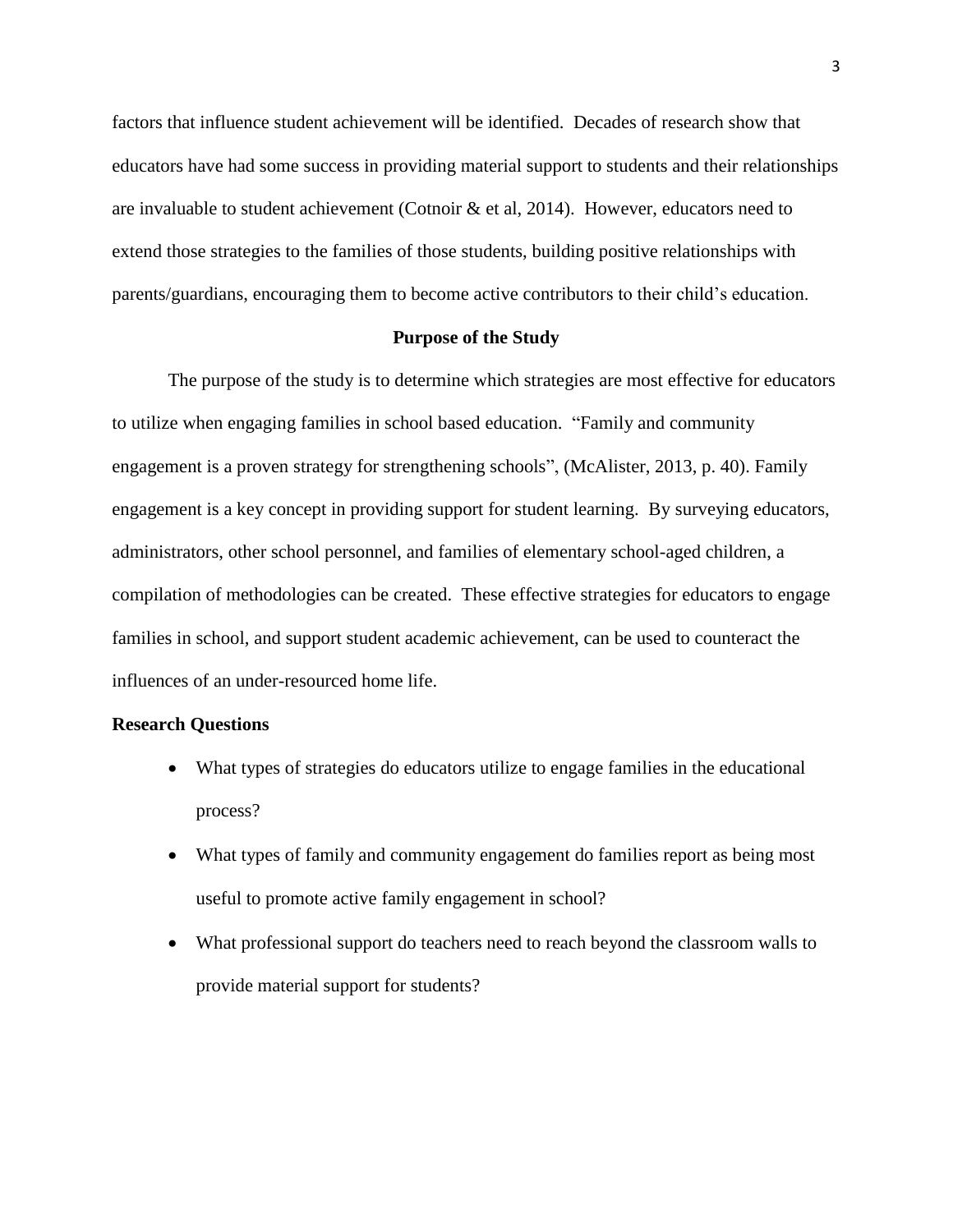factors that influence student achievement will be identified. Decades of research show that educators have had some success in providing material support to students and their relationships are invaluable to student achievement (Cotnoir & et al, 2014). However, educators need to extend those strategies to the families of those students, building positive relationships with parents/guardians, encouraging them to become active contributors to their child's education.

## Purpose of the Study

The purpose of the study is to determine which strategies are most effective for educators to utilize when engaging families in school based education. "Family and community engagement is a proven strategy for strengthening schools", (McAlister, 2013, p. 40). Family engagement is a key concept in providing support for student learning. By surveying educators, administrators, other school personnel, and families of elementary school-aged children, a compilation of methodologies can be created. These effective strategies for educators to engage families in school, and support student academic achievement, can be used to counteract the influences of an under-resourced home life.

### Research Questions

- What types of strategies do educators utilize to engage families in the educational process?
- What types of family and community engagement do families report as being most useful to promote active family engagement in school?
- What professional support do teachers need to reach beyond the classroom walls to provide material support for students?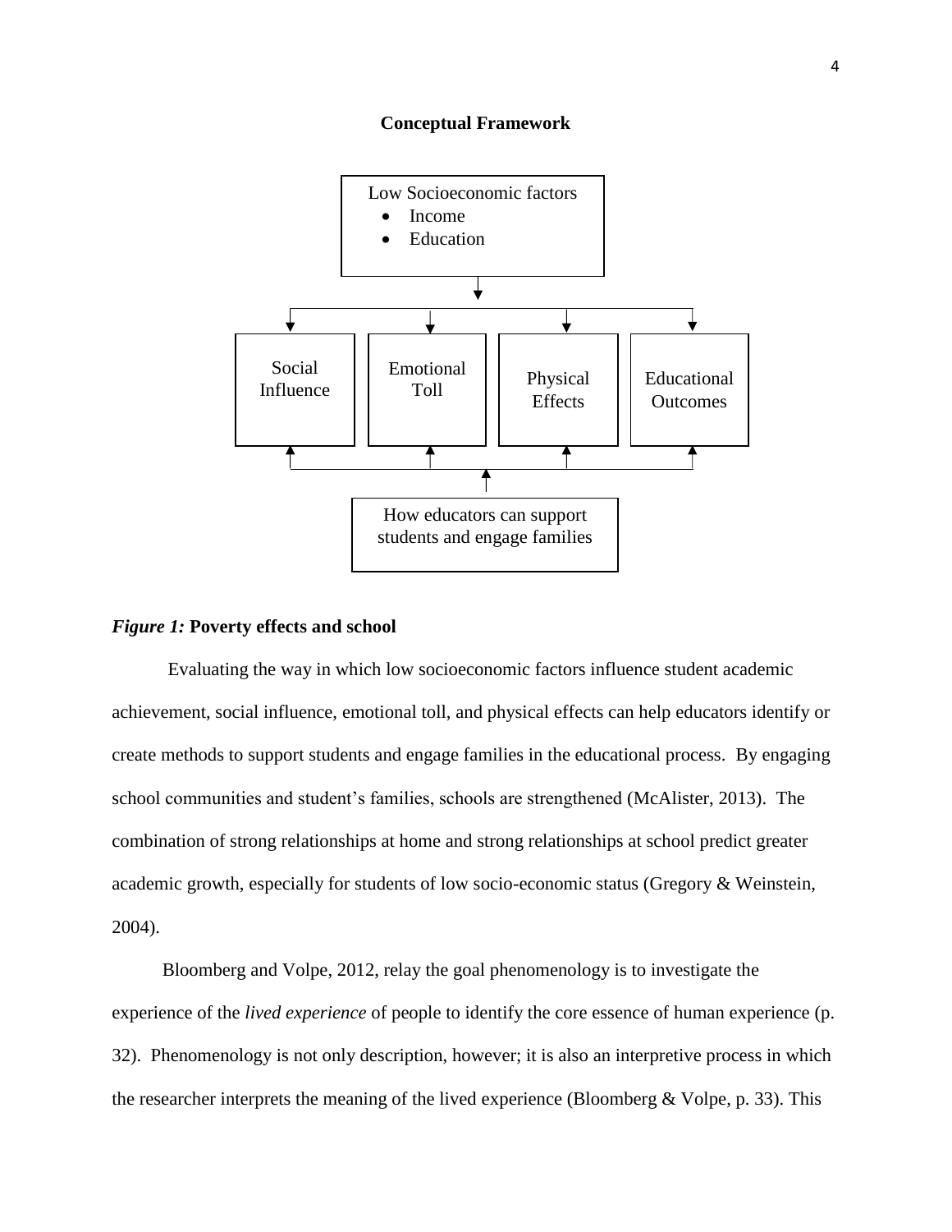**Conceptual Framework**

Low Socioeconomic factors

- Income
- Education

Social Influence

Emotional Toll

Physical Effects

Educational Outcomes

How educators can support students and engage families

*Figure 1:* **Poverty effects and school**

Evaluating the way in which low socioeconomic factors influence student academic achievement, social influence, emotional toll, and physical effects can help educators identify or create methods to support students and engage families in the educational process. By engaging school communities and student's families, schools are strengthened (McAlister, 2013). The combination of strong relationships at home and strong relationships at school predict greater academic growth, especially for students of low socio-economic status (Gregory & Weinstein, 2004).

Bloomberg and Volpe, 2012, relay the goal phenomenology is to investigate the experience of the *lived experience* of people to identify the core essence of human experience (p. 32). Phenomenology is not only description, however; it is also an interpretive process in which the researcher interprets the meaning of the lived experience (Bloomberg & Volpe, p. 33). This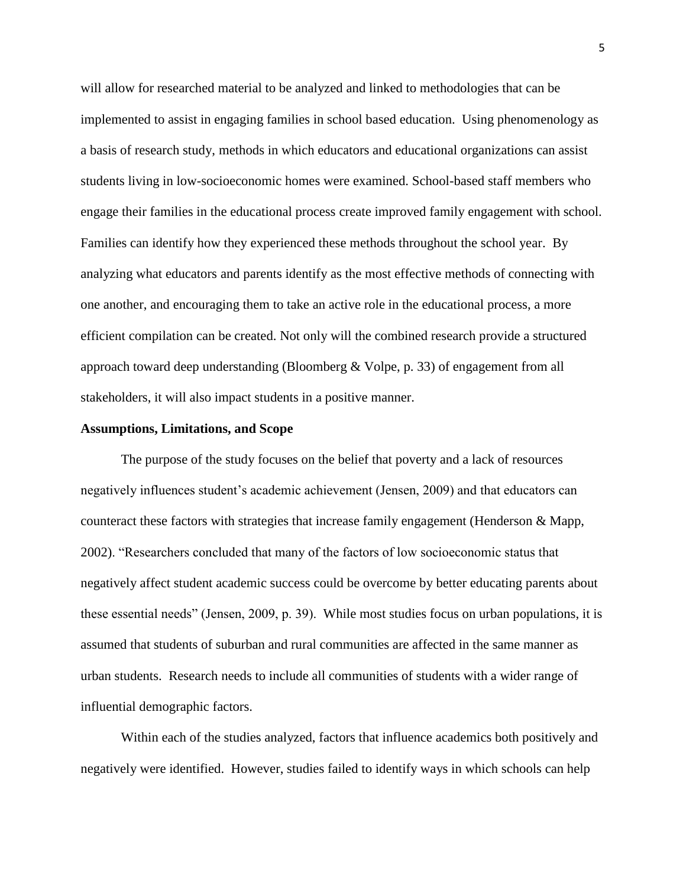will allow for researched material to be analyzed and linked to methodologies that can be implemented to assist in engaging families in school based education. Using phenomenology as a basis of research study, methods in which educators and educational organizations can assist students living in low-socioeconomic homes were examined. School-based staff members who engage their families in the educational process create improved family engagement with school. Families can identify how they experienced these methods throughout the school year. By analyzing what educators and parents identify as the most effective methods of connecting with one another, and encouraging them to take an active role in the educational process, a more efficient compilation can be created. Not only will the combined research provide a structured approach toward deep understanding (Bloomberg & Volpe, p. 33) of engagement from all stakeholders, it will also impact students in a positive manner.

## Assumptions, Limitations, and Scope

The purpose of the study focuses on the belief that poverty and a lack of resources negatively influences student's academic achievement (Jensen, 2009) and that educators can counteract these factors with strategies that increase family engagement (Henderson & Mapp, 2002). "Researchers concluded that many of the factors of low socioeconomic status that negatively affect student academic success could be overcome by better educating parents about these essential needs" (Jensen, 2009, p. 39). While most studies focus on urban populations, it is assumed that students of suburban and rural communities are affected in the same manner as urban students. Research needs to include all communities of students with a wider range of influential demographic factors.

Within each of the studies analyzed, factors that influence academics both positively and negatively were identified. However, studies failed to identify ways in which schools can help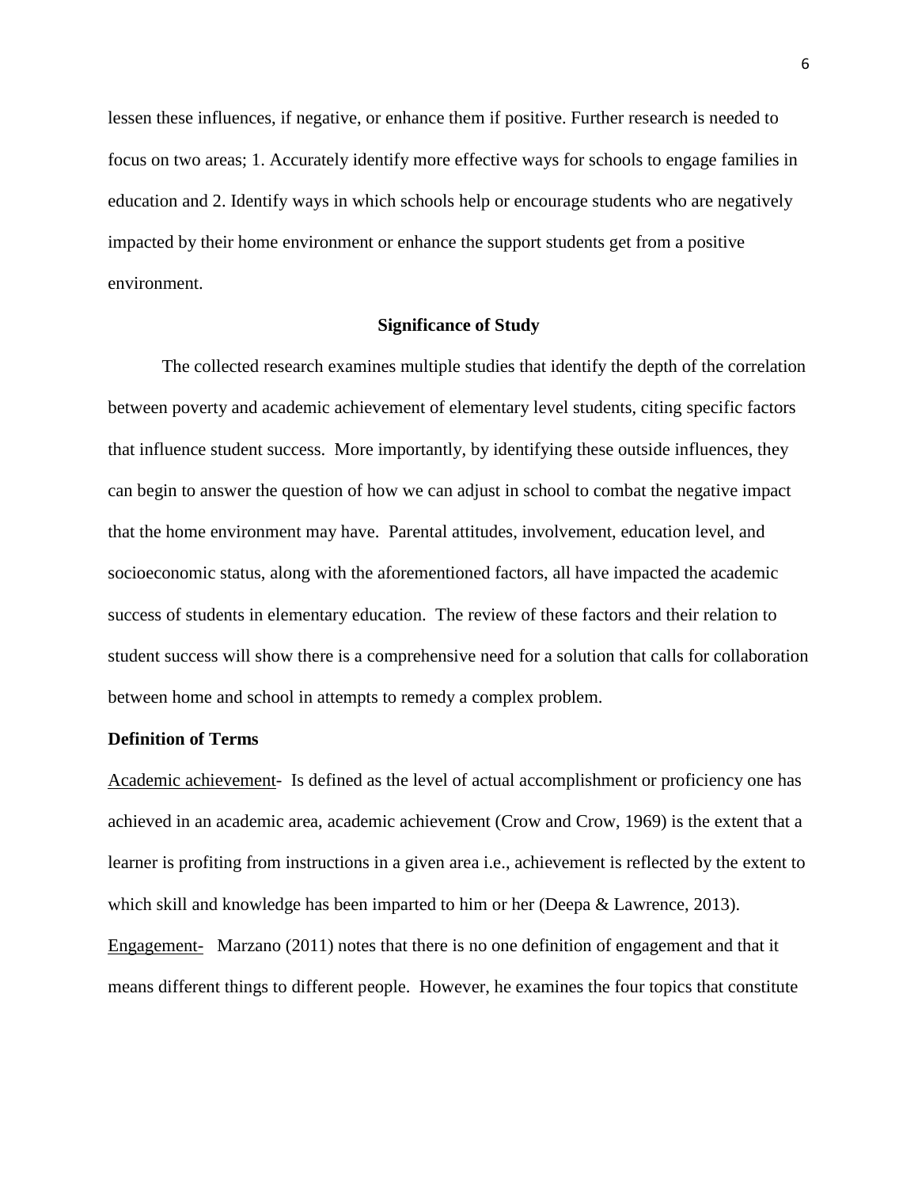lessen these influences, if negative, or enhance them if positive. Further research is needed to focus on two areas; 1. Accurately identify more effective ways for schools to engage families in education and 2. Identify ways in which schools help or encourage students who are negatively impacted by their home environment or enhance the support students get from a positive environment.

## Significance of Study

The collected research examines multiple studies that identify the depth of the correlation between poverty and academic achievement of elementary level students, citing specific factors that influence student success. More importantly, by identifying these outside influences, they can begin to answer the question of how we can adjust in school to combat the negative impact that the home environment may have. Parental attitudes, involvement, education level, and socioeconomic status, along with the aforementioned factors, all have impacted the academic success of students in elementary education. The review of these factors and their relation to student success will show there is a comprehensive need for a solution that calls for collaboration between home and school in attempts to remedy a complex problem.

### Definition of Terms

<u>Academic achievement</u>- Is defined as the level of actual accomplishment or proficiency one has achieved in an academic area, academic achievement (Crow and Crow, 1969) is the extent that a learner is profiting from instructions in a given area i.e., achievement is reflected by the extent to which skill and knowledge has been imparted to him or her (Deepa & Lawrence, 2013).

<u>Engagement-</u> Marzano (2011) notes that there is no one definition of engagement and that it means different things to different people. However, he examines the four topics that constitute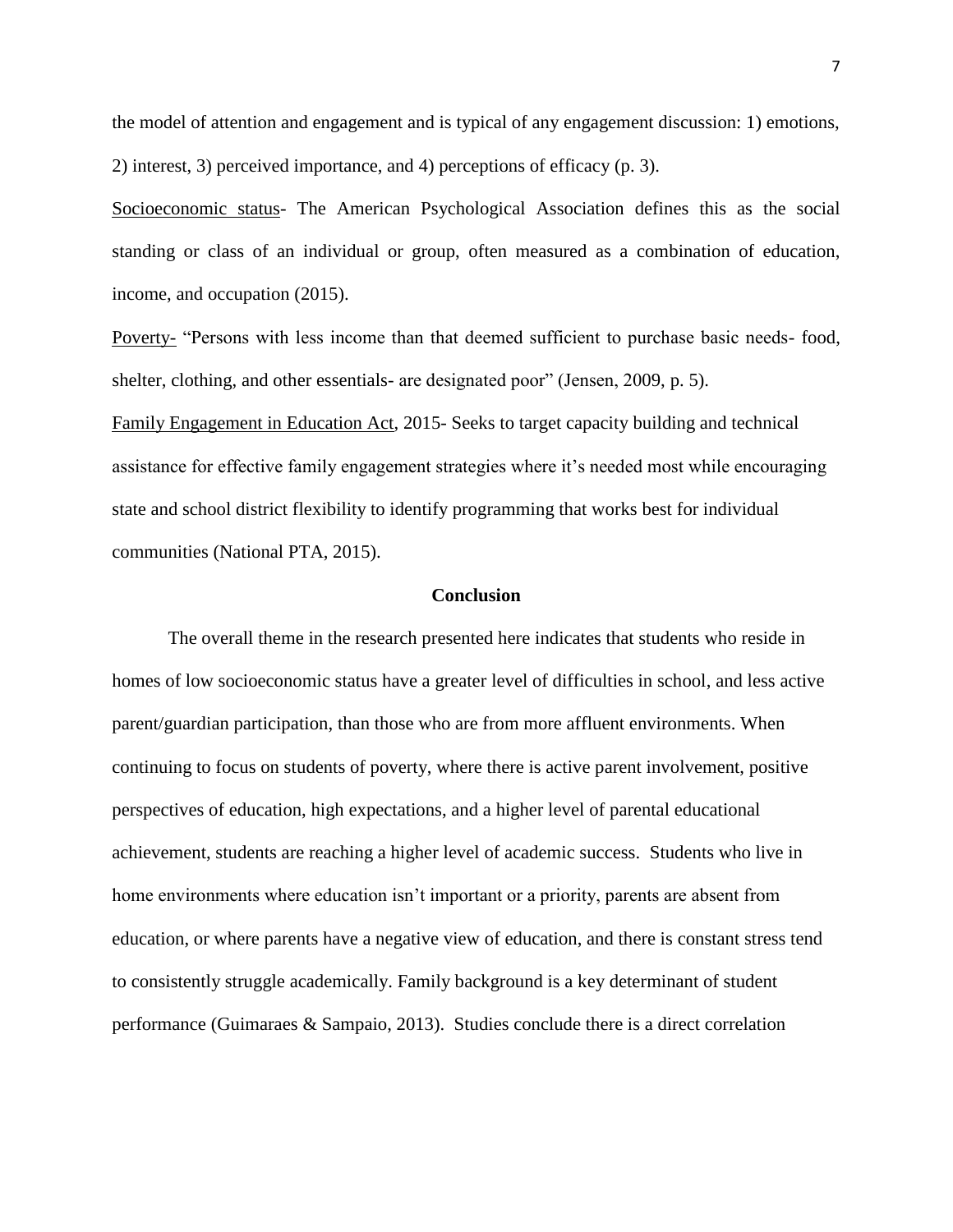the model of attention and engagement and is typical of any engagement discussion: 1) emotions, 2) interest, 3) perceived importance, and 4) perceptions of efficacy (p. 3).

Socioeconomic status- The American Psychological Association defines this as the social standing or class of an individual or group, often measured as a combination of education, income, and occupation (2015).

Poverty- “Persons with less income than that deemed sufficient to purchase basic needs- food, shelter, clothing, and other essentials- are designated poor” (Jensen, 2009, p. 5).

Family Engagement in Education Act, 2015- Seeks to target capacity building and technical assistance for effective family engagement strategies where it’s needed most while encouraging state and school district flexibility to identify programming that works best for individual communities (National PTA, 2015).

## Conclusion

The overall theme in the research presented here indicates that students who reside in homes of low socioeconomic status have a greater level of difficulties in school, and less active parent/guardian participation, than those who are from more affluent environments. When continuing to focus on students of poverty, where there is active parent involvement, positive perspectives of education, high expectations, and a higher level of parental educational achievement, students are reaching a higher level of academic success. Students who live in home environments where education isn’t important or a priority, parents are absent from education, or where parents have a negative view of education, and there is constant stress tend to consistently struggle academically. Family background is a key determinant of student performance (Guimaraes & Sampaio, 2013). Studies conclude there is a direct correlation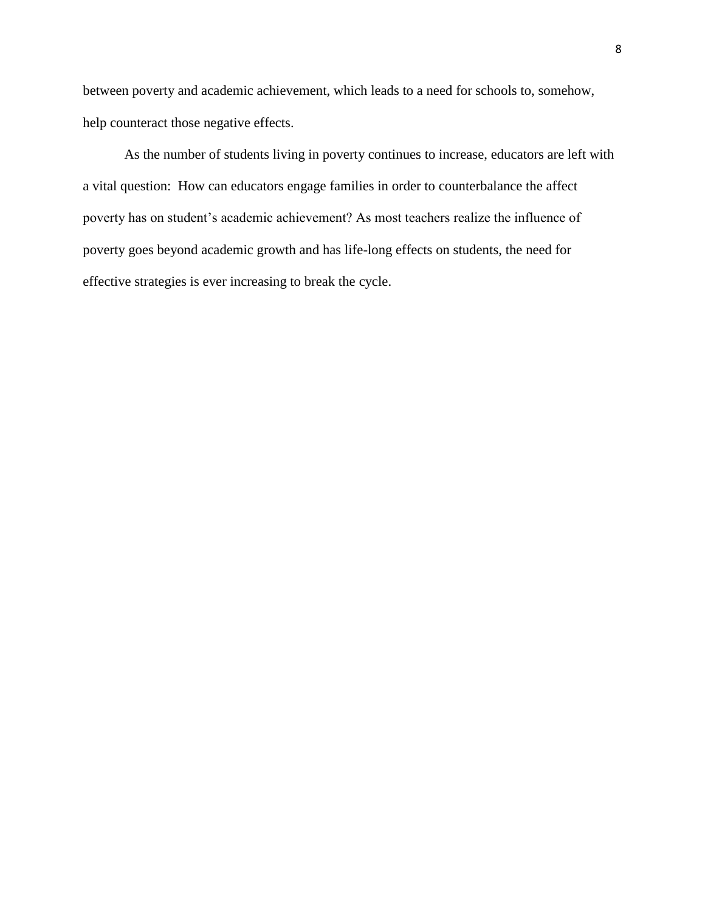between poverty and academic achievement, which leads to a need for schools to, somehow, help counteract those negative effects.

As the number of students living in poverty continues to increase, educators are left with a vital question: How can educators engage families in order to counterbalance the affect poverty has on student's academic achievement? As most teachers realize the influence of poverty goes beyond academic growth and has life-long effects on students, the need for effective strategies is ever increasing to break the cycle.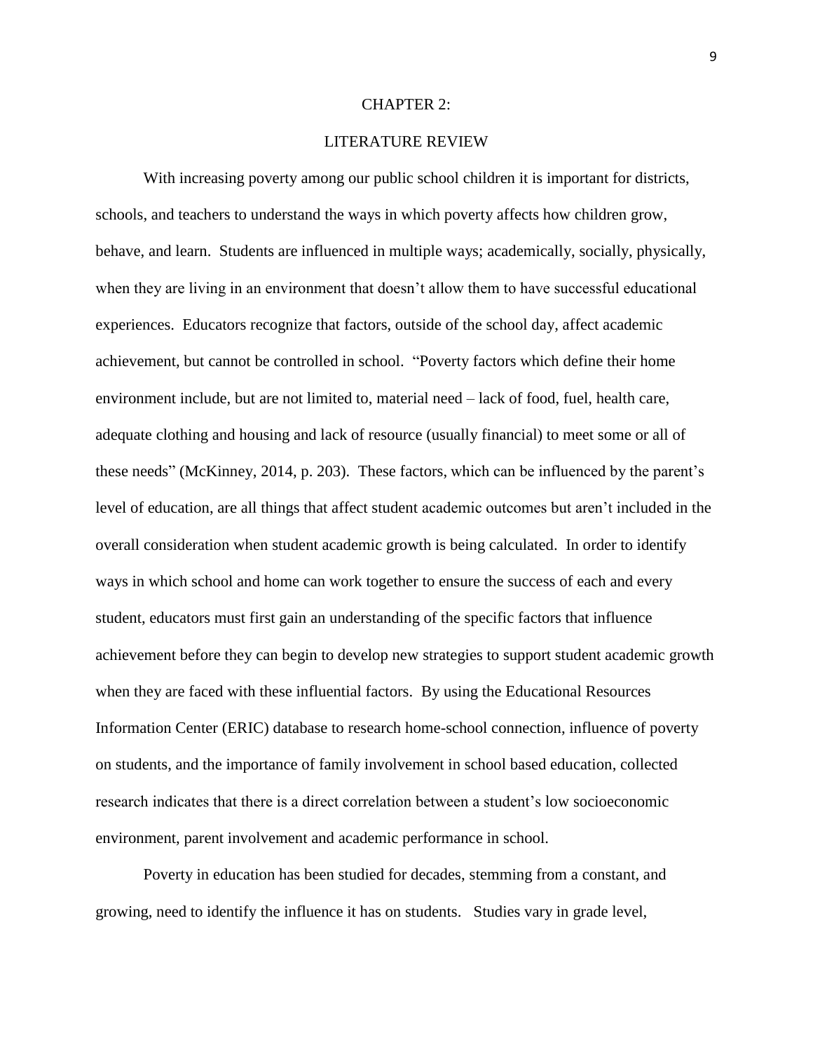# CHAPTER 2:

## LITERATURE REVIEW

With increasing poverty among our public school children it is important for districts, schools, and teachers to understand the ways in which poverty affects how children grow, behave, and learn. Students are influenced in multiple ways; academically, socially, physically, when they are living in an environment that doesn't allow them to have successful educational experiences. Educators recognize that factors, outside of the school day, affect academic achievement, but cannot be controlled in school. "Poverty factors which define their home environment include, but are not limited to, material need – lack of food, fuel, health care, adequate clothing and housing and lack of resource (usually financial) to meet some or all of these needs" (McKinney, 2014, p. 203). These factors, which can be influenced by the parent's level of education, are all things that affect student academic outcomes but aren't included in the overall consideration when student academic growth is being calculated. In order to identify ways in which school and home can work together to ensure the success of each and every student, educators must first gain an understanding of the specific factors that influence achievement before they can begin to develop new strategies to support student academic growth when they are faced with these influential factors. By using the Educational Resources Information Center (ERIC) database to research home-school connection, influence of poverty on students, and the importance of family involvement in school based education, collected research indicates that there is a direct correlation between a student's low socioeconomic environment, parent involvement and academic performance in school.

Poverty in education has been studied for decades, stemming from a constant, and growing, need to identify the influence it has on students. Studies vary in grade level,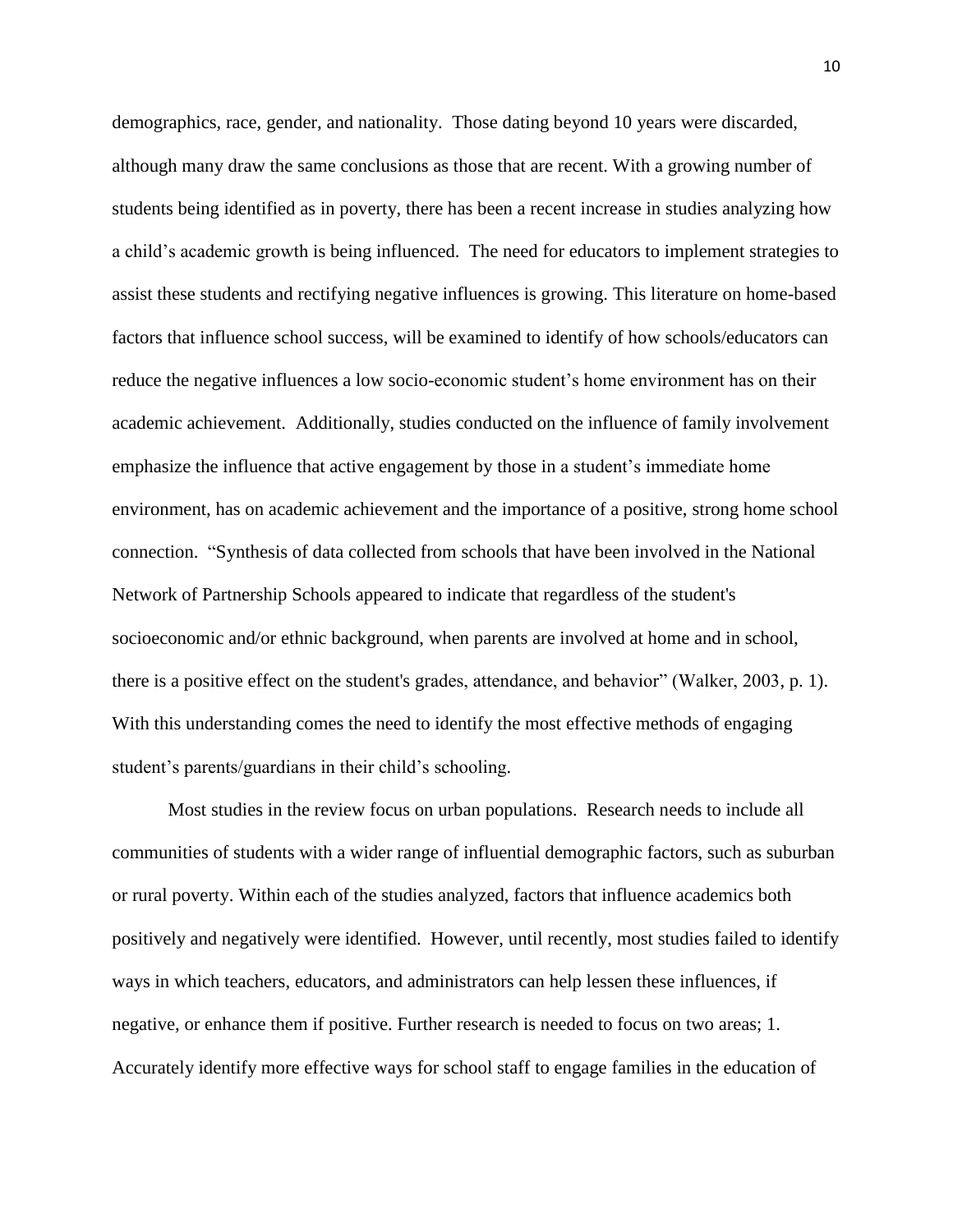demographics, race, gender, and nationality. Those dating beyond 10 years were discarded, although many draw the same conclusions as those that are recent. With a growing number of students being identified as in poverty, there has been a recent increase in studies analyzing how a child's academic growth is being influenced. The need for educators to implement strategies to assist these students and rectifying negative influences is growing. This literature on home-based factors that influence school success, will be examined to identify of how schools/educators can reduce the negative influences a low socio-economic student's home environment has on their academic achievement. Additionally, studies conducted on the influence of family involvement emphasize the influence that active engagement by those in a student's immediate home environment, has on academic achievement and the importance of a positive, strong home school connection. "Synthesis of data collected from schools that have been involved in the National Network of Partnership Schools appeared to indicate that regardless of the student's socioeconomic and/or ethnic background, when parents are involved at home and in school, there is a positive effect on the student's grades, attendance, and behavior" (Walker, 2003, p. 1). With this understanding comes the need to identify the most effective methods of engaging student's parents/guardians in their child's schooling.

Most studies in the review focus on urban populations. Research needs to include all communities of students with a wider range of influential demographic factors, such as suburban or rural poverty. Within each of the studies analyzed, factors that influence academics both positively and negatively were identified. However, until recently, most studies failed to identify ways in which teachers, educators, and administrators can help lessen these influences, if negative, or enhance them if positive. Further research is needed to focus on two areas; 1. Accurately identify more effective ways for school staff to engage families in the education of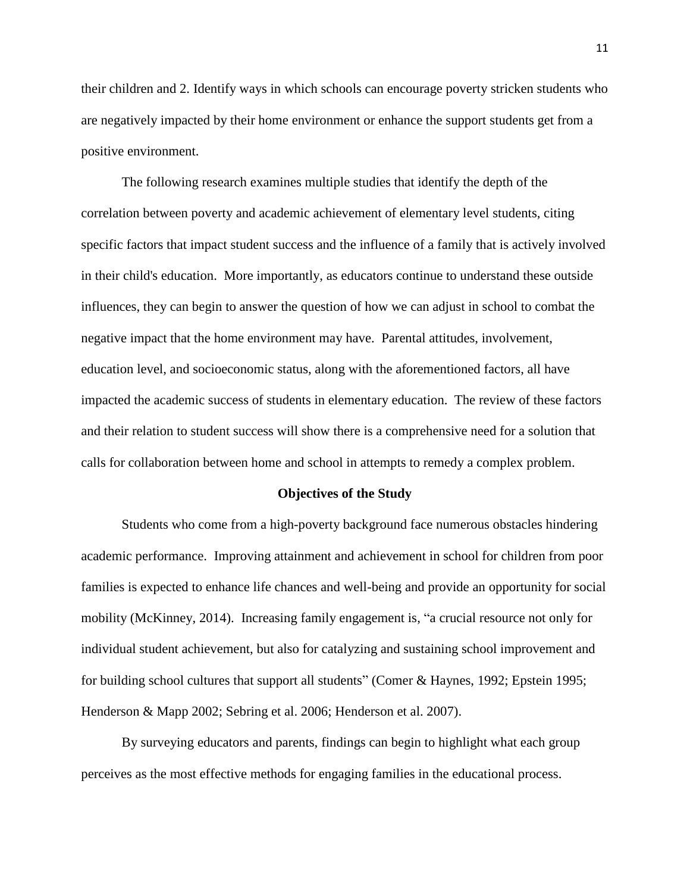their children and 2. Identify ways in which schools can encourage poverty stricken students who are negatively impacted by their home environment or enhance the support students get from a positive environment.

The following research examines multiple studies that identify the depth of the correlation between poverty and academic achievement of elementary level students, citing specific factors that impact student success and the influence of a family that is actively involved in their child's education. More importantly, as educators continue to understand these outside influences, they can begin to answer the question of how we can adjust in school to combat the negative impact that the home environment may have. Parental attitudes, involvement, education level, and socioeconomic status, along with the aforementioned factors, all have impacted the academic success of students in elementary education. The review of these factors and their relation to student success will show there is a comprehensive need for a solution that calls for collaboration between home and school in attempts to remedy a complex problem.

## Objectives of the Study

Students who come from a high-poverty background face numerous obstacles hindering academic performance. Improving attainment and achievement in school for children from poor families is expected to enhance life chances and well-being and provide an opportunity for social mobility (McKinney, 2014). Increasing family engagement is, "a crucial resource not only for individual student achievement, but also for catalyzing and sustaining school improvement and for building school cultures that support all students" (Comer & Haynes, 1992; Epstein 1995; Henderson & Mapp 2002; Sebring et al. 2006; Henderson et al. 2007).

By surveying educators and parents, findings can begin to highlight what each group perceives as the most effective methods for engaging families in the educational process.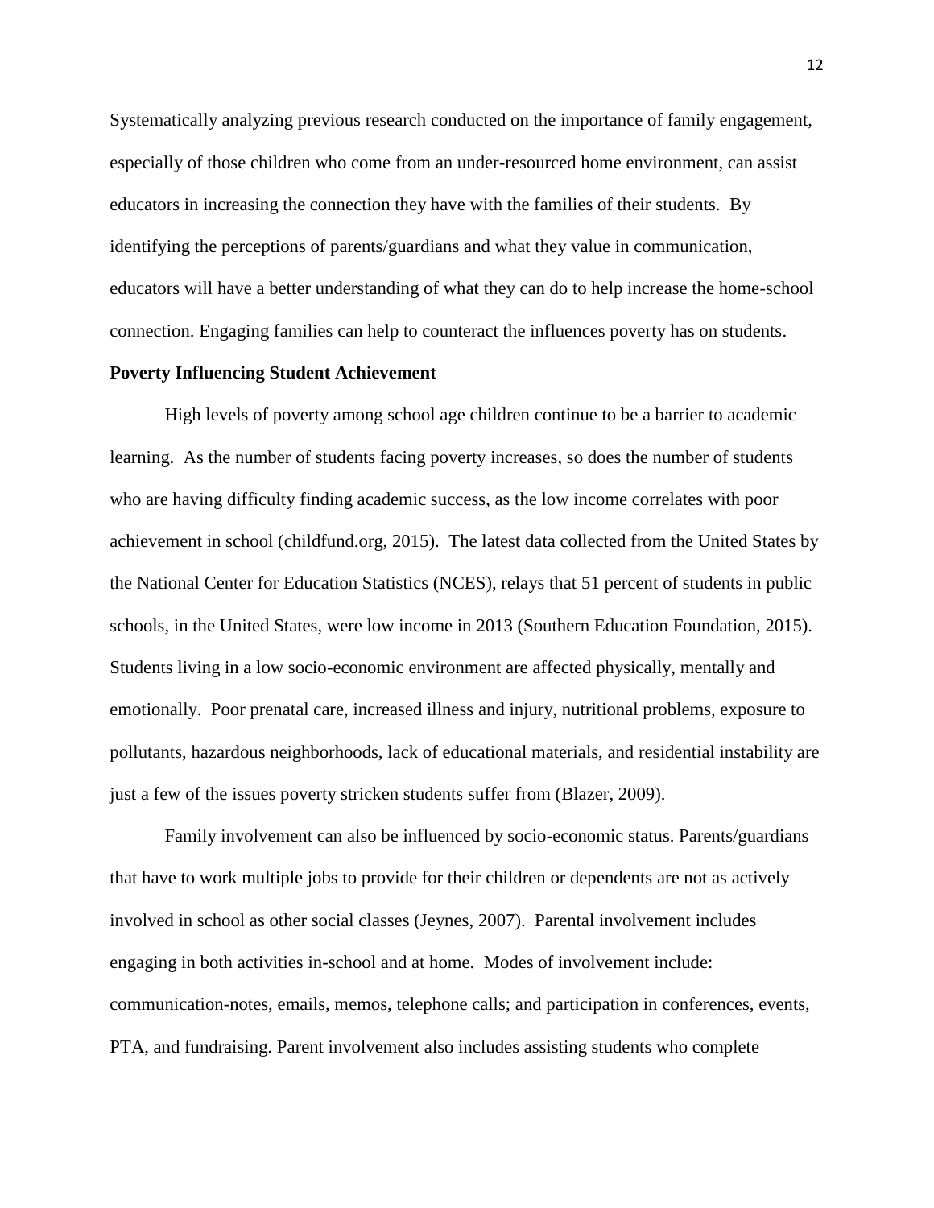Systematically analyzing previous research conducted on the importance of family engagement, especially of those children who come from an under-resourced home environment, can assist educators in increasing the connection they have with the families of their students. By identifying the perceptions of parents/guardians and what they value in communication, educators will have a better understanding of what they can do to help increase the home-school connection. Engaging families can help to counteract the influences poverty has on students.

**Poverty Influencing Student Achievement**

High levels of poverty among school age children continue to be a barrier to academic learning. As the number of students facing poverty increases, so does the number of students who are having difficulty finding academic success, as the low income correlates with poor achievement in school (childfund.org, 2015). The latest data collected from the United States by the National Center for Education Statistics (NCES), relays that 51 percent of students in public schools, in the United States, were low income in 2013 (Southern Education Foundation, 2015). Students living in a low socio-economic environment are affected physically, mentally and emotionally. Poor prenatal care, increased illness and injury, nutritional problems, exposure to pollutants, hazardous neighborhoods, lack of educational materials, and residential instability are just a few of the issues poverty stricken students suffer from (Blazer, 2009).

Family involvement can also be influenced by socio-economic status. Parents/guardians that have to work multiple jobs to provide for their children or dependents are not as actively involved in school as other social classes (Jeynes, 2007). Parental involvement includes engaging in both activities in-school and at home. Modes of involvement include: communication-notes, emails, memos, telephone calls; and participation in conferences, events, PTA, and fundraising. Parent involvement also includes assisting students who complete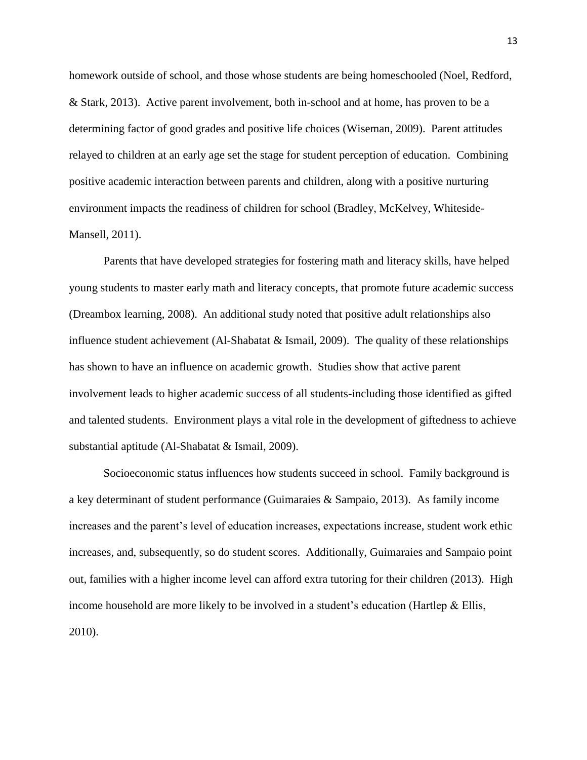homework outside of school, and those whose students are being homeschooled (Noel, Redford, & Stark, 2013). Active parent involvement, both in-school and at home, has proven to be a determining factor of good grades and positive life choices (Wiseman, 2009). Parent attitudes relayed to children at an early age set the stage for student perception of education. Combining positive academic interaction between parents and children, along with a positive nurturing environment impacts the readiness of children for school (Bradley, McKelvey, Whiteside-Mansell, 2011).

Parents that have developed strategies for fostering math and literacy skills, have helped young students to master early math and literacy concepts, that promote future academic success (Dreambox learning, 2008). An additional study noted that positive adult relationships also influence student achievement (Al-Shabatat & Ismail, 2009). The quality of these relationships has shown to have an influence on academic growth. Studies show that active parent involvement leads to higher academic success of all students-including those identified as gifted and talented students. Environment plays a vital role in the development of giftedness to achieve substantial aptitude (Al-Shabatat & Ismail, 2009).

Socioeconomic status influences how students succeed in school. Family background is a key determinant of student performance (Guimaraies & Sampaio, 2013). As family income increases and the parent's level of education increases, expectations increase, student work ethic increases, and, subsequently, so do student scores. Additionally, Guimaraies and Sampaio point out, families with a higher income level can afford extra tutoring for their children (2013). High income household are more likely to be involved in a student's education (Hartlep & Ellis, 2010).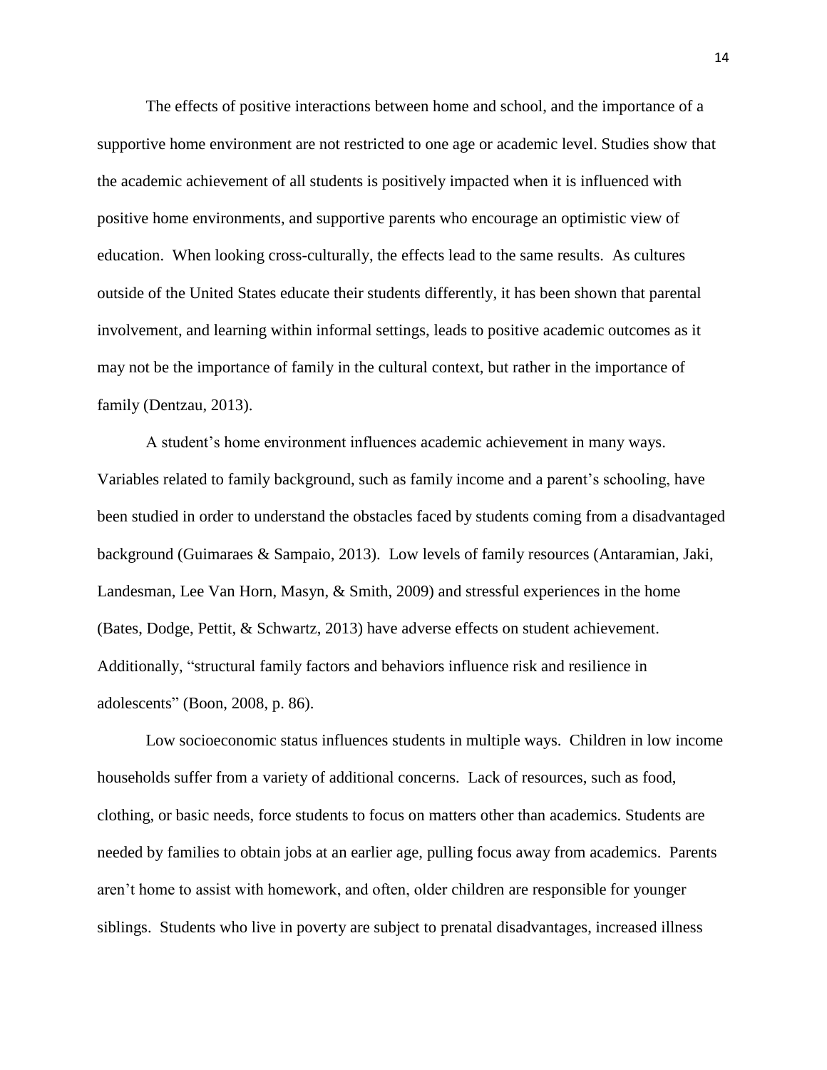The effects of positive interactions between home and school, and the importance of a supportive home environment are not restricted to one age or academic level. Studies show that the academic achievement of all students is positively impacted when it is influenced with positive home environments, and supportive parents who encourage an optimistic view of education. When looking cross-culturally, the effects lead to the same results. As cultures outside of the United States educate their students differently, it has been shown that parental involvement, and learning within informal settings, leads to positive academic outcomes as it may not be the importance of family in the cultural context, but rather in the importance of family (Dentzau, 2013).

A student's home environment influences academic achievement in many ways. Variables related to family background, such as family income and a parent's schooling, have been studied in order to understand the obstacles faced by students coming from a disadvantaged background (Guimaraes & Sampaio, 2013). Low levels of family resources (Antaramian, Jaki, Landesman, Lee Van Horn, Masyn, & Smith, 2009) and stressful experiences in the home (Bates, Dodge, Pettit, & Schwartz, 2013) have adverse effects on student achievement. Additionally, "structural family factors and behaviors influence risk and resilience in adolescents" (Boon, 2008, p. 86).

Low socioeconomic status influences students in multiple ways. Children in low income households suffer from a variety of additional concerns. Lack of resources, such as food, clothing, or basic needs, force students to focus on matters other than academics. Students are needed by families to obtain jobs at an earlier age, pulling focus away from academics. Parents aren't home to assist with homework, and often, older children are responsible for younger siblings. Students who live in poverty are subject to prenatal disadvantages, increased illness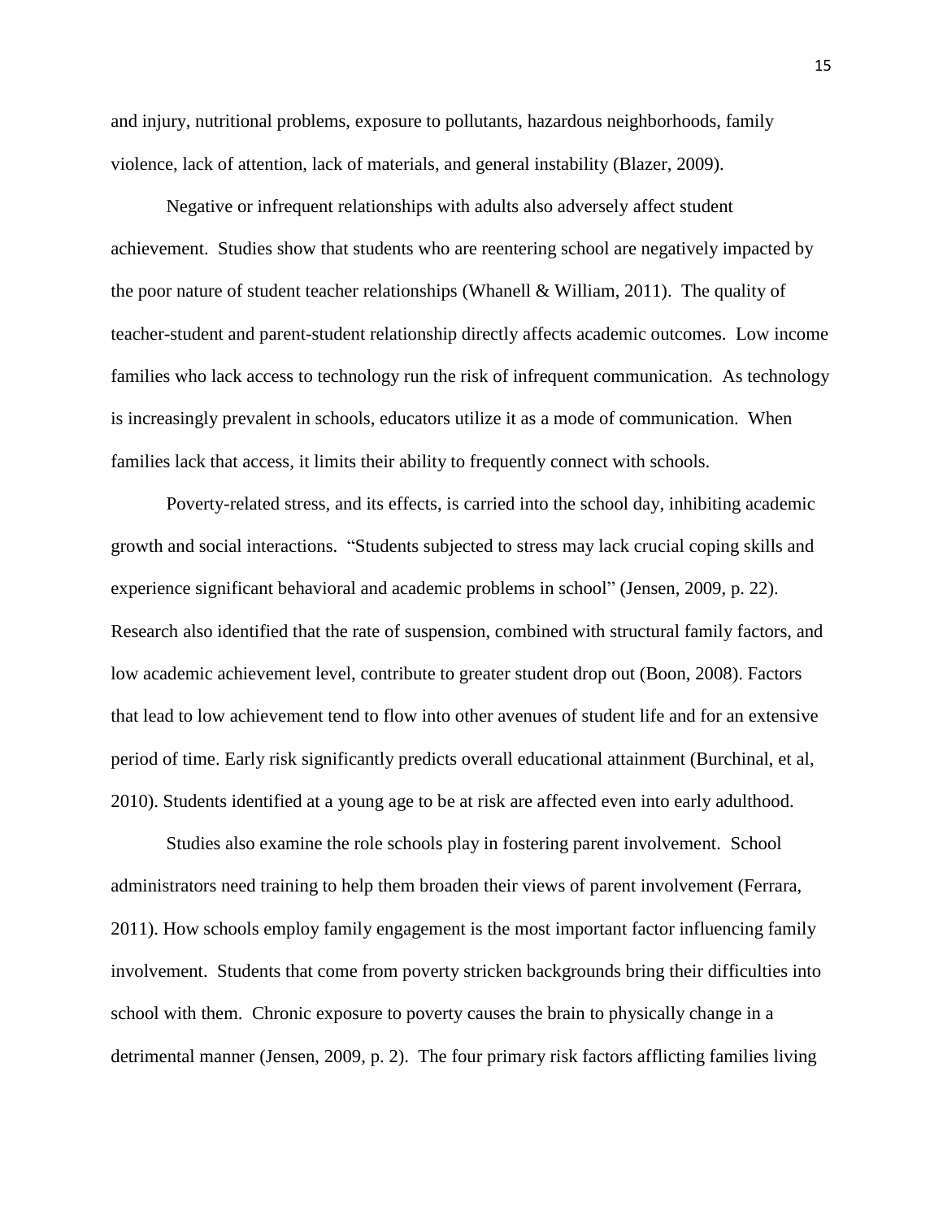and injury, nutritional problems, exposure to pollutants, hazardous neighborhoods, family violence, lack of attention, lack of materials, and general instability (Blazer, 2009).

Negative or infrequent relationships with adults also adversely affect student achievement. Studies show that students who are reentering school are negatively impacted by the poor nature of student teacher relationships (Whanell & William, 2011). The quality of teacher-student and parent-student relationship directly affects academic outcomes. Low income families who lack access to technology run the risk of infrequent communication. As technology is increasingly prevalent in schools, educators utilize it as a mode of communication. When families lack that access, it limits their ability to frequently connect with schools.

Poverty-related stress, and its effects, is carried into the school day, inhibiting academic growth and social interactions. "Students subjected to stress may lack crucial coping skills and experience significant behavioral and academic problems in school" (Jensen, 2009, p. 22). Research also identified that the rate of suspension, combined with structural family factors, and low academic achievement level, contribute to greater student drop out (Boon, 2008). Factors that lead to low achievement tend to flow into other avenues of student life and for an extensive period of time. Early risk significantly predicts overall educational attainment (Burchinal, et al, 2010). Students identified at a young age to be at risk are affected even into early adulthood.

Studies also examine the role schools play in fostering parent involvement. School administrators need training to help them broaden their views of parent involvement (Ferrara, 2011). How schools employ family engagement is the most important factor influencing family involvement. Students that come from poverty stricken backgrounds bring their difficulties into school with them. Chronic exposure to poverty causes the brain to physically change in a detrimental manner (Jensen, 2009, p. 2). The four primary risk factors afflicting families living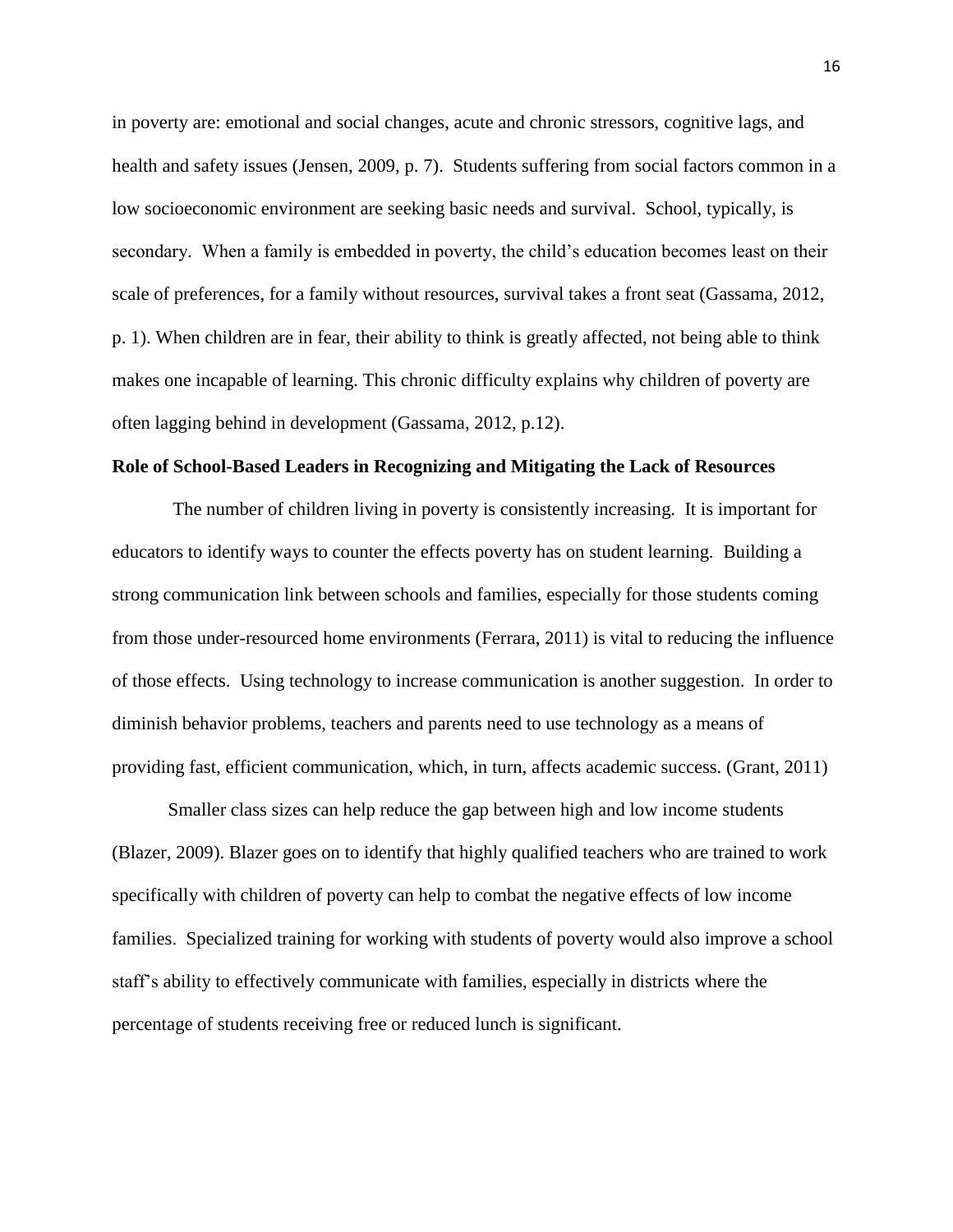in poverty are: emotional and social changes, acute and chronic stressors, cognitive lags, and health and safety issues (Jensen, 2009, p. 7). Students suffering from social factors common in a low socioeconomic environment are seeking basic needs and survival. School, typically, is secondary. When a family is embedded in poverty, the child's education becomes least on their scale of preferences, for a family without resources, survival takes a front seat (Gassama, 2012, p. 1). When children are in fear, their ability to think is greatly affected, not being able to think makes one incapable of learning. This chronic difficulty explains why children of poverty are often lagging behind in development (Gassama, 2012, p.12).

**Role of School-Based Leaders in Recognizing and Mitigating the Lack of Resources**

The number of children living in poverty is consistently increasing. It is important for educators to identify ways to counter the effects poverty has on student learning. Building a strong communication link between schools and families, especially for those students coming from those under-resourced home environments (Ferrara, 2011) is vital to reducing the influence of those effects. Using technology to increase communication is another suggestion. In order to diminish behavior problems, teachers and parents need to use technology as a means of providing fast, efficient communication, which, in turn, affects academic success. (Grant, 2011)

Smaller class sizes can help reduce the gap between high and low income students (Blazer, 2009). Blazer goes on to identify that highly qualified teachers who are trained to work specifically with children of poverty can help to combat the negative effects of low income families. Specialized training for working with students of poverty would also improve a school staff's ability to effectively communicate with families, especially in districts where the percentage of students receiving free or reduced lunch is significant.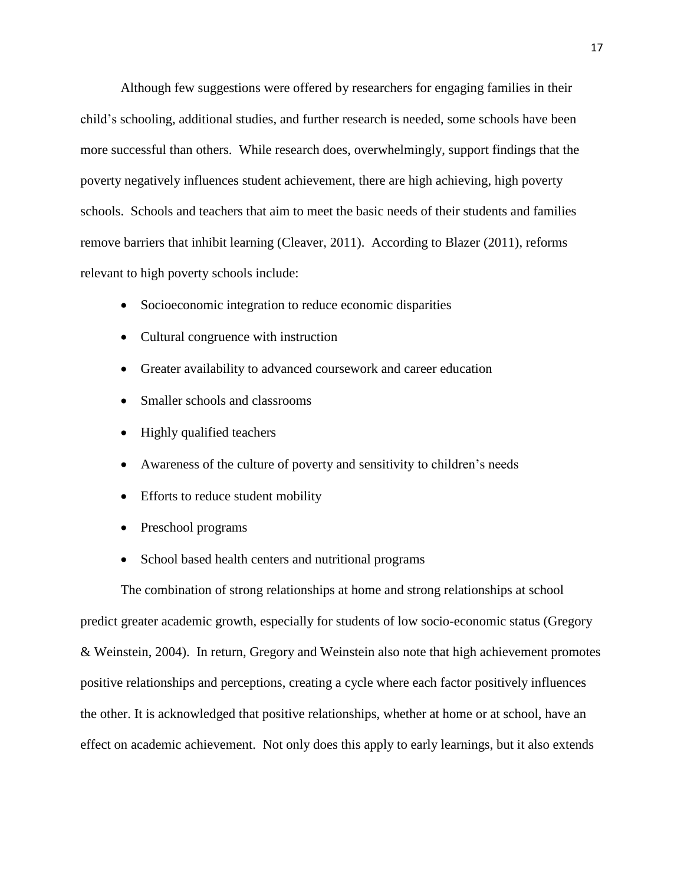Although few suggestions were offered by researchers for engaging families in their child's schooling, additional studies, and further research is needed, some schools have been more successful than others. While research does, overwhelmingly, support findings that the poverty negatively influences student achievement, there are high achieving, high poverty schools. Schools and teachers that aim to meet the basic needs of their students and families remove barriers that inhibit learning (Cleaver, 2011). According to Blazer (2011), reforms relevant to high poverty schools include:

- Socioeconomic integration to reduce economic disparities
- Cultural congruence with instruction
- Greater availability to advanced coursework and career education
- Smaller schools and classrooms
- Highly qualified teachers
- Awareness of the culture of poverty and sensitivity to children's needs
- Efforts to reduce student mobility
- Preschool programs
- School based health centers and nutritional programs

The combination of strong relationships at home and strong relationships at school predict greater academic growth, especially for students of low socio-economic status (Gregory & Weinstein, 2004). In return, Gregory and Weinstein also note that high achievement promotes positive relationships and perceptions, creating a cycle where each factor positively influences the other. It is acknowledged that positive relationships, whether at home or at school, have an effect on academic achievement. Not only does this apply to early learnings, but it also extends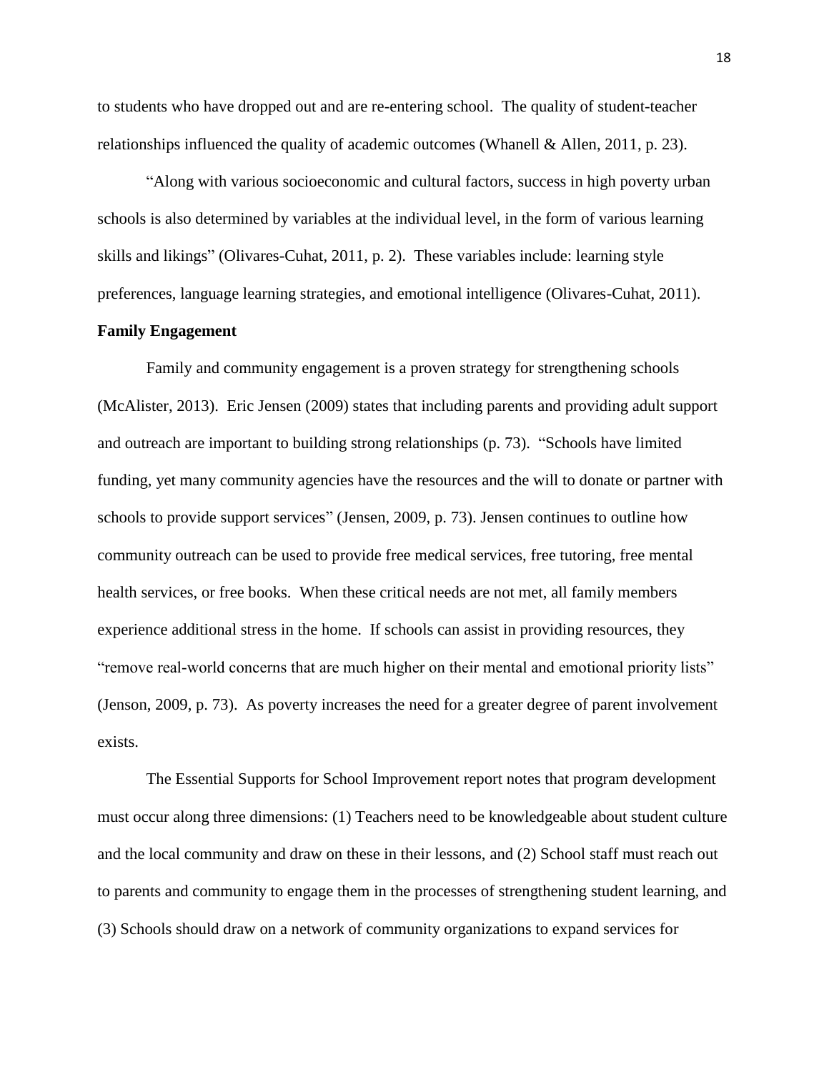to students who have dropped out and are re-entering school. The quality of student-teacher relationships influenced the quality of academic outcomes (Whanell & Allen, 2011, p. 23).

"Along with various socioeconomic and cultural factors, success in high poverty urban schools is also determined by variables at the individual level, in the form of various learning skills and likings" (Olivares-Cuhat, 2011, p. 2). These variables include: learning style preferences, language learning strategies, and emotional intelligence (Olivares-Cuhat, 2011).

**Family Engagement**

Family and community engagement is a proven strategy for strengthening schools (McAlister, 2013). Eric Jensen (2009) states that including parents and providing adult support and outreach are important to building strong relationships (p. 73). "Schools have limited funding, yet many community agencies have the resources and the will to donate or partner with schools to provide support services" (Jensen, 2009, p. 73). Jensen continues to outline how community outreach can be used to provide free medical services, free tutoring, free mental health services, or free books. When these critical needs are not met, all family members experience additional stress in the home. If schools can assist in providing resources, they "remove real-world concerns that are much higher on their mental and emotional priority lists" (Jenson, 2009, p. 73). As poverty increases the need for a greater degree of parent involvement exists.

The Essential Supports for School Improvement report notes that program development must occur along three dimensions: (1) Teachers need to be knowledgeable about student culture and the local community and draw on these in their lessons, and (2) School staff must reach out to parents and community to engage them in the processes of strengthening student learning, and (3) Schools should draw on a network of community organizations to expand services for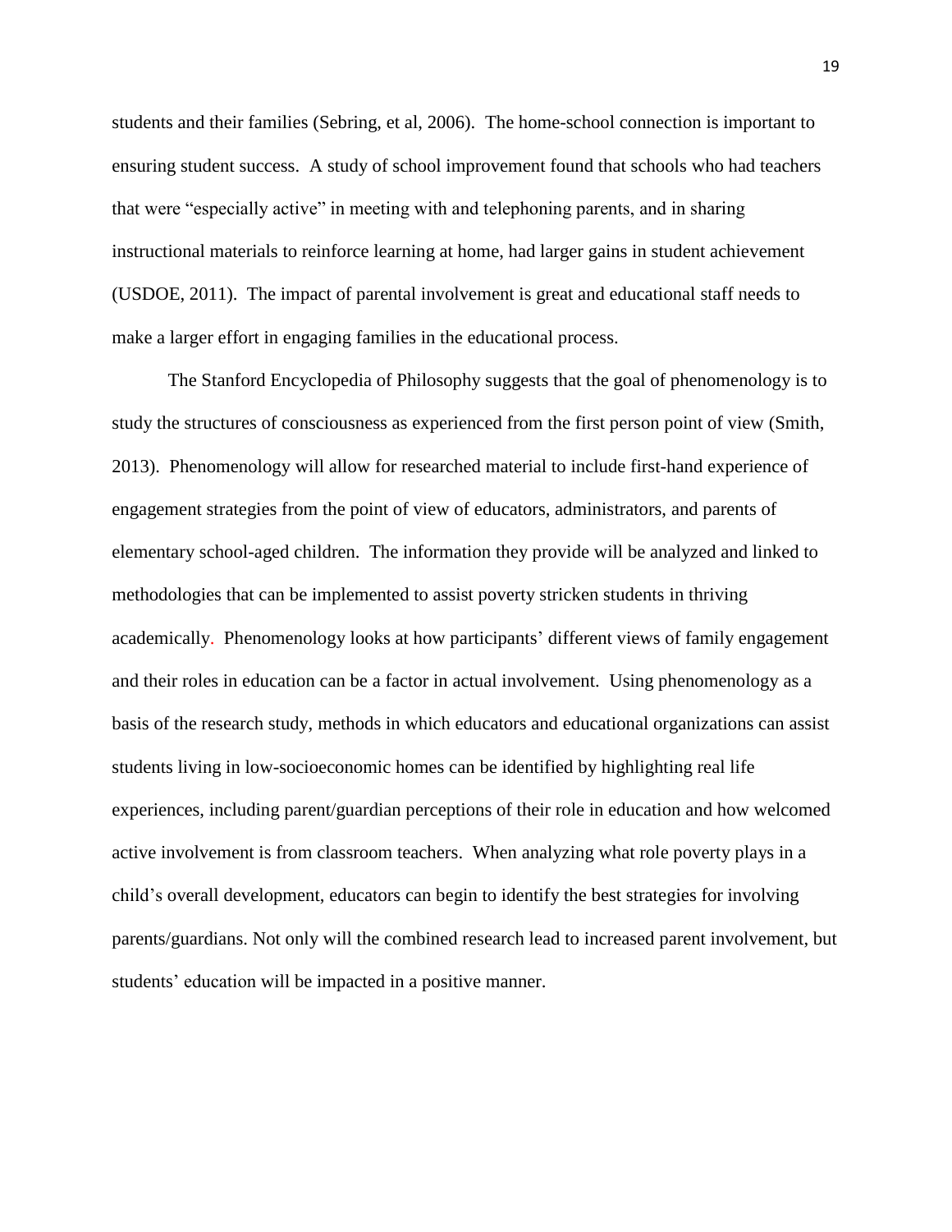students and their families (Sebring, et al, 2006). The home-school connection is important to ensuring student success. A study of school improvement found that schools who had teachers that were "especially active" in meeting with and telephoning parents, and in sharing instructional materials to reinforce learning at home, had larger gains in student achievement (USDOE, 2011). The impact of parental involvement is great and educational staff needs to make a larger effort in engaging families in the educational process.

The Stanford Encyclopedia of Philosophy suggests that the goal of phenomenology is to study the structures of consciousness as experienced from the first person point of view (Smith, 2013). Phenomenology will allow for researched material to include first-hand experience of engagement strategies from the point of view of educators, administrators, and parents of elementary school-aged children. The information they provide will be analyzed and linked to methodologies that can be implemented to assist poverty stricken students in thriving academically. Phenomenology looks at how participants' different views of family engagement and their roles in education can be a factor in actual involvement. Using phenomenology as a basis of the research study, methods in which educators and educational organizations can assist students living in low-socioeconomic homes can be identified by highlighting real life experiences, including parent/guardian perceptions of their role in education and how welcomed active involvement is from classroom teachers. When analyzing what role poverty plays in a child's overall development, educators can begin to identify the best strategies for involving parents/guardians. Not only will the combined research lead to increased parent involvement, but students' education will be impacted in a positive manner.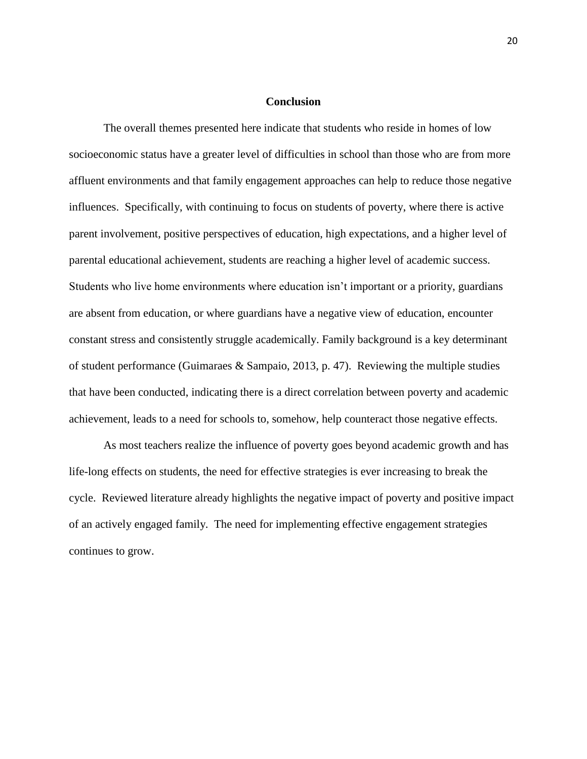## Conclusion

The overall themes presented here indicate that students who reside in homes of low socioeconomic status have a greater level of difficulties in school than those who are from more affluent environments and that family engagement approaches can help to reduce those negative influences. Specifically, with continuing to focus on students of poverty, where there is active parent involvement, positive perspectives of education, high expectations, and a higher level of parental educational achievement, students are reaching a higher level of academic success. Students who live home environments where education isn't important or a priority, guardians are absent from education, or where guardians have a negative view of education, encounter constant stress and consistently struggle academically. Family background is a key determinant of student performance (Guimaraes & Sampaio, 2013, p. 47). Reviewing the multiple studies that have been conducted, indicating there is a direct correlation between poverty and academic achievement, leads to a need for schools to, somehow, help counteract those negative effects.

As most teachers realize the influence of poverty goes beyond academic growth and has life-long effects on students, the need for effective strategies is ever increasing to break the cycle. Reviewed literature already highlights the negative impact of poverty and positive impact of an actively engaged family. The need for implementing effective engagement strategies continues to grow.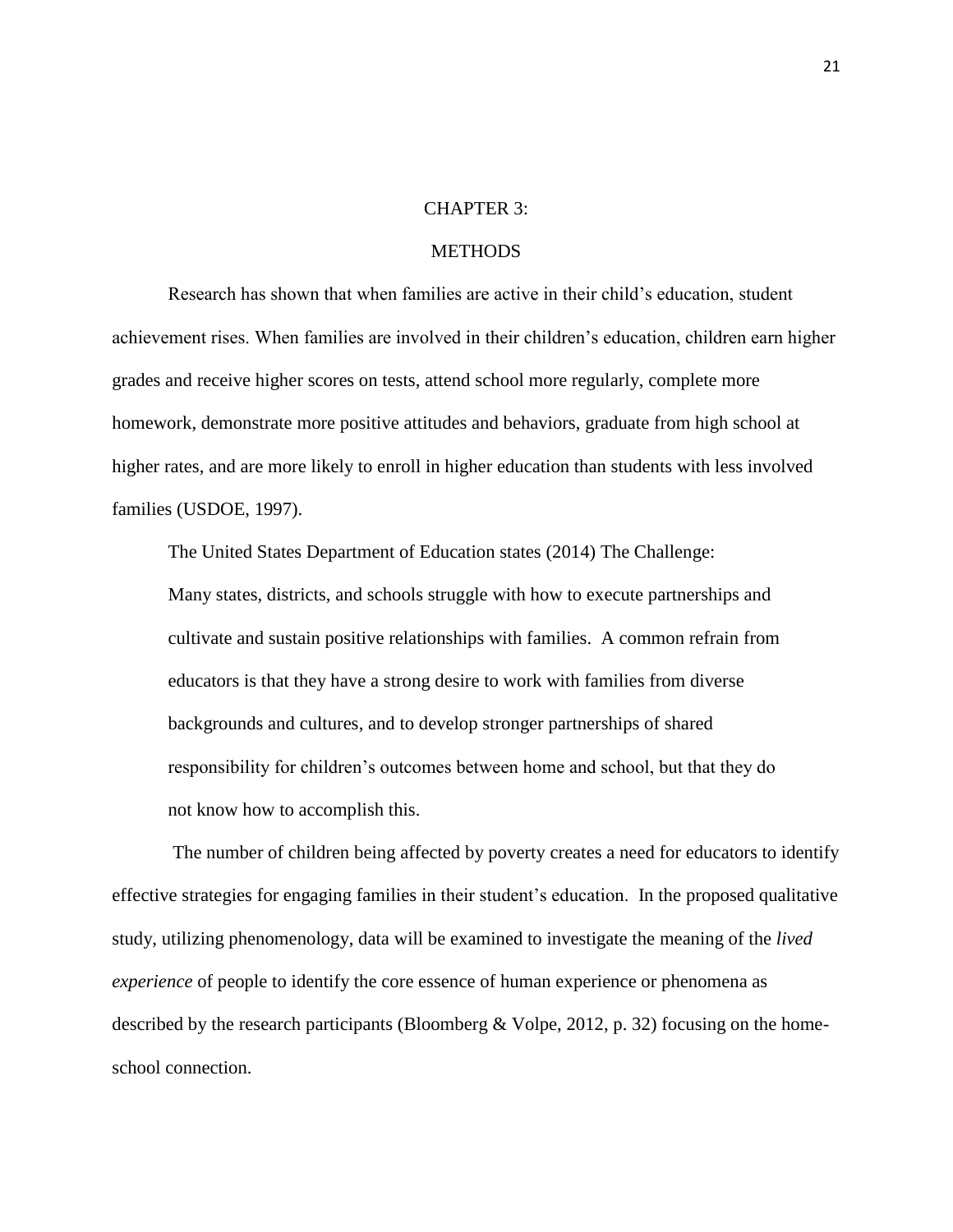# CHAPTER 3:

## METHODS

Research has shown that when families are active in their child's education, student achievement rises. When families are involved in their children's education, children earn higher grades and receive higher scores on tests, attend school more regularly, complete more homework, demonstrate more positive attitudes and behaviors, graduate from high school at higher rates, and are more likely to enroll in higher education than students with less involved families (USDOE, 1997).

The United States Department of Education states (2014) The Challenge:

> Many states, districts, and schools struggle with how to execute partnerships and cultivate and sustain positive relationships with families. A common refrain from educators is that they have a strong desire to work with families from diverse backgrounds and cultures, and to develop stronger partnerships of shared responsibility for children's outcomes between home and school, but that they do not know how to accomplish this.

The number of children being affected by poverty creates a need for educators to identify effective strategies for engaging families in their student's education. In the proposed qualitative study, utilizing phenomenology, data will be examined to investigate the meaning of the *lived experience* of people to identify the core essence of human experience or phenomena as described by the research participants (Bloomberg & Volpe, 2012, p. 32) focusing on the home-school connection.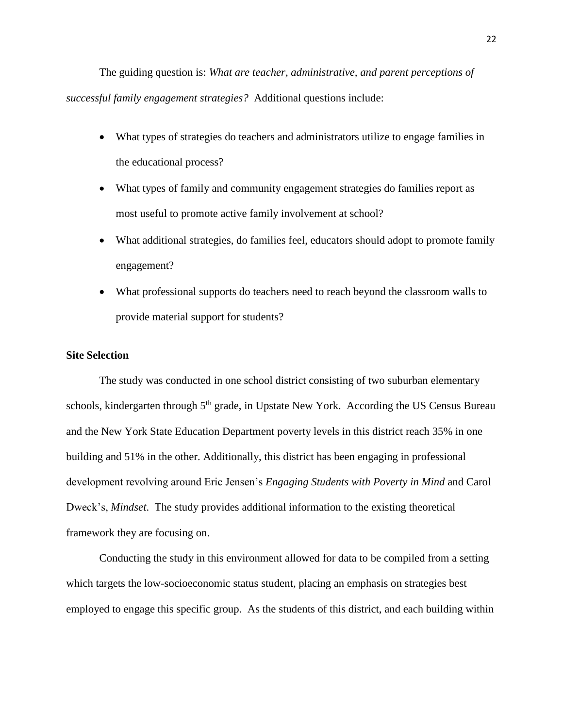The guiding question is: *What are teacher, administrative, and parent perceptions of successful family engagement strategies?* Additional questions include:

- What types of strategies do teachers and administrators utilize to engage families in the educational process?
- What types of family and community engagement strategies do families report as most useful to promote active family involvement at school?
- What additional strategies, do families feel, educators should adopt to promote family engagement?
- What professional supports do teachers need to reach beyond the classroom walls to provide material support for students?

**Site Selection**

The study was conducted in one school district consisting of two suburban elementary schools, kindergarten through 5th grade, in Upstate New York. According the US Census Bureau and the New York State Education Department poverty levels in this district reach 35% in one building and 51% in the other. Additionally, this district has been engaging in professional development revolving around Eric Jensen's *Engaging Students with Poverty in Mind* and Carol Dweck's, *Mindset*. The study provides additional information to the existing theoretical framework they are focusing on.

Conducting the study in this environment allowed for data to be compiled from a setting which targets the low-socioeconomic status student, placing an emphasis on strategies best employed to engage this specific group. As the students of this district, and each building within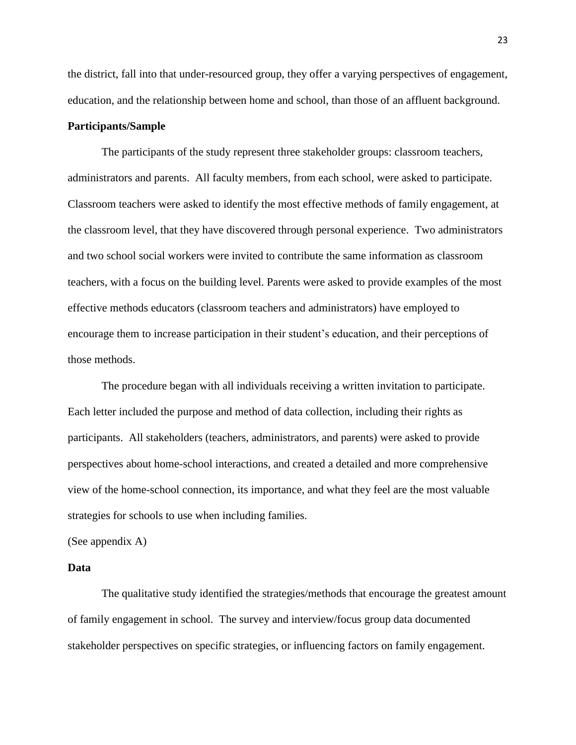the district, fall into that under-resourced group, they offer a varying perspectives of engagement, education, and the relationship between home and school, than those of an affluent background.

**Participants/Sample**

The participants of the study represent three stakeholder groups: classroom teachers, administrators and parents. All faculty members, from each school, were asked to participate. Classroom teachers were asked to identify the most effective methods of family engagement, at the classroom level, that they have discovered through personal experience. Two administrators and two school social workers were invited to contribute the same information as classroom teachers, with a focus on the building level. Parents were asked to provide examples of the most effective methods educators (classroom teachers and administrators) have employed to encourage them to increase participation in their student's education, and their perceptions of those methods.

The procedure began with all individuals receiving a written invitation to participate. Each letter included the purpose and method of data collection, including their rights as participants. All stakeholders (teachers, administrators, and parents) were asked to provide perspectives about home-school interactions, and created a detailed and more comprehensive view of the home-school connection, its importance, and what they feel are the most valuable strategies for schools to use when including families.

(See appendix A)

**Data**

The qualitative study identified the strategies/methods that encourage the greatest amount of family engagement in school. The survey and interview/focus group data documented stakeholder perspectives on specific strategies, or influencing factors on family engagement.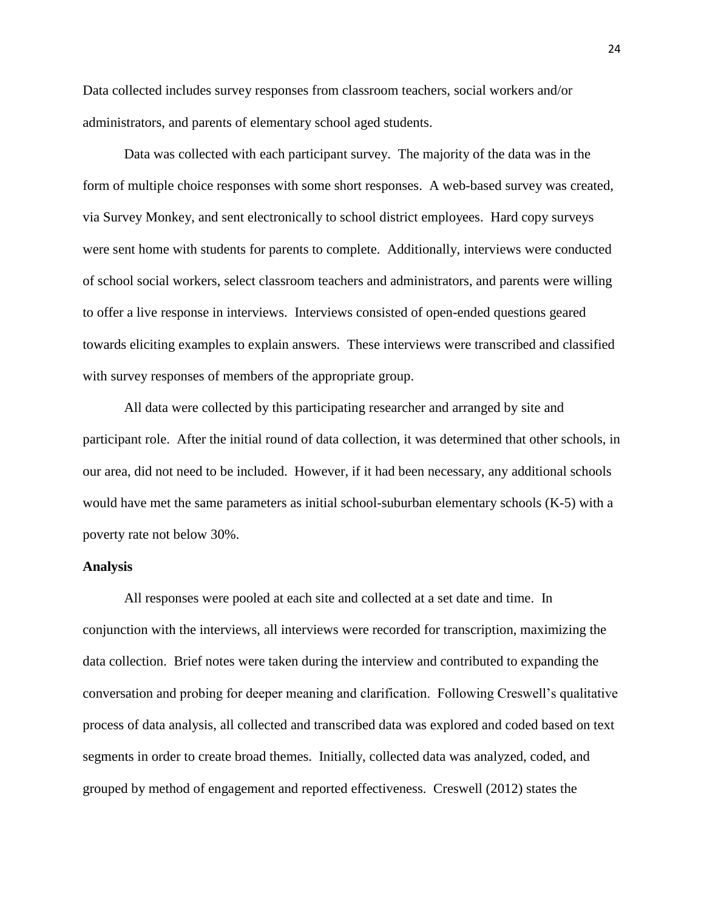Data collected includes survey responses from classroom teachers, social workers and/or administrators, and parents of elementary school aged students.

Data was collected with each participant survey. The majority of the data was in the form of multiple choice responses with some short responses. A web-based survey was created, via Survey Monkey, and sent electronically to school district employees. Hard copy surveys were sent home with students for parents to complete. Additionally, interviews were conducted of school social workers, select classroom teachers and administrators, and parents were willing to offer a live response in interviews. Interviews consisted of open-ended questions geared towards eliciting examples to explain answers. These interviews were transcribed and classified with survey responses of members of the appropriate group.

All data were collected by this participating researcher and arranged by site and participant role. After the initial round of data collection, it was determined that other schools, in our area, did not need to be included. However, if it had been necessary, any additional schools would have met the same parameters as initial school-suburban elementary schools (K-5) with a poverty rate not below 30%.

**Analysis**

All responses were pooled at each site and collected at a set date and time. In conjunction with the interviews, all interviews were recorded for transcription, maximizing the data collection. Brief notes were taken during the interview and contributed to expanding the conversation and probing for deeper meaning and clarification. Following Creswell's qualitative process of data analysis, all collected and transcribed data was explored and coded based on text segments in order to create broad themes. Initially, collected data was analyzed, coded, and grouped by method of engagement and reported effectiveness. Creswell (2012) states the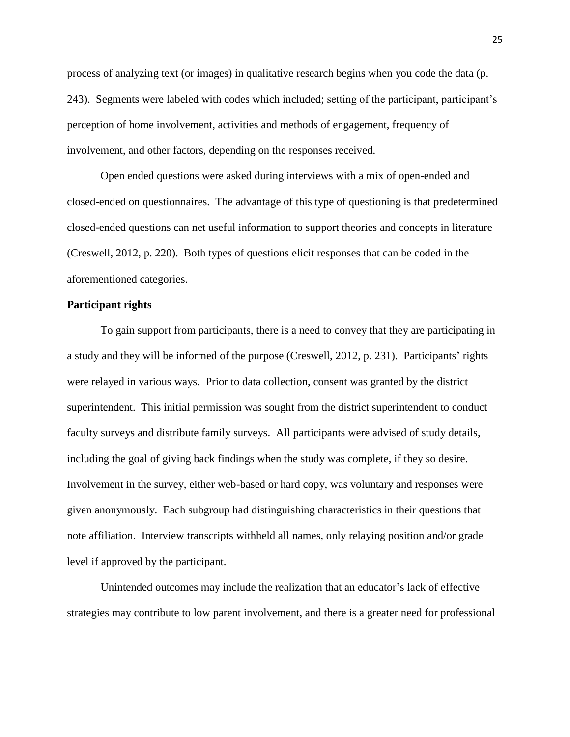process of analyzing text (or images) in qualitative research begins when you code the data (p. 243). Segments were labeled with codes which included; setting of the participant, participant's perception of home involvement, activities and methods of engagement, frequency of involvement, and other factors, depending on the responses received.

Open ended questions were asked during interviews with a mix of open-ended and closed-ended on questionnaires. The advantage of this type of questioning is that predetermined closed-ended questions can net useful information to support theories and concepts in literature (Creswell, 2012, p. 220). Both types of questions elicit responses that can be coded in the aforementioned categories.

**Participant rights**

To gain support from participants, there is a need to convey that they are participating in a study and they will be informed of the purpose (Creswell, 2012, p. 231). Participants' rights were relayed in various ways. Prior to data collection, consent was granted by the district superintendent. This initial permission was sought from the district superintendent to conduct faculty surveys and distribute family surveys. All participants were advised of study details, including the goal of giving back findings when the study was complete, if they so desire. Involvement in the survey, either web-based or hard copy, was voluntary and responses were given anonymously. Each subgroup had distinguishing characteristics in their questions that note affiliation. Interview transcripts withheld all names, only relaying position and/or grade level if approved by the participant.

Unintended outcomes may include the realization that an educator's lack of effective strategies may contribute to low parent involvement, and there is a greater need for professional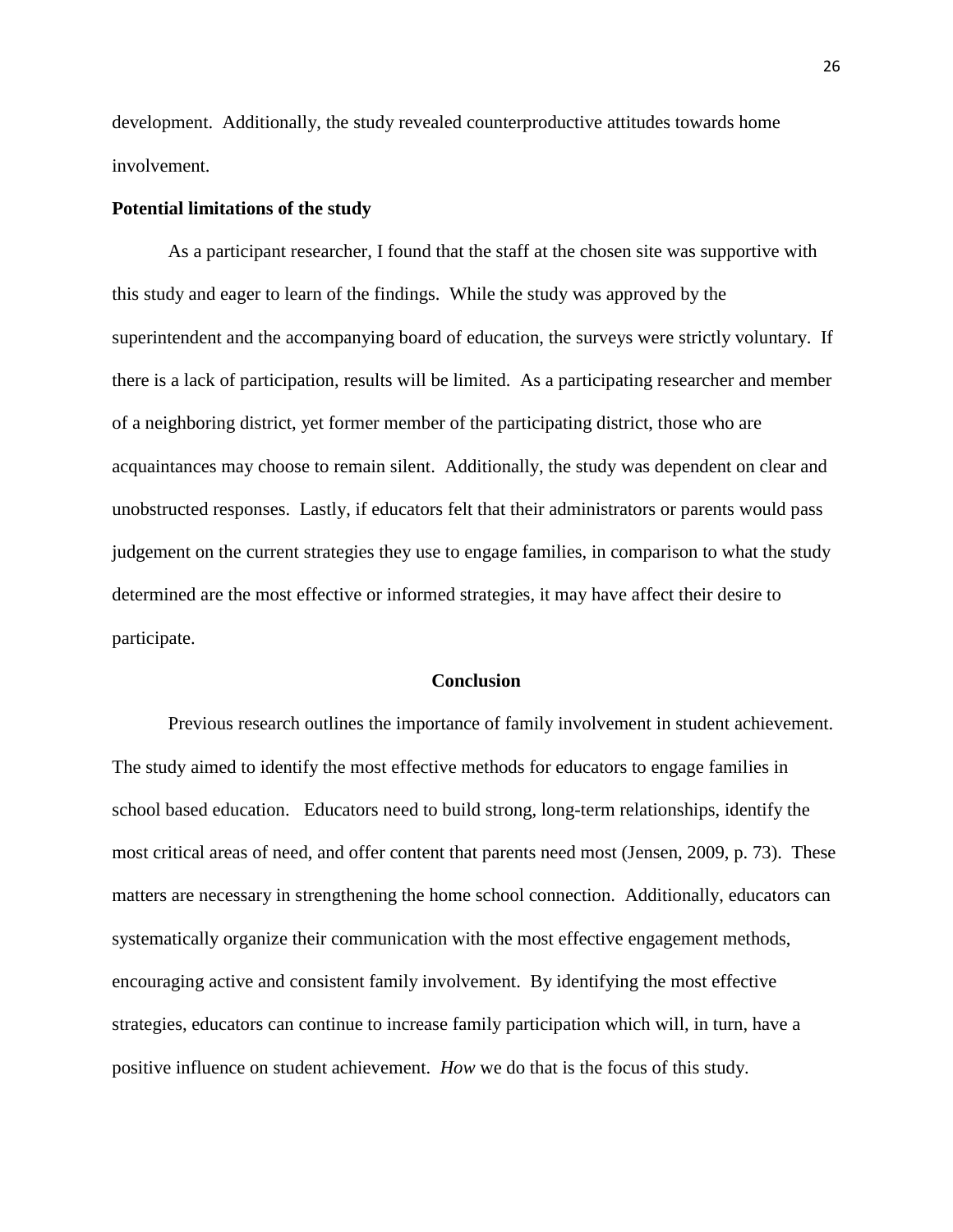development. Additionally, the study revealed counterproductive attitudes towards home involvement.

**Potential limitations of the study**

As a participant researcher, I found that the staff at the chosen site was supportive with this study and eager to learn of the findings. While the study was approved by the superintendent and the accompanying board of education, the surveys were strictly voluntary. If there is a lack of participation, results will be limited. As a participating researcher and member of a neighboring district, yet former member of the participating district, those who are acquaintances may choose to remain silent. Additionally, the study was dependent on clear and unobstructed responses. Lastly, if educators felt that their administrators or parents would pass judgement on the current strategies they use to engage families, in comparison to what the study determined are the most effective or informed strategies, it may have affect their desire to participate.

## Conclusion

Previous research outlines the importance of family involvement in student achievement. The study aimed to identify the most effective methods for educators to engage families in school based education. Educators need to build strong, long-term relationships, identify the most critical areas of need, and offer content that parents need most (Jensen, 2009, p. 73). These matters are necessary in strengthening the home school connection. Additionally, educators can systematically organize their communication with the most effective engagement methods, encouraging active and consistent family involvement. By identifying the most effective strategies, educators can continue to increase family participation which will, in turn, have a positive influence on student achievement. *How* we do that is the focus of this study.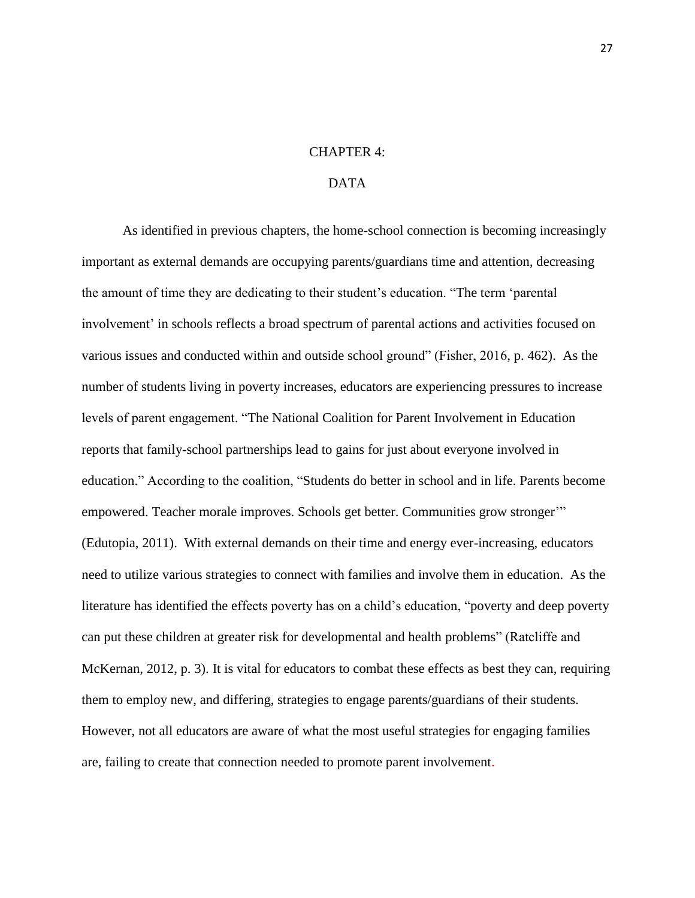# CHAPTER 4:

# DATA

As identified in previous chapters, the home-school connection is becoming increasingly important as external demands are occupying parents/guardians time and attention, decreasing the amount of time they are dedicating to their student's education. "The term 'parental involvement' in schools reflects a broad spectrum of parental actions and activities focused on various issues and conducted within and outside school ground" (Fisher, 2016, p. 462). As the number of students living in poverty increases, educators are experiencing pressures to increase levels of parent engagement. "The National Coalition for Parent Involvement in Education reports that family-school partnerships lead to gains for just about everyone involved in education." According to the coalition, "Students do better in school and in life. Parents become empowered. Teacher morale improves. Schools get better. Communities grow stronger'" (Edutopia, 2011). With external demands on their time and energy ever-increasing, educators need to utilize various strategies to connect with families and involve them in education. As the literature has identified the effects poverty has on a child's education, "poverty and deep poverty can put these children at greater risk for developmental and health problems" (Ratcliffe and McKernan, 2012, p. 3). It is vital for educators to combat these effects as best they can, requiring them to employ new, and differing, strategies to engage parents/guardians of their students. However, not all educators are aware of what the most useful strategies for engaging families are, failing to create that connection needed to promote parent involvement.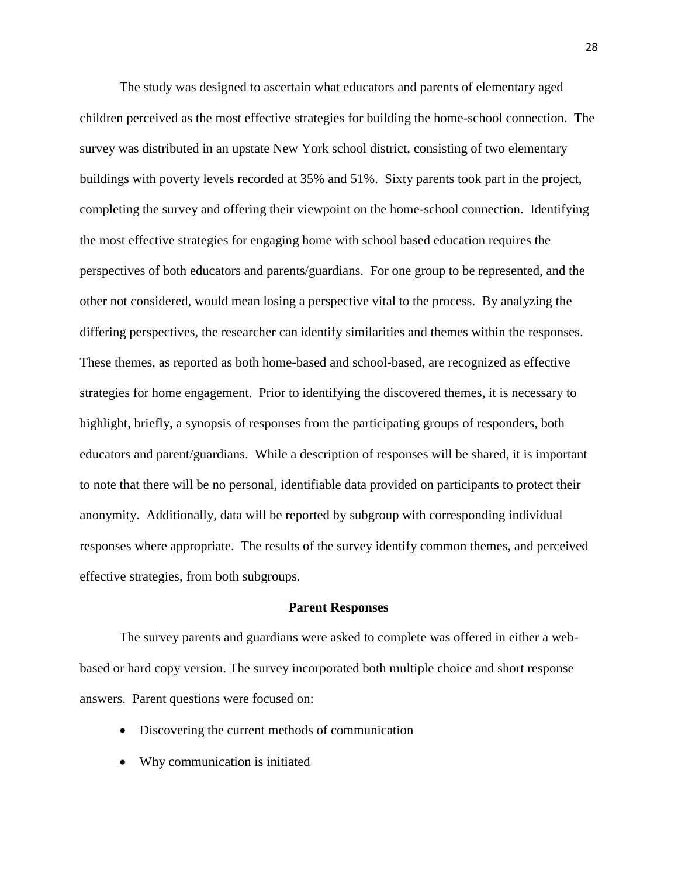The study was designed to ascertain what educators and parents of elementary aged children perceived as the most effective strategies for building the home-school connection. The survey was distributed in an upstate New York school district, consisting of two elementary buildings with poverty levels recorded at 35% and 51%. Sixty parents took part in the project, completing the survey and offering their viewpoint on the home-school connection. Identifying the most effective strategies for engaging home with school based education requires the perspectives of both educators and parents/guardians. For one group to be represented, and the other not considered, would mean losing a perspective vital to the process. By analyzing the differing perspectives, the researcher can identify similarities and themes within the responses. These themes, as reported as both home-based and school-based, are recognized as effective strategies for home engagement. Prior to identifying the discovered themes, it is necessary to highlight, briefly, a synopsis of responses from the participating groups of responders, both educators and parent/guardians. While a description of responses will be shared, it is important to note that there will be no personal, identifiable data provided on participants to protect their anonymity. Additionally, data will be reported by subgroup with corresponding individual responses where appropriate. The results of the survey identify common themes, and perceived effective strategies, from both subgroups.

## Parent Responses

The survey parents and guardians were asked to complete was offered in either a web-based or hard copy version. The survey incorporated both multiple choice and short response answers. Parent questions were focused on:

- Discovering the current methods of communication
- Why communication is initiated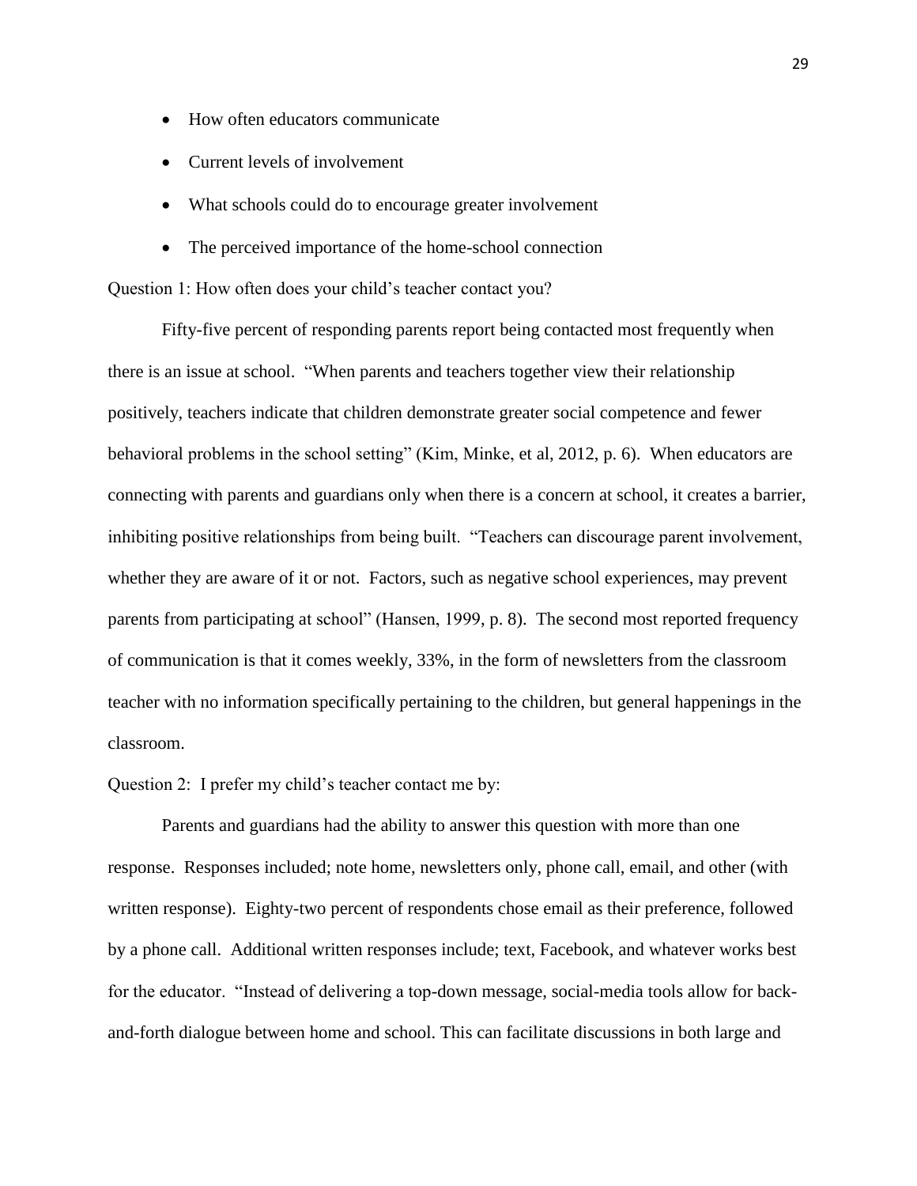- How often educators communicate
- Current levels of involvement
- What schools could do to encourage greater involvement
- The perceived importance of the home-school connection

Question 1: How often does your child's teacher contact you?

Fifty-five percent of responding parents report being contacted most frequently when there is an issue at school. "When parents and teachers together view their relationship positively, teachers indicate that children demonstrate greater social competence and fewer behavioral problems in the school setting" (Kim, Minke, et al, 2012, p. 6). When educators are connecting with parents and guardians only when there is a concern at school, it creates a barrier, inhibiting positive relationships from being built. "Teachers can discourage parent involvement, whether they are aware of it or not. Factors, such as negative school experiences, may prevent parents from participating at school" (Hansen, 1999, p. 8). The second most reported frequency of communication is that it comes weekly, 33%, in the form of newsletters from the classroom teacher with no information specifically pertaining to the children, but general happenings in the classroom.

Question 2: I prefer my child's teacher contact me by:

Parents and guardians had the ability to answer this question with more than one response. Responses included; note home, newsletters only, phone call, email, and other (with written response). Eighty-two percent of respondents chose email as their preference, followed by a phone call. Additional written responses include; text, Facebook, and whatever works best for the educator. "Instead of delivering a top-down message, social-media tools allow for back-and-forth dialogue between home and school. This can facilitate discussions in both large and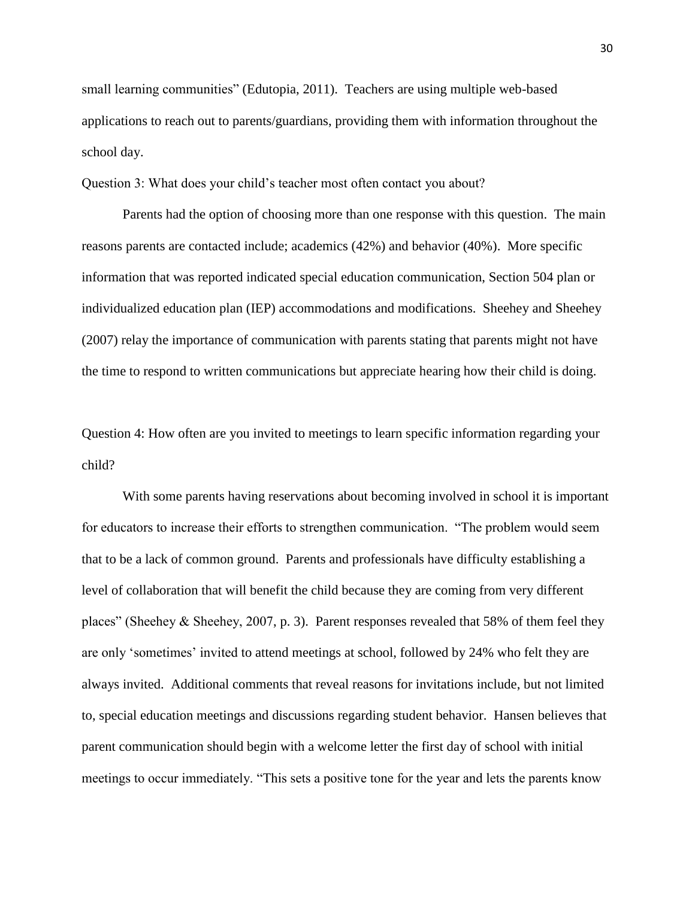small learning communities" (Edutopia, 2011). Teachers are using multiple web-based applications to reach out to parents/guardians, providing them with information throughout the school day.

Question 3: What does your child's teacher most often contact you about?

Parents had the option of choosing more than one response with this question. The main reasons parents are contacted include; academics (42%) and behavior (40%). More specific information that was reported indicated special education communication, Section 504 plan or individualized education plan (IEP) accommodations and modifications. Sheehey and Sheehey (2007) relay the importance of communication with parents stating that parents might not have the time to respond to written communications but appreciate hearing how their child is doing.

Question 4: How often are you invited to meetings to learn specific information regarding your child?

With some parents having reservations about becoming involved in school it is important for educators to increase their efforts to strengthen communication. "The problem would seem that to be a lack of common ground. Parents and professionals have difficulty establishing a level of collaboration that will benefit the child because they are coming from very different places" (Sheehey & Sheehey, 2007, p. 3). Parent responses revealed that 58% of them feel they are only 'sometimes' invited to attend meetings at school, followed by 24% who felt they are always invited. Additional comments that reveal reasons for invitations include, but not limited to, special education meetings and discussions regarding student behavior. Hansen believes that parent communication should begin with a welcome letter the first day of school with initial meetings to occur immediately. "This sets a positive tone for the year and lets the parents know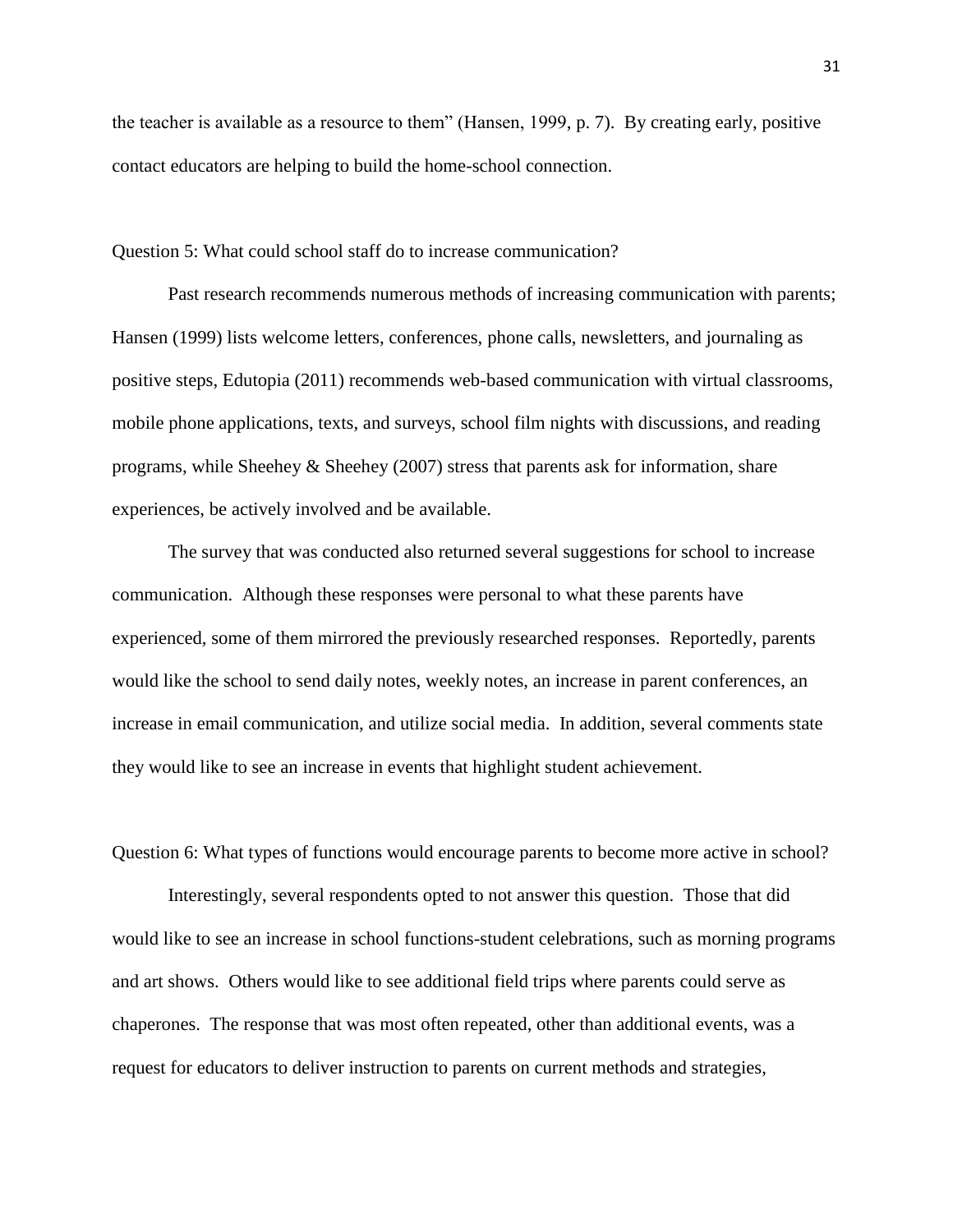the teacher is available as a resource to them" (Hansen, 1999, p. 7). By creating early, positive contact educators are helping to build the home-school connection.

Question 5: What could school staff do to increase communication?

Past research recommends numerous methods of increasing communication with parents; Hansen (1999) lists welcome letters, conferences, phone calls, newsletters, and journaling as positive steps, Edutopia (2011) recommends web-based communication with virtual classrooms, mobile phone applications, texts, and surveys, school film nights with discussions, and reading programs, while Sheehey & Sheehey (2007) stress that parents ask for information, share experiences, be actively involved and be available.

The survey that was conducted also returned several suggestions for school to increase communication. Although these responses were personal to what these parents have experienced, some of them mirrored the previously researched responses. Reportedly, parents would like the school to send daily notes, weekly notes, an increase in parent conferences, an increase in email communication, and utilize social media. In addition, several comments state they would like to see an increase in events that highlight student achievement.

Question 6: What types of functions would encourage parents to become more active in school?

Interestingly, several respondents opted to not answer this question. Those that did would like to see an increase in school functions-student celebrations, such as morning programs and art shows. Others would like to see additional field trips where parents could serve as chaperones. The response that was most often repeated, other than additional events, was a request for educators to deliver instruction to parents on current methods and strategies,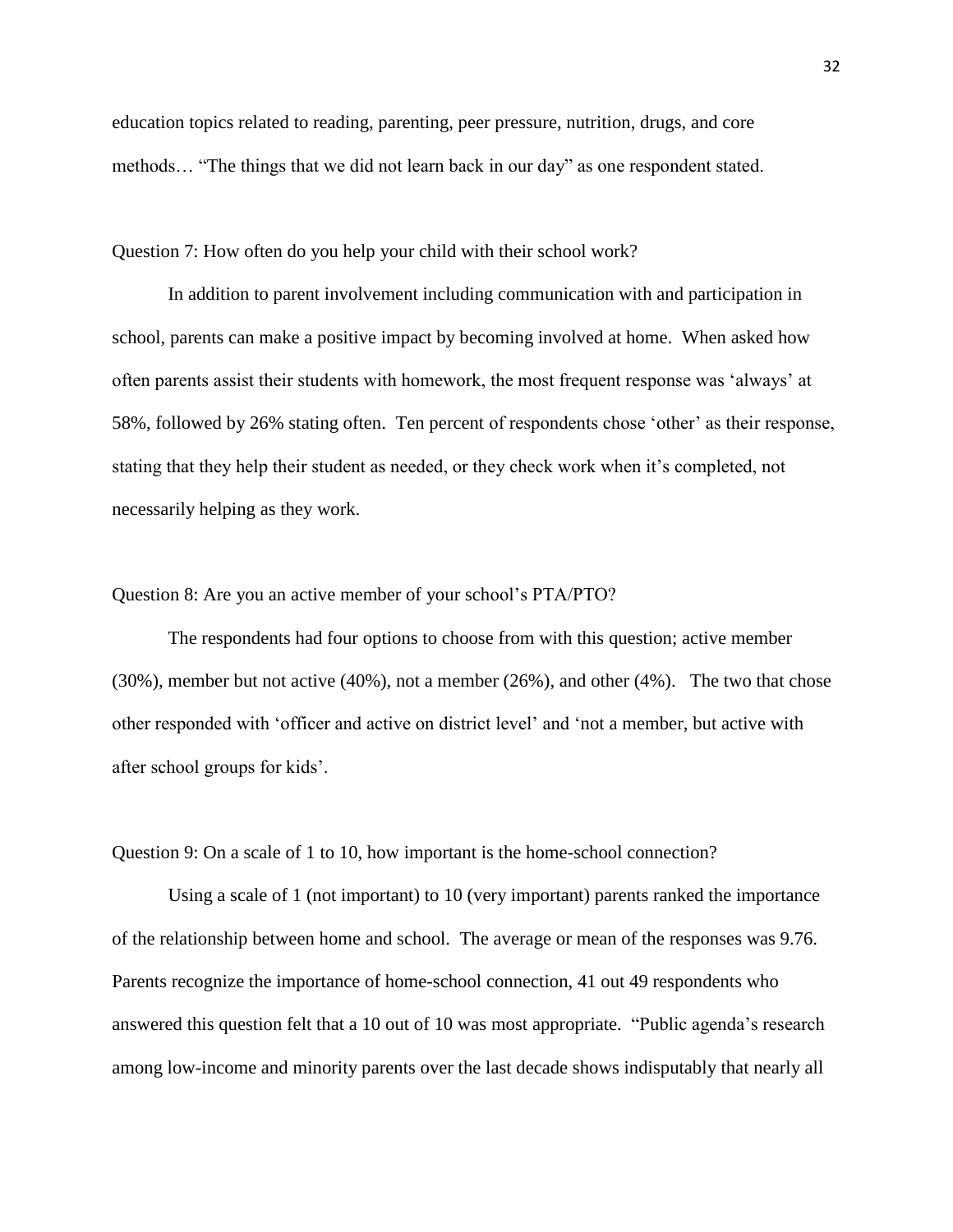education topics related to reading, parenting, peer pressure, nutrition, drugs, and core methods… "The things that we did not learn back in our day" as one respondent stated.

Question 7: How often do you help your child with their school work?

In addition to parent involvement including communication with and participation in school, parents can make a positive impact by becoming involved at home. When asked how often parents assist their students with homework, the most frequent response was 'always' at 58%, followed by 26% stating often. Ten percent of respondents chose 'other' as their response, stating that they help their student as needed, or they check work when it's completed, not necessarily helping as they work.

Question 8: Are you an active member of your school's PTA/PTO?

The respondents had four options to choose from with this question; active member (30%), member but not active (40%), not a member (26%), and other (4%). The two that chose other responded with 'officer and active on district level' and 'not a member, but active with after school groups for kids'.

Question 9: On a scale of 1 to 10, how important is the home-school connection?

Using a scale of 1 (not important) to 10 (very important) parents ranked the importance of the relationship between home and school. The average or mean of the responses was 9.76. Parents recognize the importance of home-school connection, 41 out 49 respondents who answered this question felt that a 10 out of 10 was most appropriate. "Public agenda's research among low-income and minority parents over the last decade shows indisputably that nearly all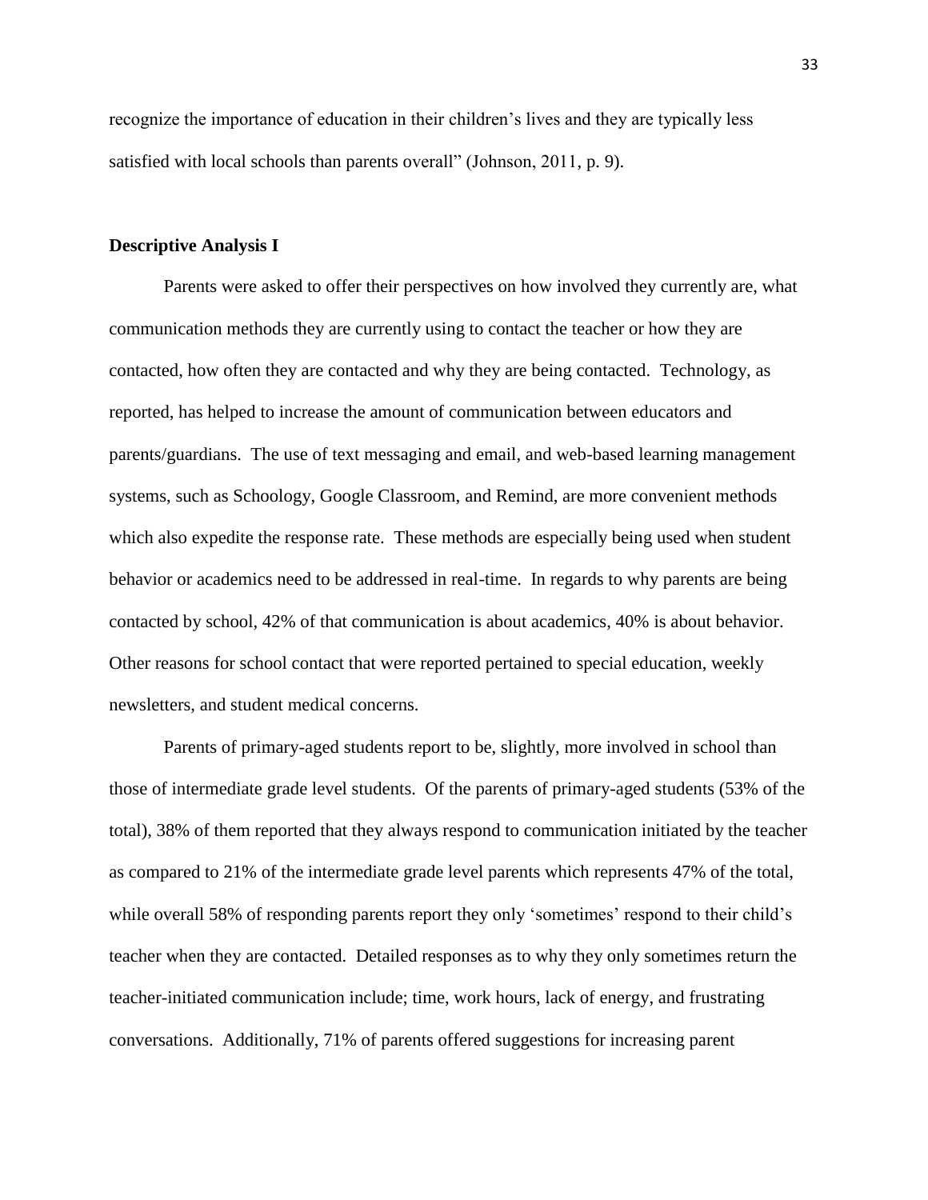recognize the importance of education in their children's lives and they are typically less satisfied with local schools than parents overall" (Johnson, 2011, p. 9).

**Descriptive Analysis I**

Parents were asked to offer their perspectives on how involved they currently are, what communication methods they are currently using to contact the teacher or how they are contacted, how often they are contacted and why they are being contacted. Technology, as reported, has helped to increase the amount of communication between educators and parents/guardians. The use of text messaging and email, and web-based learning management systems, such as Schoology, Google Classroom, and Remind, are more convenient methods which also expedite the response rate. These methods are especially being used when student behavior or academics need to be addressed in real-time. In regards to why parents are being contacted by school, 42% of that communication is about academics, 40% is about behavior. Other reasons for school contact that were reported pertained to special education, weekly newsletters, and student medical concerns.

Parents of primary-aged students report to be, slightly, more involved in school than those of intermediate grade level students. Of the parents of primary-aged students (53% of the total), 38% of them reported that they always respond to communication initiated by the teacher as compared to 21% of the intermediate grade level parents which represents 47% of the total, while overall 58% of responding parents report they only 'sometimes' respond to their child's teacher when they are contacted. Detailed responses as to why they only sometimes return the teacher-initiated communication include; time, work hours, lack of energy, and frustrating conversations. Additionally, 71% of parents offered suggestions for increasing parent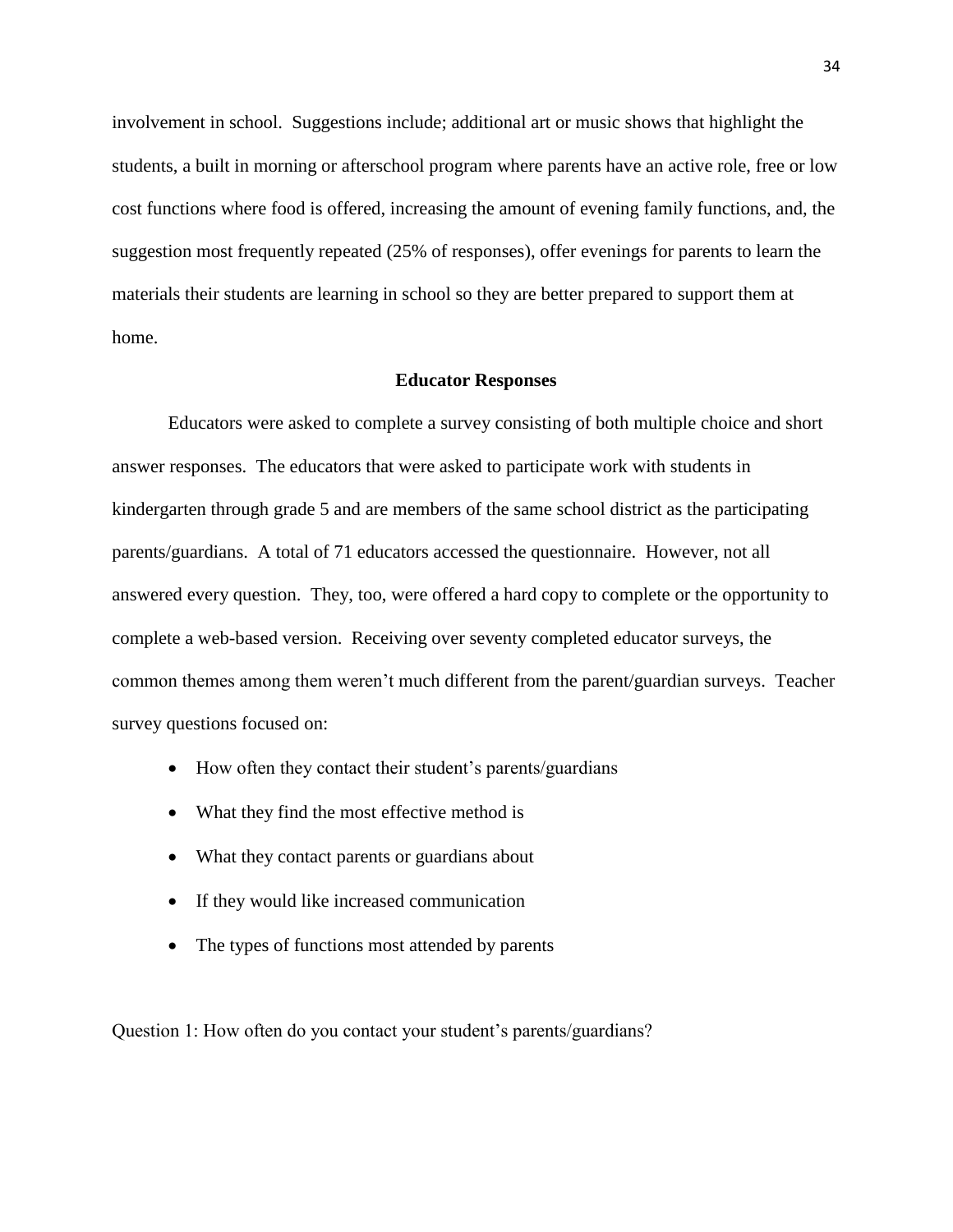involvement in school. Suggestions include; additional art or music shows that highlight the students, a built in morning or afterschool program where parents have an active role, free or low cost functions where food is offered, increasing the amount of evening family functions, and, the suggestion most frequently repeated (25% of responses), offer evenings for parents to learn the materials their students are learning in school so they are better prepared to support them at home.

## Educator Responses

Educators were asked to complete a survey consisting of both multiple choice and short answer responses. The educators that were asked to participate work with students in kindergarten through grade 5 and are members of the same school district as the participating parents/guardians. A total of 71 educators accessed the questionnaire. However, not all answered every question. They, too, were offered a hard copy to complete or the opportunity to complete a web-based version. Receiving over seventy completed educator surveys, the common themes among them weren't much different from the parent/guardian surveys. Teacher survey questions focused on:

- How often they contact their student's parents/guardians
- What they find the most effective method is
- What they contact parents or guardians about
- If they would like increased communication
- The types of functions most attended by parents

Question 1: How often do you contact your student's parents/guardians?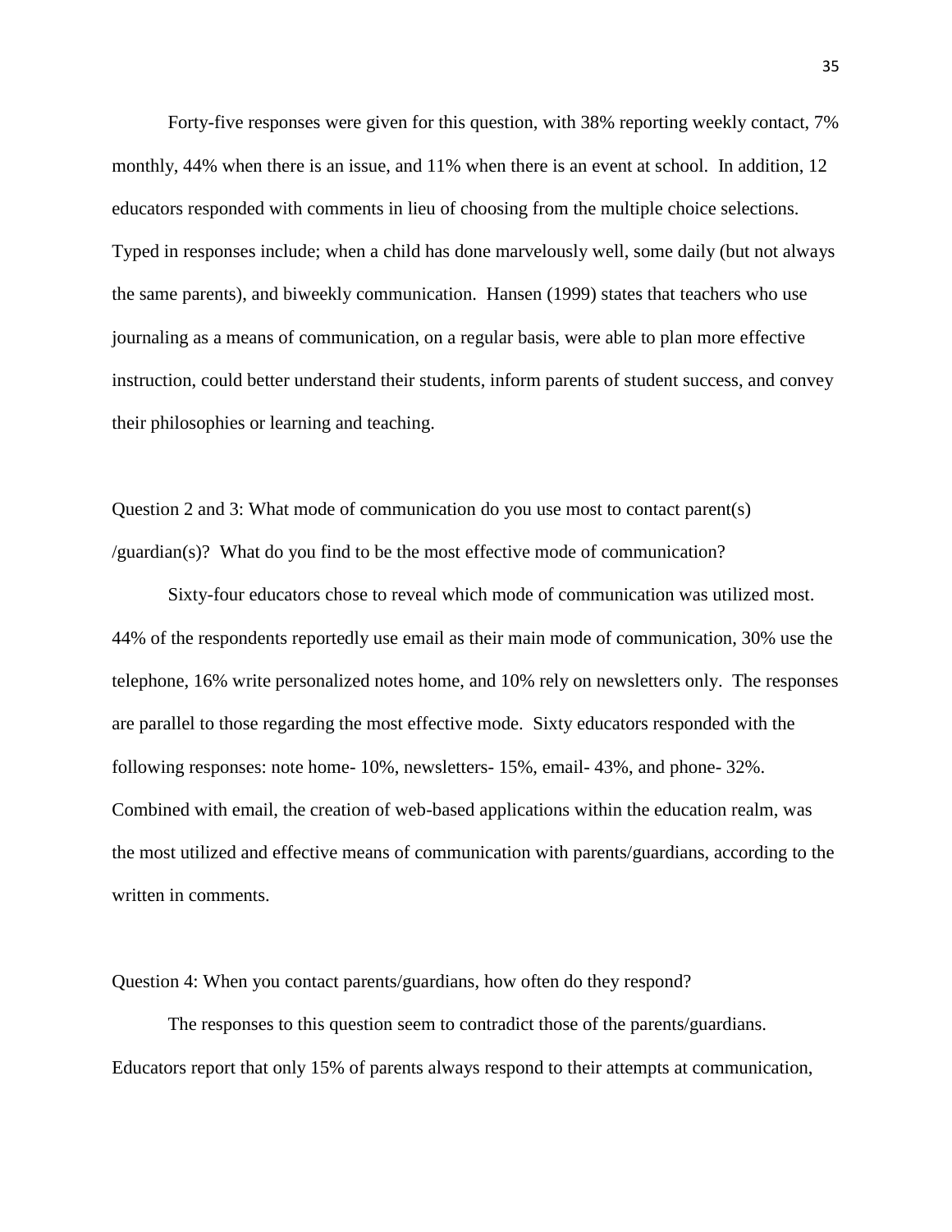Forty-five responses were given for this question, with 38% reporting weekly contact, 7% monthly, 44% when there is an issue, and 11% when there is an event at school. In addition, 12 educators responded with comments in lieu of choosing from the multiple choice selections. Typed in responses include; when a child has done marvelously well, some daily (but not always the same parents), and biweekly communication. Hansen (1999) states that teachers who use journaling as a means of communication, on a regular basis, were able to plan more effective instruction, could better understand their students, inform parents of student success, and convey their philosophies or learning and teaching.

Question 2 and 3: What mode of communication do you use most to contact parent(s) /guardian(s)? What do you find to be the most effective mode of communication?

Sixty-four educators chose to reveal which mode of communication was utilized most. 44% of the respondents reportedly use email as their main mode of communication, 30% use the telephone, 16% write personalized notes home, and 10% rely on newsletters only. The responses are parallel to those regarding the most effective mode. Sixty educators responded with the following responses: note home- 10%, newsletters- 15%, email- 43%, and phone- 32%. Combined with email, the creation of web-based applications within the education realm, was the most utilized and effective means of communication with parents/guardians, according to the written in comments.

Question 4: When you contact parents/guardians, how often do they respond?

The responses to this question seem to contradict those of the parents/guardians. Educators report that only 15% of parents always respond to their attempts at communication,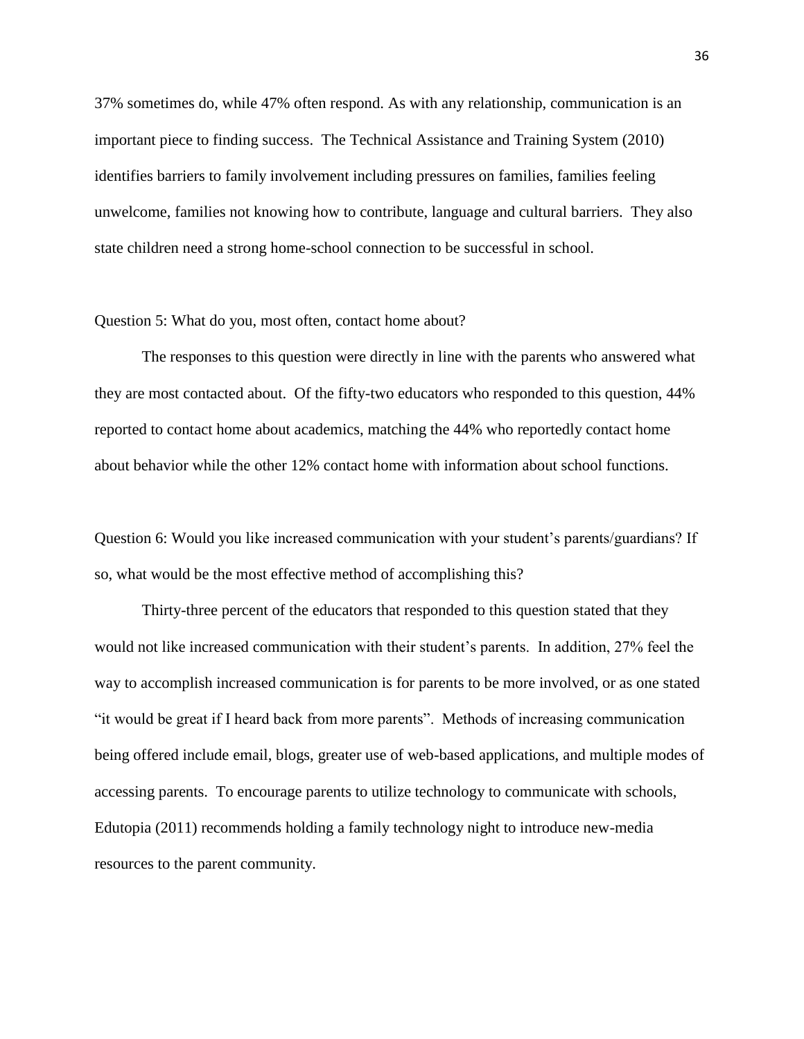37% sometimes do, while 47% often respond. As with any relationship, communication is an important piece to finding success. The Technical Assistance and Training System (2010) identifies barriers to family involvement including pressures on families, families feeling unwelcome, families not knowing how to contribute, language and cultural barriers. They also state children need a strong home-school connection to be successful in school.

Question 5: What do you, most often, contact home about?

The responses to this question were directly in line with the parents who answered what they are most contacted about. Of the fifty-two educators who responded to this question, 44% reported to contact home about academics, matching the 44% who reportedly contact home about behavior while the other 12% contact home with information about school functions.

Question 6: Would you like increased communication with your student's parents/guardians? If so, what would be the most effective method of accomplishing this?

Thirty-three percent of the educators that responded to this question stated that they would not like increased communication with their student's parents. In addition, 27% feel the way to accomplish increased communication is for parents to be more involved, or as one stated "it would be great if I heard back from more parents". Methods of increasing communication being offered include email, blogs, greater use of web-based applications, and multiple modes of accessing parents. To encourage parents to utilize technology to communicate with schools, Edutopia (2011) recommends holding a family technology night to introduce new-media resources to the parent community.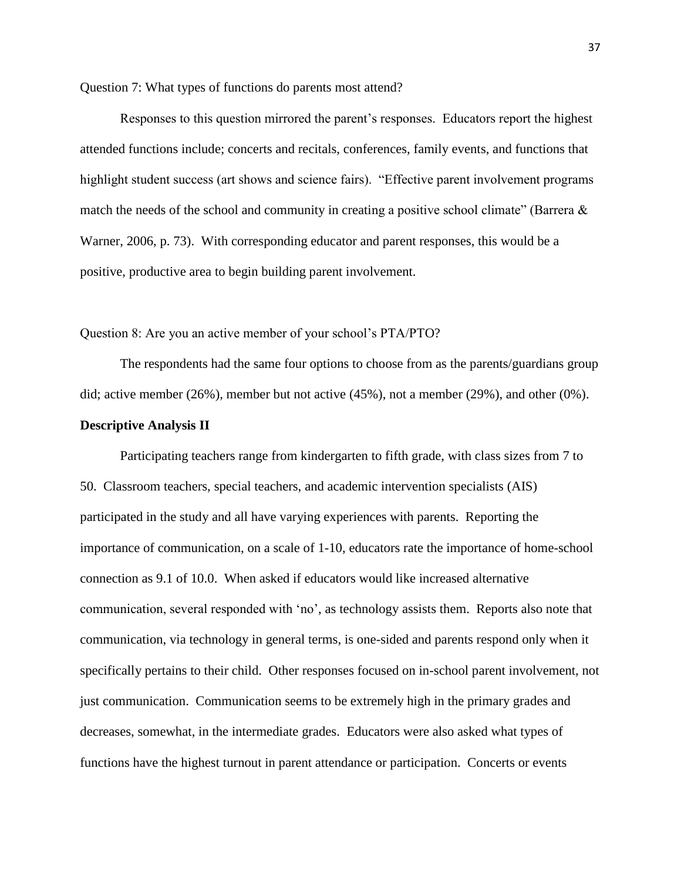Question 7: What types of functions do parents most attend?

Responses to this question mirrored the parent's responses. Educators report the highest attended functions include; concerts and recitals, conferences, family events, and functions that highlight student success (art shows and science fairs). "Effective parent involvement programs match the needs of the school and community in creating a positive school climate" (Barrera & Warner, 2006, p. 73). With corresponding educator and parent responses, this would be a positive, productive area to begin building parent involvement.

Question 8: Are you an active member of your school's PTA/PTO?

The respondents had the same four options to choose from as the parents/guardians group did; active member (26%), member but not active (45%), not a member (29%), and other (0%).

**Descriptive Analysis II**

Participating teachers range from kindergarten to fifth grade, with class sizes from 7 to 50. Classroom teachers, special teachers, and academic intervention specialists (AIS) participated in the study and all have varying experiences with parents. Reporting the importance of communication, on a scale of 1-10, educators rate the importance of home-school connection as 9.1 of 10.0. When asked if educators would like increased alternative communication, several responded with 'no', as technology assists them. Reports also note that communication, via technology in general terms, is one-sided and parents respond only when it specifically pertains to their child. Other responses focused on in-school parent involvement, not just communication. Communication seems to be extremely high in the primary grades and decreases, somewhat, in the intermediate grades. Educators were also asked what types of functions have the highest turnout in parent attendance or participation. Concerts or events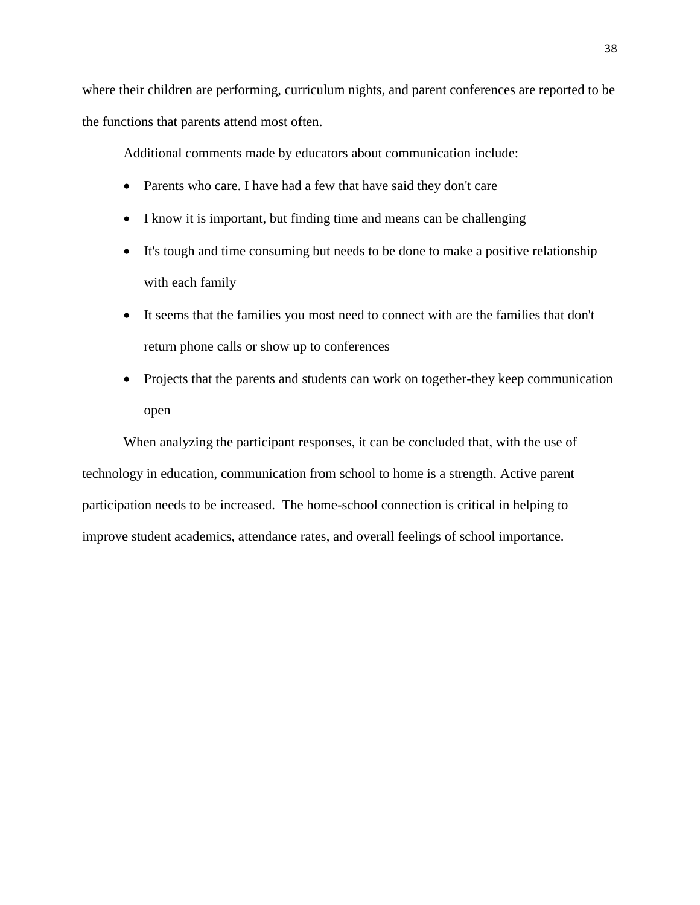where their children are performing, curriculum nights, and parent conferences are reported to be the functions that parents attend most often.

Additional comments made by educators about communication include:

- Parents who care. I have had a few that have said they don't care
- I know it is important, but finding time and means can be challenging
- It's tough and time consuming but needs to be done to make a positive relationship with each family
- It seems that the families you most need to connect with are the families that don't return phone calls or show up to conferences
- Projects that the parents and students can work on together-they keep communication open

When analyzing the participant responses, it can be concluded that, with the use of technology in education, communication from school to home is a strength. Active parent participation needs to be increased. The home-school connection is critical in helping to improve student academics, attendance rates, and overall feelings of school importance.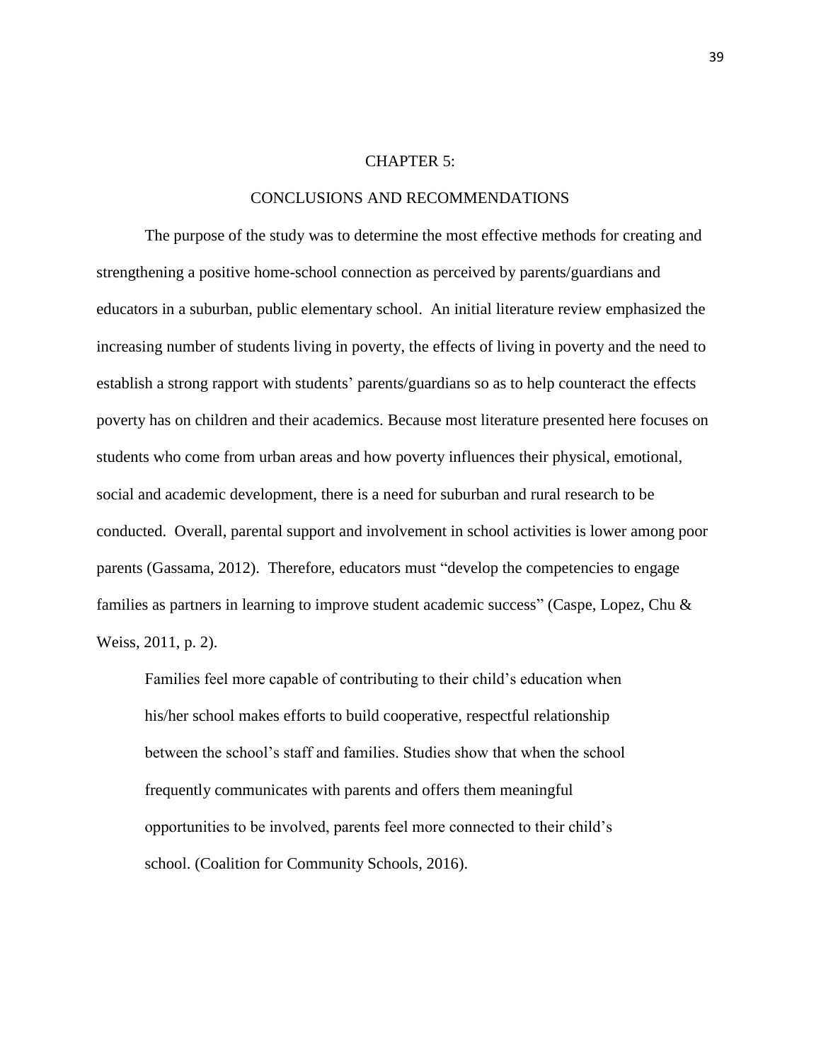# CHAPTER 5:

## CONCLUSIONS AND RECOMMENDATIONS

The purpose of the study was to determine the most effective methods for creating and strengthening a positive home-school connection as perceived by parents/guardians and educators in a suburban, public elementary school. An initial literature review emphasized the increasing number of students living in poverty, the effects of living in poverty and the need to establish a strong rapport with students' parents/guardians so as to help counteract the effects poverty has on children and their academics. Because most literature presented here focuses on students who come from urban areas and how poverty influences their physical, emotional, social and academic development, there is a need for suburban and rural research to be conducted. Overall, parental support and involvement in school activities is lower among poor parents (Gassama, 2012). Therefore, educators must "develop the competencies to engage families as partners in learning to improve student academic success" (Caspe, Lopez, Chu & Weiss, 2011, p. 2).

> Families feel more capable of contributing to their child's education when his/her school makes efforts to build cooperative, respectful relationship between the school's staff and families. Studies show that when the school frequently communicates with parents and offers them meaningful opportunities to be involved, parents feel more connected to their child's school. (Coalition for Community Schools, 2016).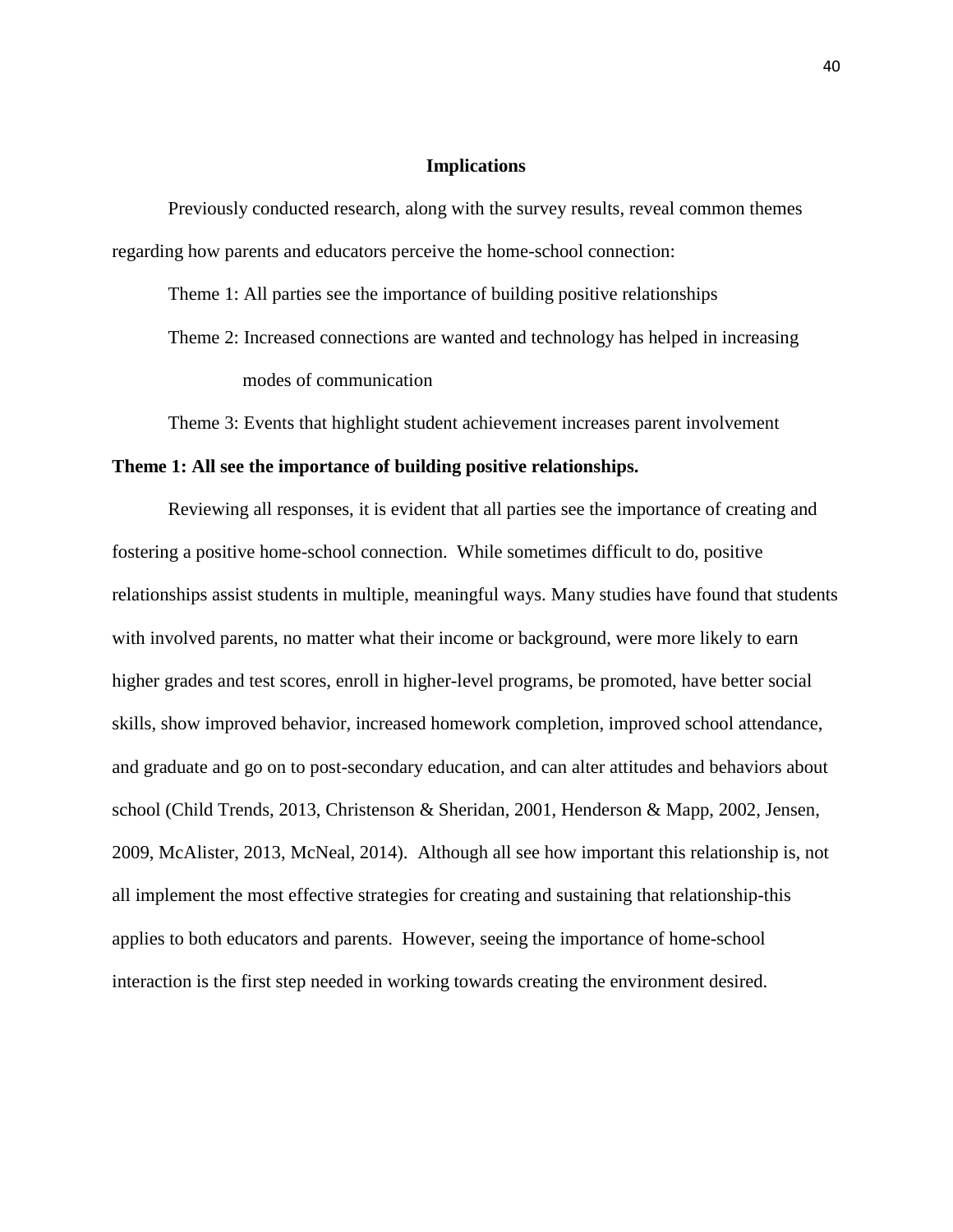## Implications

Previously conducted research, along with the survey results, reveal common themes regarding how parents and educators perceive the home-school connection:

Theme 1: All parties see the importance of building positive relationships

Theme 2: Increased connections are wanted and technology has helped in increasing modes of communication

Theme 3: Events that highlight student achievement increases parent involvement

**Theme 1: All see the importance of building positive relationships.**

Reviewing all responses, it is evident that all parties see the importance of creating and fostering a positive home-school connection. While sometimes difficult to do, positive relationships assist students in multiple, meaningful ways. Many studies have found that students with involved parents, no matter what their income or background, were more likely to earn higher grades and test scores, enroll in higher-level programs, be promoted, have better social skills, show improved behavior, increased homework completion, improved school attendance, and graduate and go on to post-secondary education, and can alter attitudes and behaviors about school (Child Trends, 2013, Christenson & Sheridan, 2001, Henderson & Mapp, 2002, Jensen, 2009, McAlister, 2013, McNeal, 2014). Although all see how important this relationship is, not all implement the most effective strategies for creating and sustaining that relationship-this applies to both educators and parents. However, seeing the importance of home-school interaction is the first step needed in working towards creating the environment desired.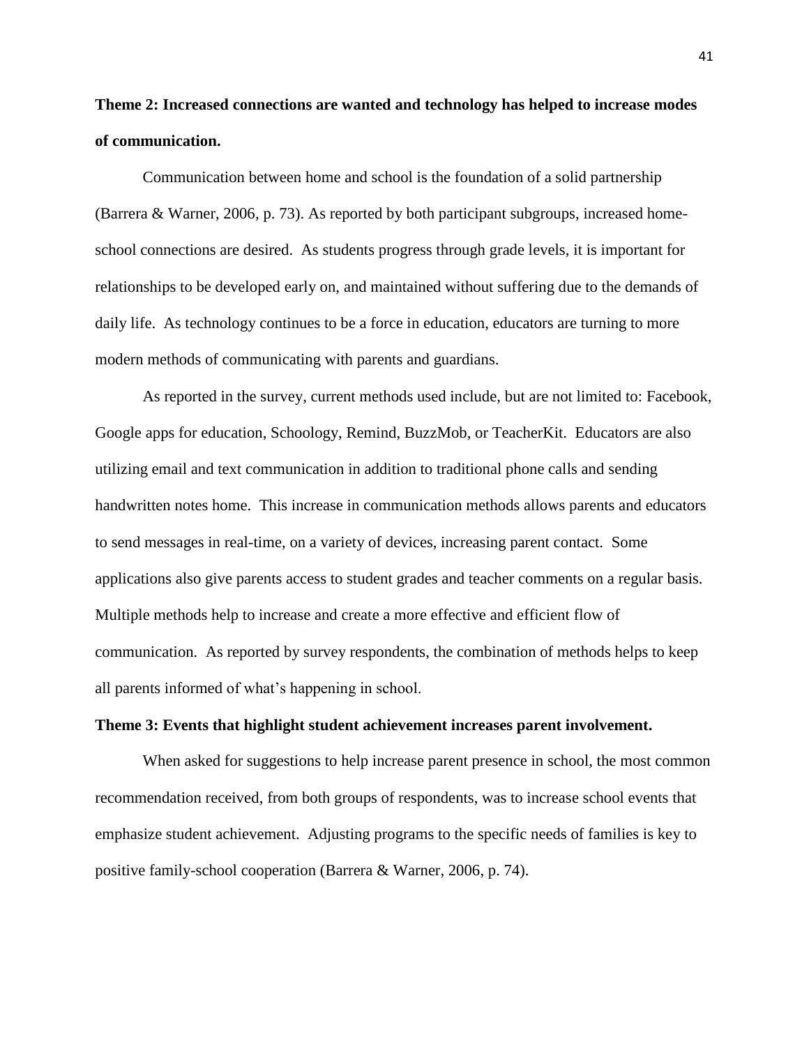**Theme 2: Increased connections are wanted and technology has helped to increase modes of communication.**

Communication between home and school is the foundation of a solid partnership (Barrera & Warner, 2006, p. 73). As reported by both participant subgroups, increased home-school connections are desired. As students progress through grade levels, it is important for relationships to be developed early on, and maintained without suffering due to the demands of daily life. As technology continues to be a force in education, educators are turning to more modern methods of communicating with parents and guardians.

As reported in the survey, current methods used include, but are not limited to: Facebook, Google apps for education, Schoology, Remind, BuzzMob, or TeacherKit. Educators are also utilizing email and text communication in addition to traditional phone calls and sending handwritten notes home. This increase in communication methods allows parents and educators to send messages in real-time, on a variety of devices, increasing parent contact. Some applications also give parents access to student grades and teacher comments on a regular basis. Multiple methods help to increase and create a more effective and efficient flow of communication. As reported by survey respondents, the combination of methods helps to keep all parents informed of what's happening in school.

**Theme 3: Events that highlight student achievement increases parent involvement.**

When asked for suggestions to help increase parent presence in school, the most common recommendation received, from both groups of respondents, was to increase school events that emphasize student achievement. Adjusting programs to the specific needs of families is key to positive family-school cooperation (Barrera & Warner, 2006, p. 74).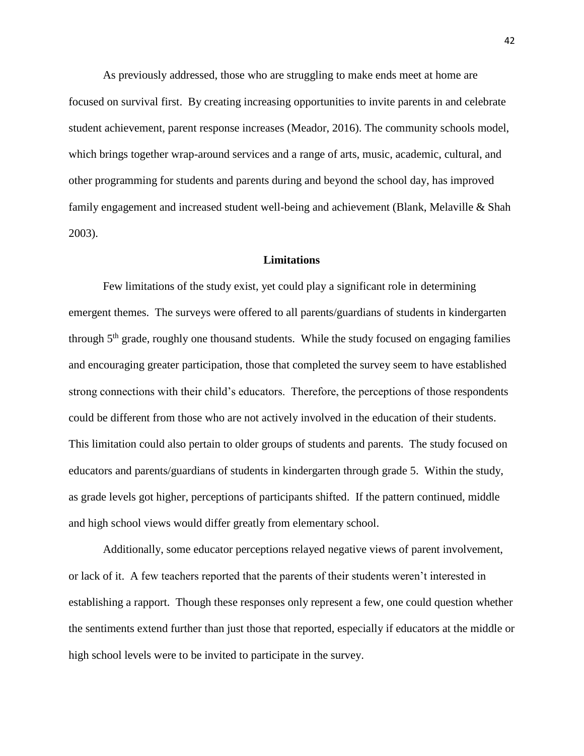As previously addressed, those who are struggling to make ends meet at home are focused on survival first. By creating increasing opportunities to invite parents in and celebrate student achievement, parent response increases (Meador, 2016). The community schools model, which brings together wrap-around services and a range of arts, music, academic, cultural, and other programming for students and parents during and beyond the school day, has improved family engagement and increased student well-being and achievement (Blank, Melaville & Shah 2003).

## Limitations

Few limitations of the study exist, yet could play a significant role in determining emergent themes. The surveys were offered to all parents/guardians of students in kindergarten through 5th grade, roughly one thousand students. While the study focused on engaging families and encouraging greater participation, those that completed the survey seem to have established strong connections with their child's educators. Therefore, the perceptions of those respondents could be different from those who are not actively involved in the education of their students. This limitation could also pertain to older groups of students and parents. The study focused on educators and parents/guardians of students in kindergarten through grade 5. Within the study, as grade levels got higher, perceptions of participants shifted. If the pattern continued, middle and high school views would differ greatly from elementary school.

Additionally, some educator perceptions relayed negative views of parent involvement, or lack of it. A few teachers reported that the parents of their students weren't interested in establishing a rapport. Though these responses only represent a few, one could question whether the sentiments extend further than just those that reported, especially if educators at the middle or high school levels were to be invited to participate in the survey.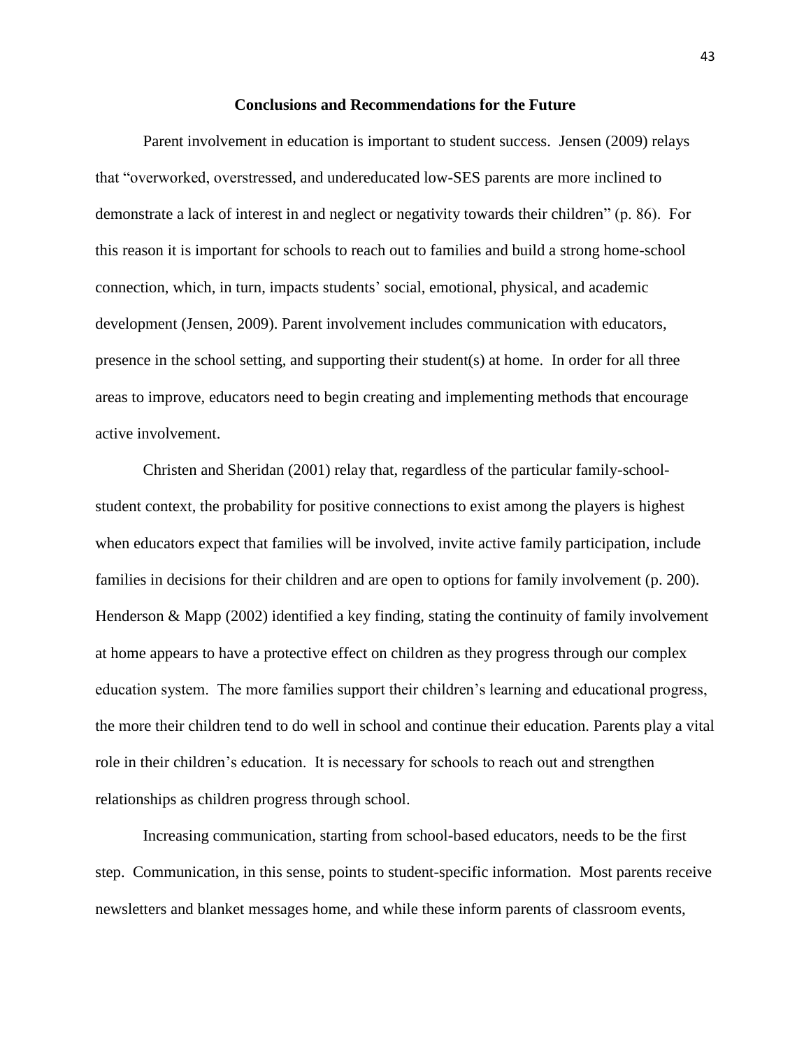## Conclusions and Recommendations for the Future

Parent involvement in education is important to student success. Jensen (2009) relays that "overworked, overstressed, and undereducated low-SES parents are more inclined to demonstrate a lack of interest in and neglect or negativity towards their children" (p. 86). For this reason it is important for schools to reach out to families and build a strong home-school connection, which, in turn, impacts students' social, emotional, physical, and academic development (Jensen, 2009). Parent involvement includes communication with educators, presence in the school setting, and supporting their student(s) at home. In order for all three areas to improve, educators need to begin creating and implementing methods that encourage active involvement.

Christen and Sheridan (2001) relay that, regardless of the particular family-school-student context, the probability for positive connections to exist among the players is highest when educators expect that families will be involved, invite active family participation, include families in decisions for their children and are open to options for family involvement (p. 200). Henderson & Mapp (2002) identified a key finding, stating the continuity of family involvement at home appears to have a protective effect on children as they progress through our complex education system. The more families support their children's learning and educational progress, the more their children tend to do well in school and continue their education. Parents play a vital role in their children's education. It is necessary for schools to reach out and strengthen relationships as children progress through school.

Increasing communication, starting from school-based educators, needs to be the first step. Communication, in this sense, points to student-specific information. Most parents receive newsletters and blanket messages home, and while these inform parents of classroom events,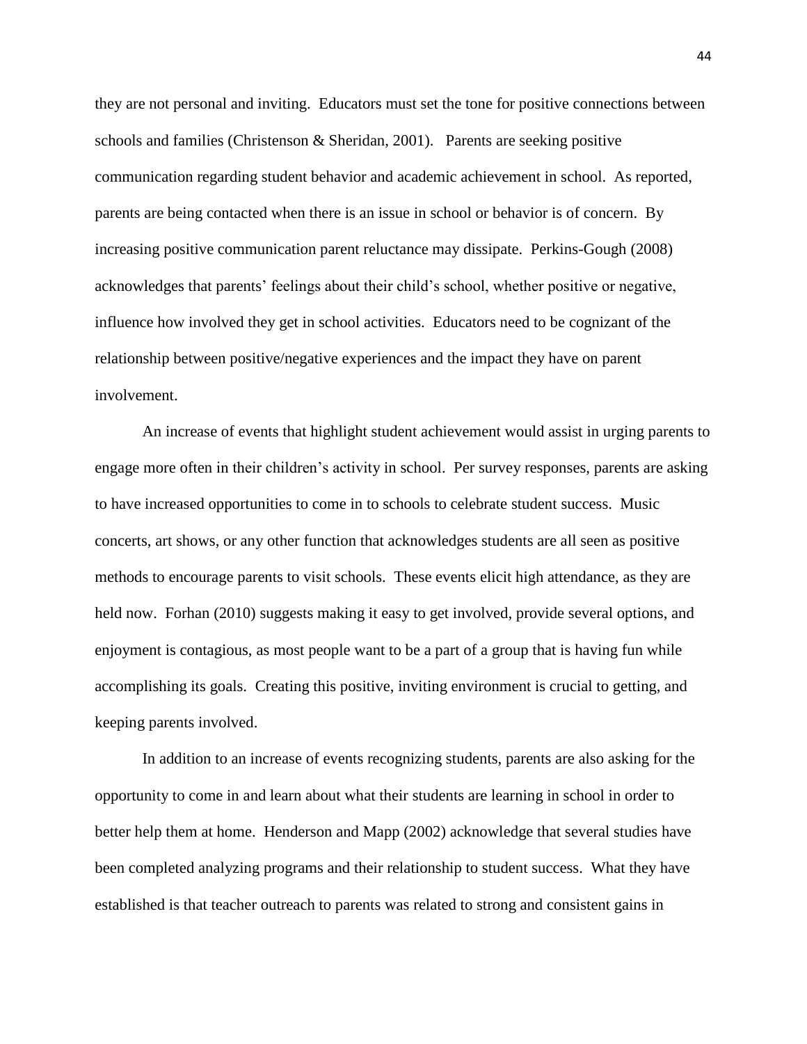they are not personal and inviting. Educators must set the tone for positive connections between schools and families (Christenson & Sheridan, 2001). Parents are seeking positive communication regarding student behavior and academic achievement in school. As reported, parents are being contacted when there is an issue in school or behavior is of concern. By increasing positive communication parent reluctance may dissipate. Perkins-Gough (2008) acknowledges that parents' feelings about their child's school, whether positive or negative, influence how involved they get in school activities. Educators need to be cognizant of the relationship between positive/negative experiences and the impact they have on parent involvement.

An increase of events that highlight student achievement would assist in urging parents to engage more often in their children's activity in school. Per survey responses, parents are asking to have increased opportunities to come in to schools to celebrate student success. Music concerts, art shows, or any other function that acknowledges students are all seen as positive methods to encourage parents to visit schools. These events elicit high attendance, as they are held now. Forhan (2010) suggests making it easy to get involved, provide several options, and enjoyment is contagious, as most people want to be a part of a group that is having fun while accomplishing its goals. Creating this positive, inviting environment is crucial to getting, and keeping parents involved.

In addition to an increase of events recognizing students, parents are also asking for the opportunity to come in and learn about what their students are learning in school in order to better help them at home. Henderson and Mapp (2002) acknowledge that several studies have been completed analyzing programs and their relationship to student success. What they have established is that teacher outreach to parents was related to strong and consistent gains in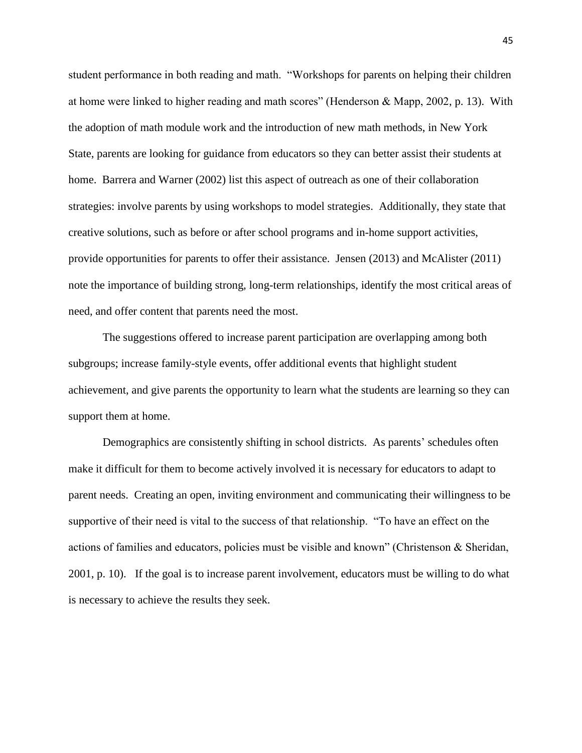student performance in both reading and math. "Workshops for parents on helping their children at home were linked to higher reading and math scores" (Henderson & Mapp, 2002, p. 13). With the adoption of math module work and the introduction of new math methods, in New York State, parents are looking for guidance from educators so they can better assist their students at home. Barrera and Warner (2002) list this aspect of outreach as one of their collaboration strategies: involve parents by using workshops to model strategies. Additionally, they state that creative solutions, such as before or after school programs and in-home support activities, provide opportunities for parents to offer their assistance. Jensen (2013) and McAlister (2011) note the importance of building strong, long-term relationships, identify the most critical areas of need, and offer content that parents need the most.

The suggestions offered to increase parent participation are overlapping among both subgroups; increase family-style events, offer additional events that highlight student achievement, and give parents the opportunity to learn what the students are learning so they can support them at home.

Demographics are consistently shifting in school districts. As parents' schedules often make it difficult for them to become actively involved it is necessary for educators to adapt to parent needs. Creating an open, inviting environment and communicating their willingness to be supportive of their need is vital to the success of that relationship. "To have an effect on the actions of families and educators, policies must be visible and known" (Christenson & Sheridan, 2001, p. 10). If the goal is to increase parent involvement, educators must be willing to do what is necessary to achieve the results they seek.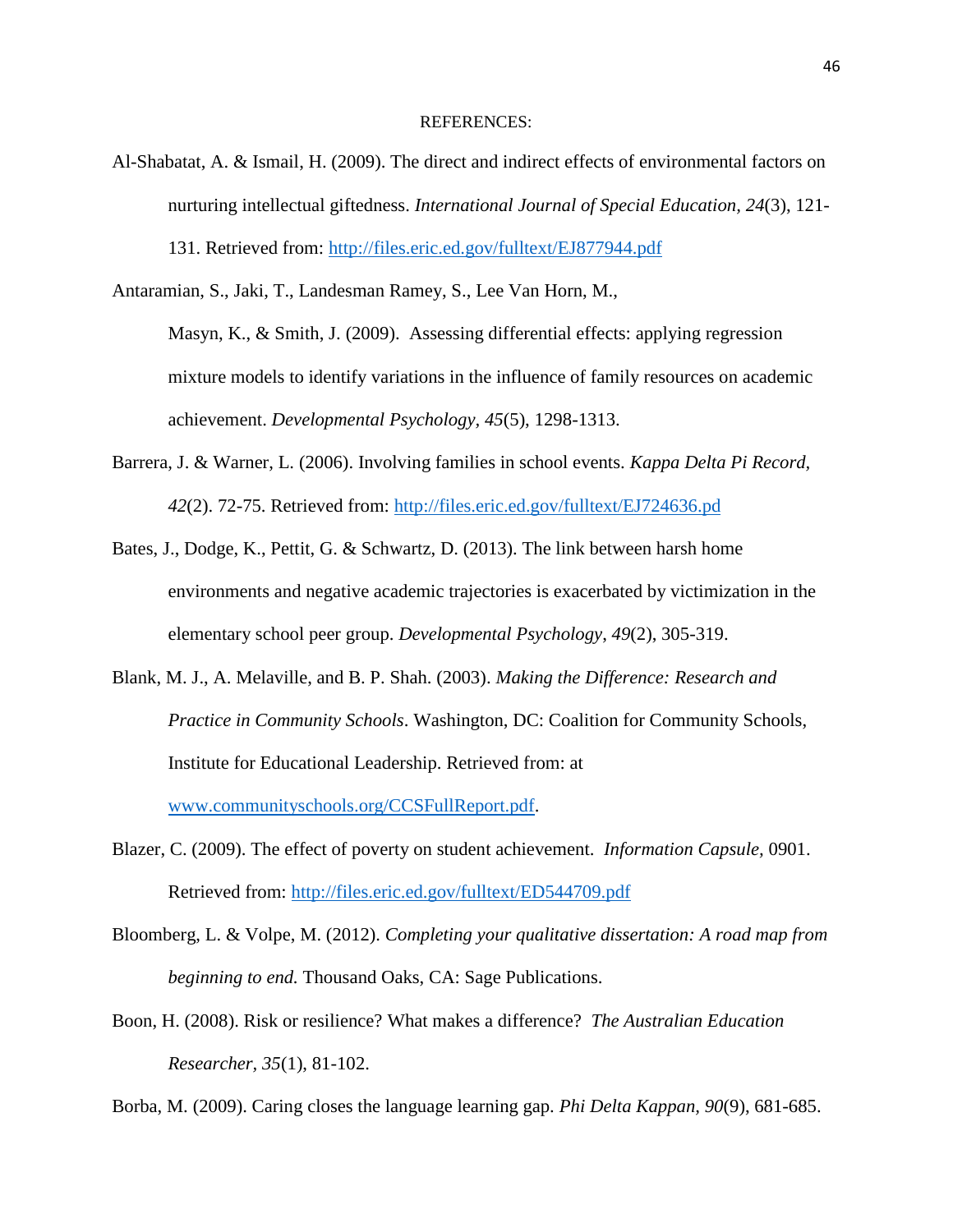REFERENCES:

Al-Shabatat, A. & Ismail, H. (2009). The direct and indirect effects of environmental factors on nurturing intellectual giftedness. *International Journal of Special Education, 24*(3), 121-131. Retrieved from: http://files.eric.ed.gov/fulltext/EJ877944.pdf

Antaramian, S., Jaki, T., Landesman Ramey, S., Lee Van Horn, M., Masyn, K., & Smith, J. (2009). Assessing differential effects: applying regression mixture models to identify variations in the influence of family resources on academic achievement. *Developmental Psychology, 45*(5), 1298-1313.

Barrera, J. & Warner, L. (2006). Involving families in school events. *Kappa Delta Pi Record, 42*(2). 72-75. Retrieved from: http://files.eric.ed.gov/fulltext/EJ724636.pd

Bates, J., Dodge, K., Pettit, G. & Schwartz, D. (2013). The link between harsh home environments and negative academic trajectories is exacerbated by victimization in the elementary school peer group. *Developmental Psychology*, *49*(2), 305-319.

Blank, M. J., A. Melaville, and B. P. Shah. (2003). *Making the Difference: Research and Practice in Community Schools*. Washington, DC: Coalition for Community Schools, Institute for Educational Leadership. Retrieved from: at www.communityschools.org/CCSFullReport.pdf.

Blazer, C. (2009). The effect of poverty on student achievement. *Information Capsule,* 0901. Retrieved from: http://files.eric.ed.gov/fulltext/ED544709.pdf

Bloomberg, L. & Volpe, M. (2012). *Completing your qualitative dissertation: A road map from beginning to end.* Thousand Oaks, CA: Sage Publications.

Boon, H. (2008). Risk or resilience? What makes a difference? *The Australian Education Researcher*, *35*(1), 81-102.

Borba, M. (2009). Caring closes the language learning gap. *Phi Delta Kappan, 90*(9), 681-685.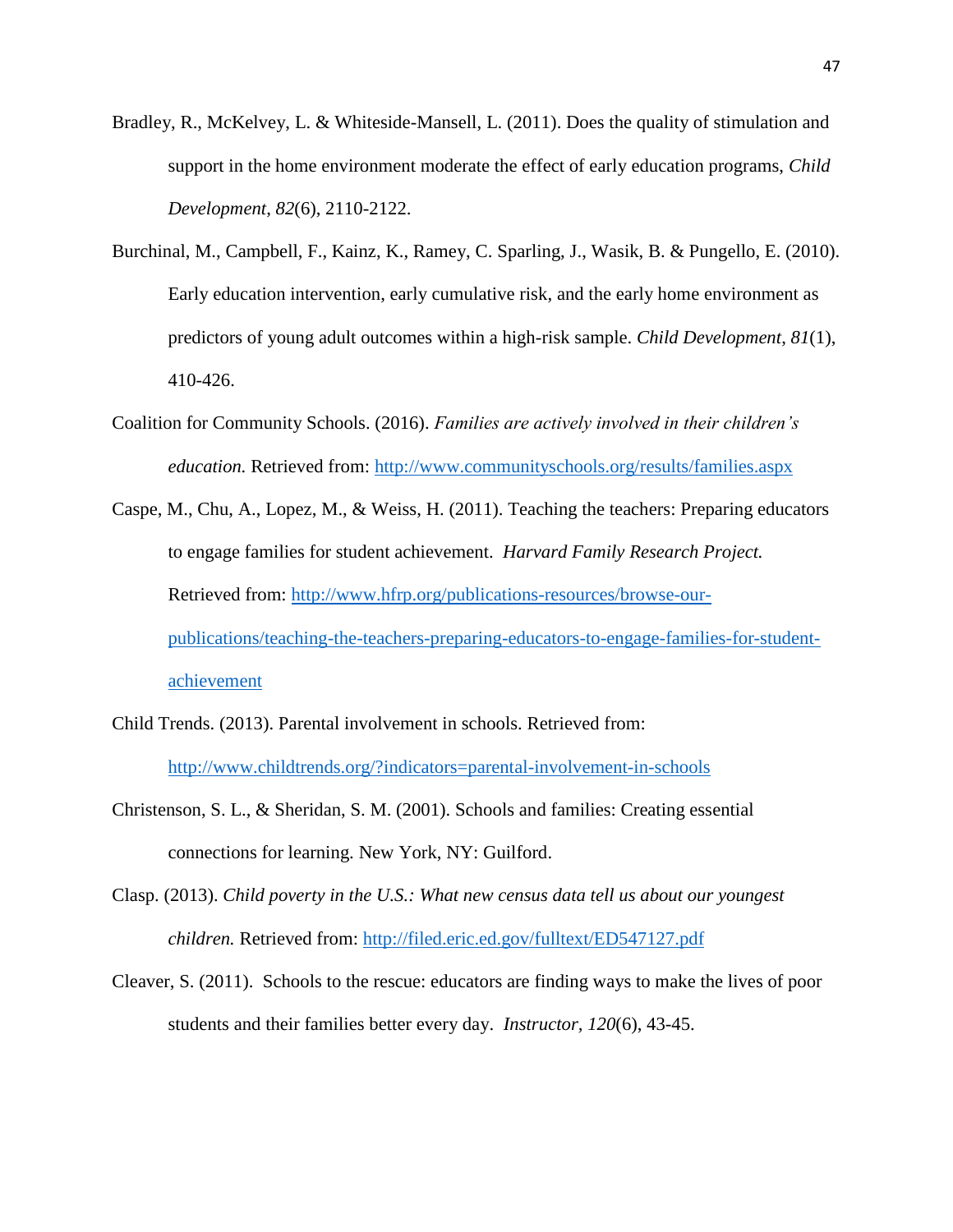Bradley, R., McKelvey, L. & Whiteside-Mansell, L. (2011). Does the quality of stimulation and support in the home environment moderate the effect of early education programs, *Child Development*, *82*(6), 2110-2122.

Burchinal, M., Campbell, F., Kainz, K., Ramey, C. Sparling, J., Wasik, B. & Pungello, E. (2010). Early education intervention, early cumulative risk, and the early home environment as predictors of young adult outcomes within a high-risk sample. *Child Development*, *81*(1), 410-426.

Coalition for Community Schools. (2016). *Families are actively involved in their children's education.* Retrieved from: http://www.communityschools.org/results/families.aspx

Caspe, M., Chu, A., Lopez, M., & Weiss, H. (2011). Teaching the teachers: Preparing educators to engage families for student achievement. *Harvard Family Research Project.* Retrieved from: http://www.hfrp.org/publications-resources/browse-our-publications/teaching-the-teachers-preparing-educators-to-engage-families-for-student-achievement

Child Trends. (2013). Parental involvement in schools. Retrieved from: http://www.childtrends.org/?indicators=parental-involvement-in-schools

Christenson, S. L., & Sheridan, S. M. (2001). Schools and families: Creating essential connections for learning. New York, NY: Guilford.

Clasp. (2013). *Child poverty in the U.S.: What new census data tell us about our youngest children.* Retrieved from: http://filed.eric.ed.gov/fulltext/ED547127.pdf

Cleaver, S. (2011). Schools to the rescue: educators are finding ways to make the lives of poor students and their families better every day. *Instructor*, *120*(6), 43-45.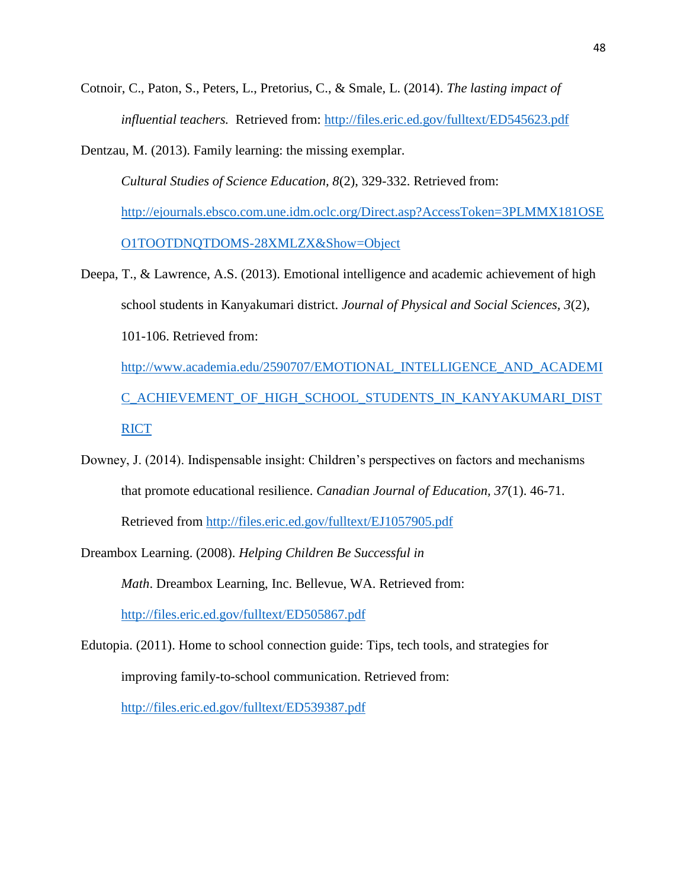Cotnoir, C., Paton, S., Peters, L., Pretorius, C., & Smale, L. (2014). *The lasting impact of influential teachers.* Retrieved from: http://files.eric.ed.gov/fulltext/ED545623.pdf

Dentzau, M. (2013). Family learning: the missing exemplar. *Cultural Studies of Science Education, 8*(2), 329-332. Retrieved from: http://ejournals.ebsco.com.une.idm.oclc.org/Direct.asp?AccessToken=3PLMMX181OSEO1TOOTDNQTDOMS-28XMLZX&Show=Object

Deepa, T., & Lawrence, A.S. (2013). Emotional intelligence and academic achievement of high school students in Kanyakumari district. *Journal of Physical and Social Sciences, 3*(2), 101-106. Retrieved from: http://www.academia.edu/2590707/EMOTIONAL_INTELLIGENCE_AND_ACADEMIC_ACHIEVEMENT_OF_HIGH_SCHOOL_STUDENTS_IN_KANYAKUMARI_DISTRICT

Downey, J. (2014). Indispensable insight: Children's perspectives on factors and mechanisms that promote educational resilience. *Canadian Journal of Education, 37*(1). 46-71. Retrieved from http://files.eric.ed.gov/fulltext/EJ1057905.pdf

Dreambox Learning. (2008). *Helping Children Be Successful in Math*. Dreambox Learning, Inc. Bellevue, WA. Retrieved from: http://files.eric.ed.gov/fulltext/ED505867.pdf

Edutopia. (2011). Home to school connection guide: Tips, tech tools, and strategies for improving family-to-school communication. Retrieved from: http://files.eric.ed.gov/fulltext/ED539387.pdf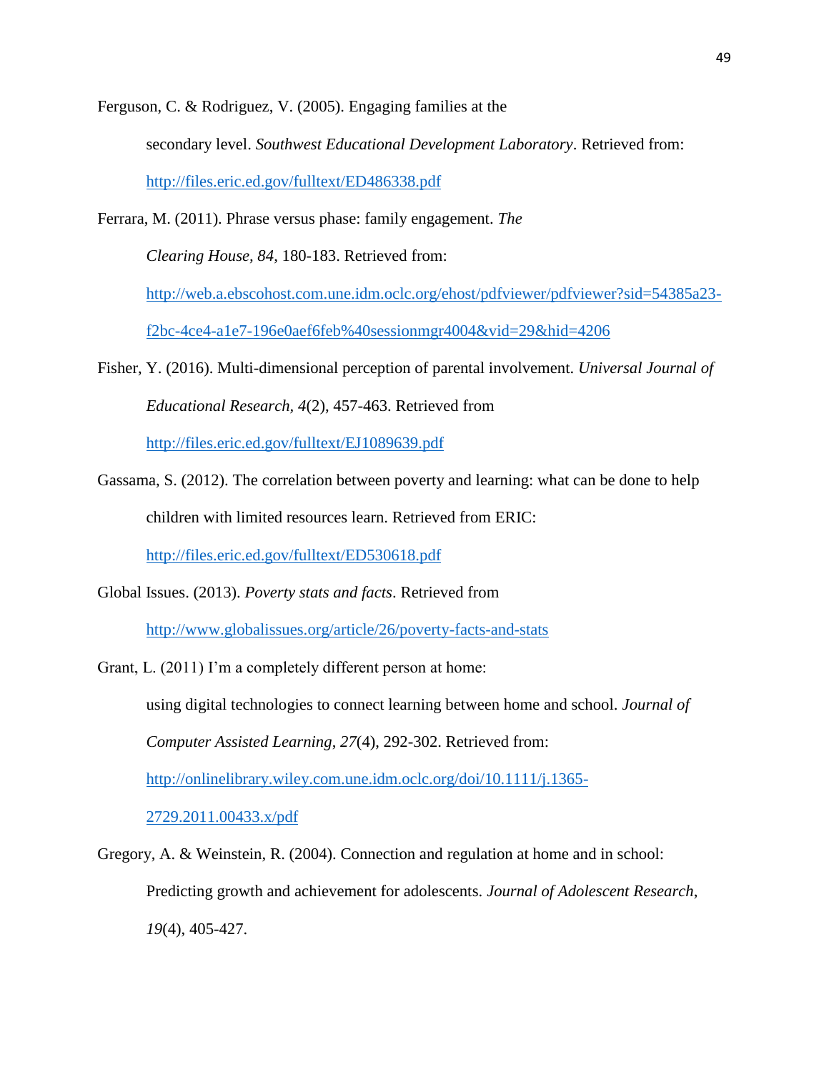Ferguson, C. & Rodriguez, V. (2005). Engaging families at the secondary level. *Southwest Educational Development Laboratory*. Retrieved from: http://files.eric.ed.gov/fulltext/ED486338.pdf

Ferrara, M. (2011). Phrase versus phase: family engagement. *The Clearing House, 84*, 180-183. Retrieved from: http://web.a.ebscohost.com.une.idm.oclc.org/ehost/pdfviewer/pdfviewer?sid=54385a23-f2bc-4ce4-a1e7-196e0aef6feb%40sessionmgr4004&vid=29&hid=4206

Fisher, Y. (2016). Multi-dimensional perception of parental involvement. *Universal Journal of Educational Research, 4*(2), 457-463. Retrieved from http://files.eric.ed.gov/fulltext/EJ1089639.pdf

Gassama, S. (2012). The correlation between poverty and learning: what can be done to help children with limited resources learn. Retrieved from ERIC: http://files.eric.ed.gov/fulltext/ED530618.pdf

Global Issues. (2013). *Poverty stats and facts*. Retrieved from http://www.globalissues.org/article/26/poverty-facts-and-stats

Grant, L. (2011) I'm a completely different person at home: using digital technologies to connect learning between home and school. *Journal of Computer Assisted Learning*, *27*(4), 292-302. Retrieved from: http://onlinelibrary.wiley.com.une.idm.oclc.org/doi/10.1111/j.1365-2729.2011.00433.x/pdf

Gregory, A. & Weinstein, R. (2004). Connection and regulation at home and in school: Predicting growth and achievement for adolescents. *Journal of Adolescent Research*, *19*(4), 405-427.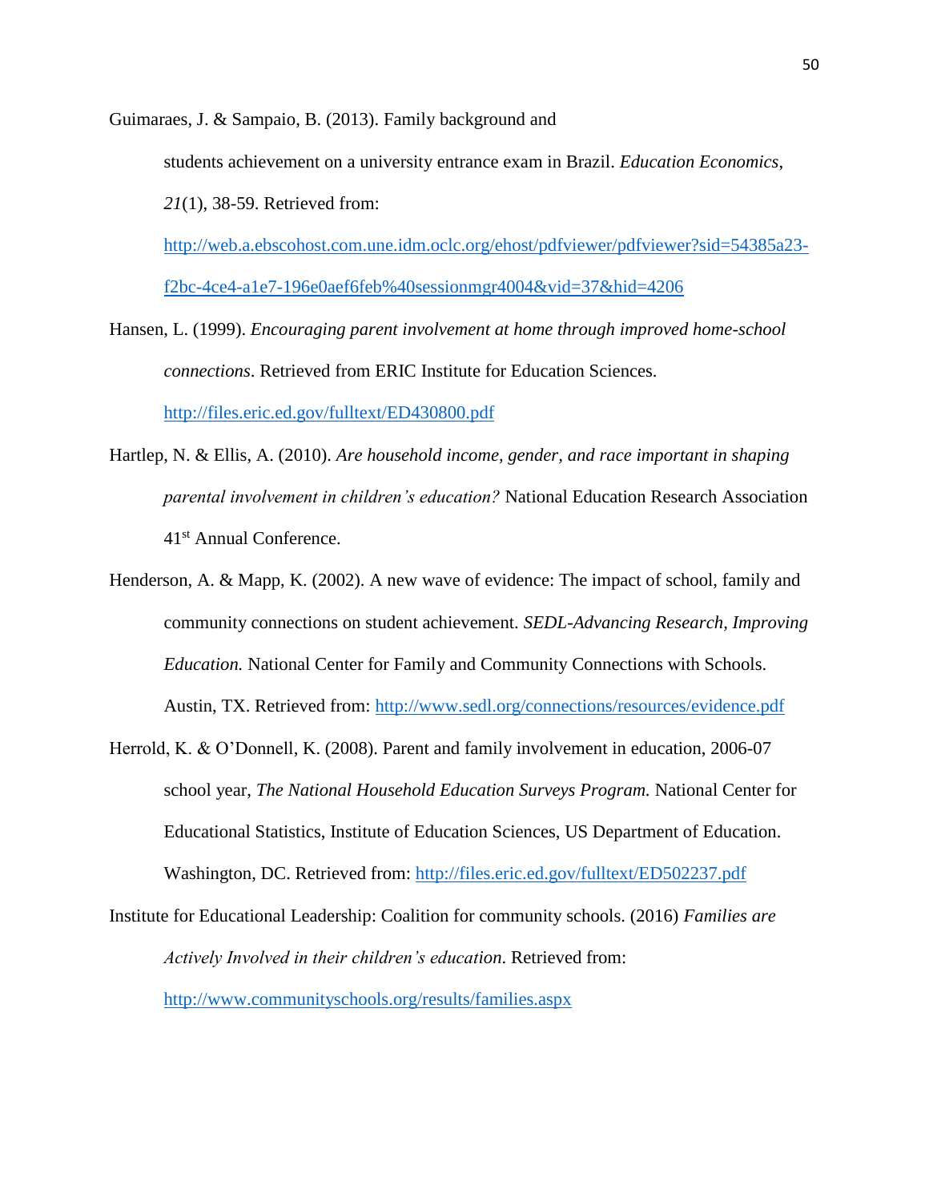Guimaraes, J. & Sampaio, B. (2013). Family background and students achievement on a university entrance exam in Brazil. *Education Economics*, *21*(1), 38-59. Retrieved from: http://web.a.ebscohost.com.une.idm.oclc.org/ehost/pdfviewer/pdfviewer?sid=54385a23-f2bc-4ce4-a1e7-196e0aef6feb%40sessionmgr4004&vid=37&hid=4206

Hansen, L. (1999). *Encouraging parent involvement at home through improved home-school connections*. Retrieved from ERIC Institute for Education Sciences. http://files.eric.ed.gov/fulltext/ED430800.pdf

Hartlep, N. & Ellis, A. (2010). *Are household income, gender, and race important in shaping parental involvement in children's education?* National Education Research Association 41st Annual Conference.

Henderson, A. & Mapp, K. (2002). A new wave of evidence: The impact of school, family and community connections on student achievement. *SEDL-Advancing Research, Improving Education.* National Center for Family and Community Connections with Schools. Austin, TX. Retrieved from: http://www.sedl.org/connections/resources/evidence.pdf

Herrold, K. & O'Donnell, K. (2008). Parent and family involvement in education, 2006-07 school year, *The National Household Education Surveys Program.* National Center for Educational Statistics, Institute of Education Sciences, US Department of Education. Washington, DC. Retrieved from: http://files.eric.ed.gov/fulltext/ED502237.pdf

Institute for Educational Leadership: Coalition for community schools. (2016) *Families are Actively Involved in their children's education*. Retrieved from: http://www.communityschools.org/results/families.aspx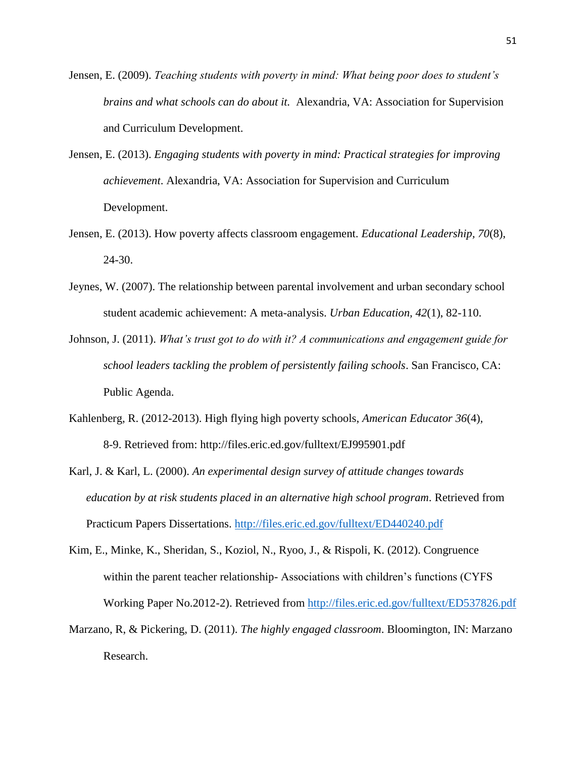Jensen, E. (2009). *Teaching students with poverty in mind: What being poor does to student's brains and what schools can do about it.* Alexandria, VA: Association for Supervision and Curriculum Development.

Jensen, E. (2013). *Engaging students with poverty in mind: Practical strategies for improving achievement*. Alexandria, VA: Association for Supervision and Curriculum Development.

Jensen, E. (2013). How poverty affects classroom engagement. *Educational Leadership*, *70*(8), 24-30.

Jeynes, W. (2007). The relationship between parental involvement and urban secondary school student academic achievement: A meta-analysis. *Urban Education, 42*(1), 82-110.

Johnson, J. (2011). *What's trust got to do with it? A communications and engagement guide for school leaders tackling the problem of persistently failing schools*. San Francisco, CA: Public Agenda.

Kahlenberg, R. (2012-2013). High flying high poverty schools, *American Educator 36*(4), 8-9. Retrieved from: http://files.eric.ed.gov/fulltext/EJ995901.pdf

Karl, J. & Karl, L. (2000). *An experimental design survey of attitude changes towards education by at risk students placed in an alternative high school program*. Retrieved from Practicum Papers Dissertations. http://files.eric.ed.gov/fulltext/ED440240.pdf

Kim, E., Minke, K., Sheridan, S., Koziol, N., Ryoo, J., & Rispoli, K. (2012). Congruence within the parent teacher relationship- Associations with children's functions (CYFS Working Paper No.2012-2). Retrieved from http://files.eric.ed.gov/fulltext/ED537826.pdf

Marzano, R, & Pickering, D. (2011). *The highly engaged classroom*. Bloomington, IN: Marzano Research.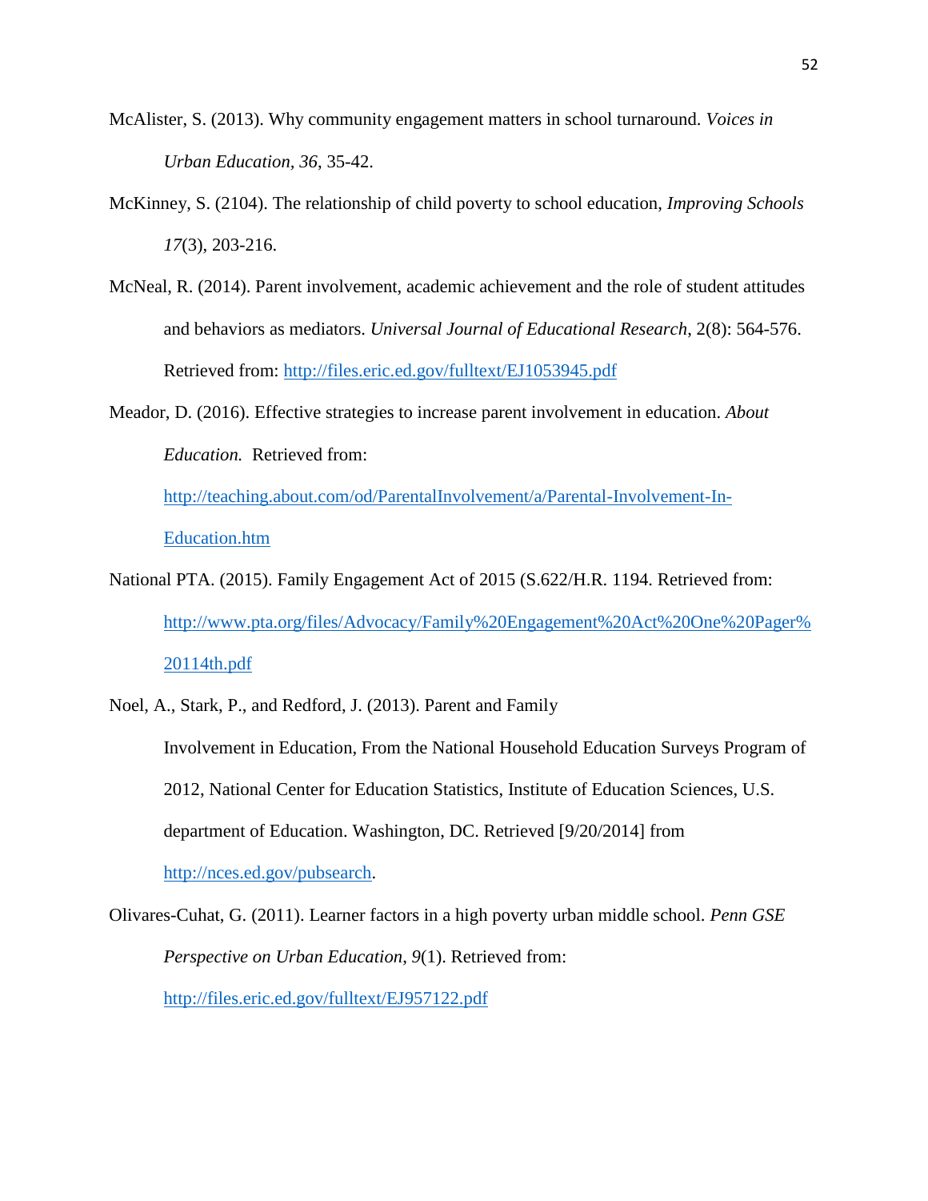McAlister, S. (2013). Why community engagement matters in school turnaround. *Voices in Urban Education*, *36*, 35-42.

McKinney, S. (2104). The relationship of child poverty to school education, *Improving Schools 17*(3), 203-216.

McNeal, R. (2014). Parent involvement, academic achievement and the role of student attitudes and behaviors as mediators. *Universal Journal of Educational Research*, 2(8): 564-576. Retrieved from: http://files.eric.ed.gov/fulltext/EJ1053945.pdf

Meador, D. (2016). Effective strategies to increase parent involvement in education. *About Education.* Retrieved from: http://teaching.about.com/od/ParentalInvolvement/a/Parental-Involvement-In-Education.htm

National PTA. (2015). Family Engagement Act of 2015 (S.622/H.R. 1194. Retrieved from: http://www.pta.org/files/Advocacy/Family%20Engagement%20Act%20One%20Pager%20114th.pdf

Noel, A., Stark, P., and Redford, J. (2013). Parent and Family Involvement in Education, From the National Household Education Surveys Program of 2012, National Center for Education Statistics, Institute of Education Sciences, U.S. department of Education. Washington, DC. Retrieved [9/20/2014] from http://nces.ed.gov/pubsearch.

Olivares-Cuhat, G. (2011). Learner factors in a high poverty urban middle school. *Penn GSE Perspective on Urban Education*, *9*(1). Retrieved from: http://files.eric.ed.gov/fulltext/EJ957122.pdf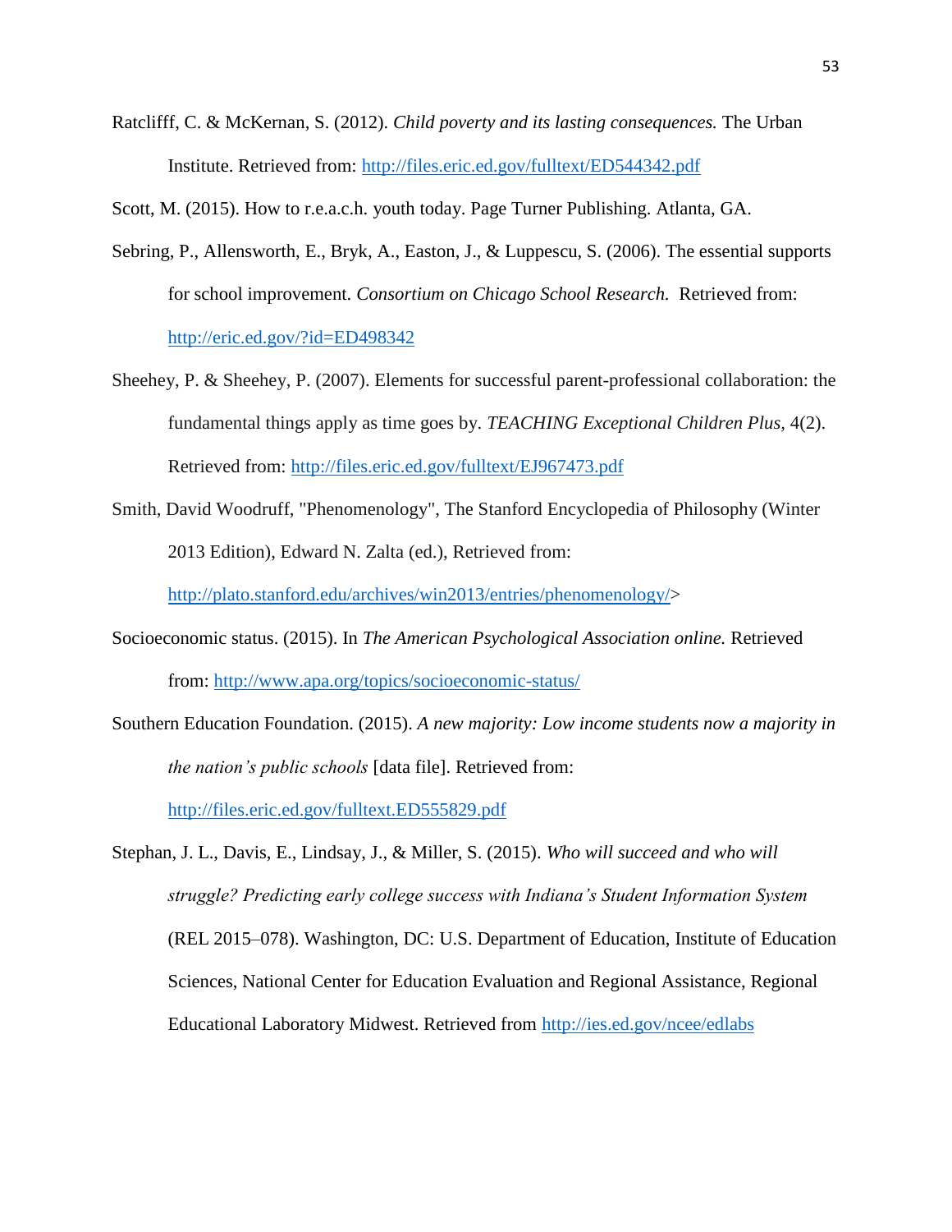Ratclifff, C. & McKernan, S. (2012). *Child poverty and its lasting consequences.* The Urban Institute. Retrieved from: http://files.eric.ed.gov/fulltext/ED544342.pdf

Scott, M. (2015). How to r.e.a.c.h. youth today. Page Turner Publishing. Atlanta, GA.

Sebring, P., Allensworth, E., Bryk, A., Easton, J., & Luppescu, S. (2006). The essential supports for school improvement. *Consortium on Chicago School Research.* Retrieved from: http://eric.ed.gov/?id=ED498342

Sheehey, P. & Sheehey, P. (2007). Elements for successful parent-professional collaboration: the fundamental things apply as time goes by. *TEACHING Exceptional Children Plus,* 4(2). Retrieved from: http://files.eric.ed.gov/fulltext/EJ967473.pdf

Smith, David Woodruff, "Phenomenology", The Stanford Encyclopedia of Philosophy (Winter 2013 Edition), Edward N. Zalta (ed.), Retrieved from: http://plato.stanford.edu/archives/win2013/entries/phenomenology/>

Socioeconomic status. (2015). In *The American Psychological Association online.* Retrieved from: http://www.apa.org/topics/socioeconomic-status/

Southern Education Foundation. (2015). *A new majority: Low income students now a majority in the nation's public schools* [data file]. Retrieved from: http://files.eric.ed.gov/fulltext.ED555829.pdf

Stephan, J. L., Davis, E., Lindsay, J., & Miller, S. (2015). *Who will succeed and who will struggle? Predicting early college success with Indiana's Student Information System* (REL 2015–078). Washington, DC: U.S. Department of Education, Institute of Education Sciences, National Center for Education Evaluation and Regional Assistance, Regional Educational Laboratory Midwest. Retrieved from http://ies.ed.gov/ncee/edlabs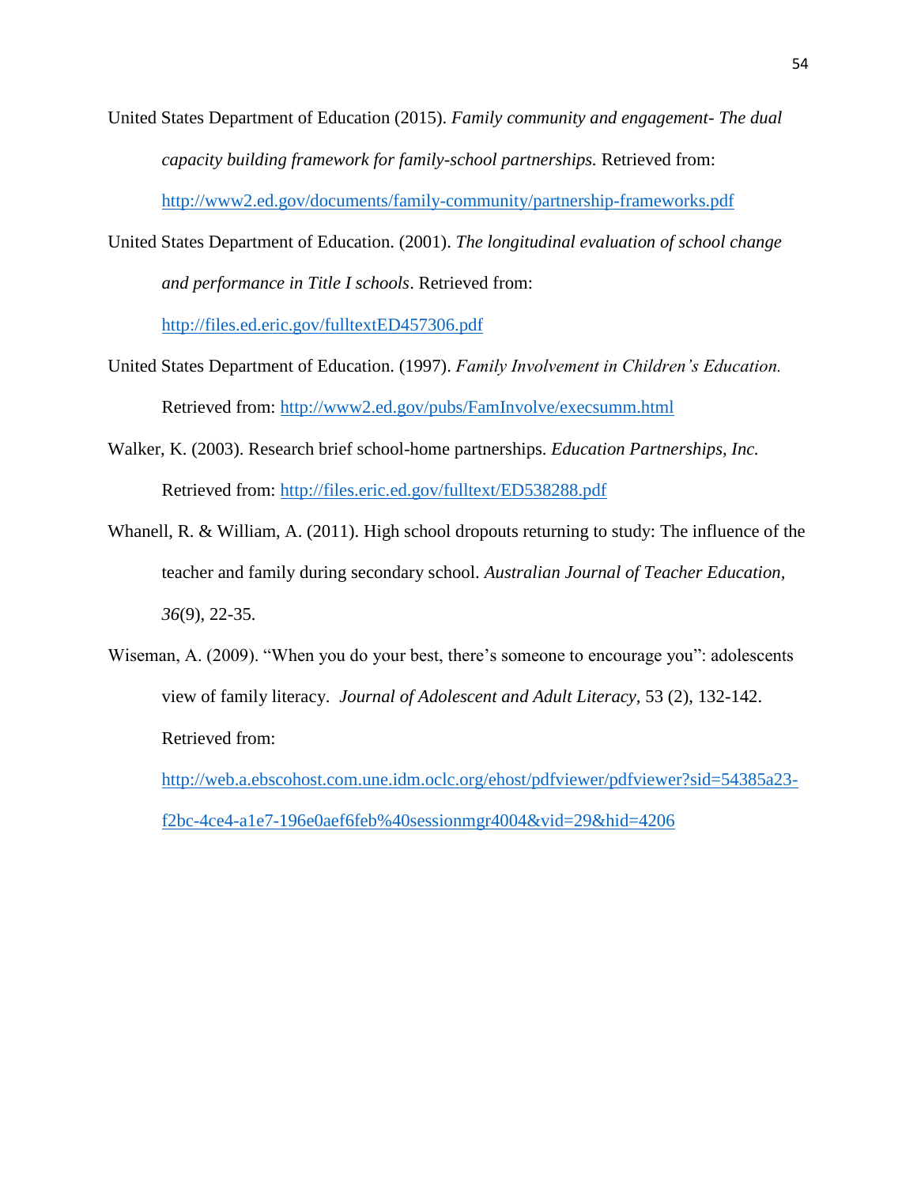United States Department of Education (2015). *Family community and engagement- The dual capacity building framework for family-school partnerships.* Retrieved from: http://www2.ed.gov/documents/family-community/partnership-frameworks.pdf

United States Department of Education. (2001). *The longitudinal evaluation of school change and performance in Title I schools*. Retrieved from: http://files.ed.eric.gov/fulltextED457306.pdf

United States Department of Education. (1997). *Family Involvement in Children's Education.* Retrieved from: http://www2.ed.gov/pubs/FamInvolve/execsumm.html

Walker, K. (2003). Research brief school-home partnerships. *Education Partnerships, Inc.* Retrieved from: http://files.eric.ed.gov/fulltext/ED538288.pdf

Whanell, R. & William, A. (2011). High school dropouts returning to study: The influence of the teacher and family during secondary school. *Australian Journal of Teacher Education*, *36*(9), 22-35.

Wiseman, A. (2009). "When you do your best, there's someone to encourage you": adolescents view of family literacy. *Journal of Adolescent and Adult Literacy,* 53 (2), 132-142. Retrieved from: http://web.a.ebscohost.com.une.idm.oclc.org/ehost/pdfviewer/pdfviewer?sid=54385a23-f2bc-4ce4-a1e7-196e0aef6feb%40sessionmgr4004&vid=29&hid=4206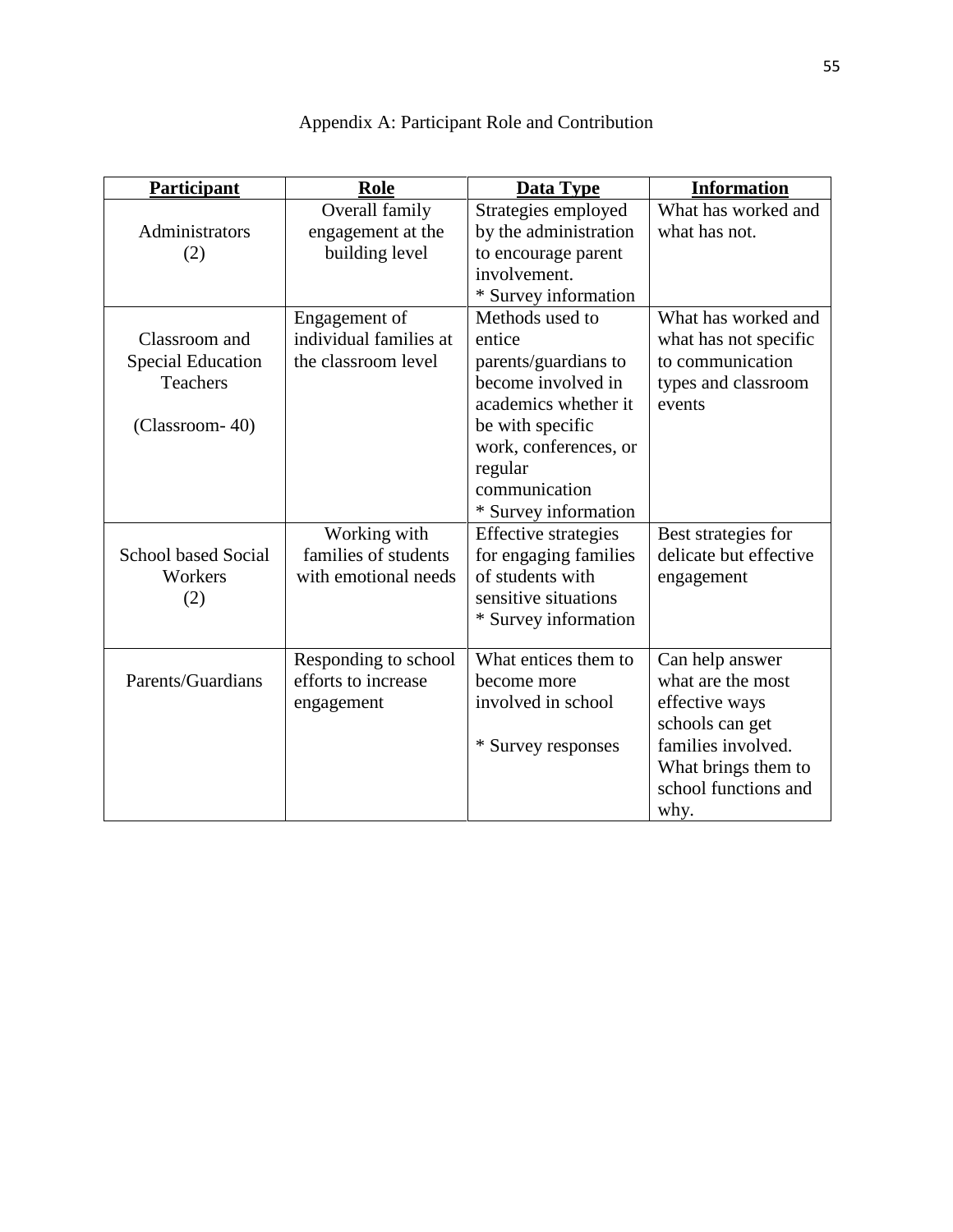Appendix A: Participant Role and Contribution

| **Participant** | **Role** | **Data Type** | **Information** |
|---|---|---|---|
| Administrators (2) | Overall family engagement at the building level | Strategies employed by the administration to encourage parent involvement. * Survey information | What has worked and what has not. |
| Classroom and Special Education Teachers (Classroom- 40) | Engagement of individual families at the classroom level | Methods used to entice parents/guardians to become involved in academics whether it be with specific work, conferences, or regular communication * Survey information | What has worked and what has not specific to communication types and classroom events |
| School based Social Workers (2) | Working with families of students with emotional needs | Effective strategies for engaging families of students with sensitive situations * Survey information | Best strategies for delicate but effective engagement |
| Parents/Guardians | Responding to school efforts to increase engagement | What entices them to become more involved in school * Survey responses | Can help answer what are the most effective ways schools can get families involved. What brings them to school functions and why. |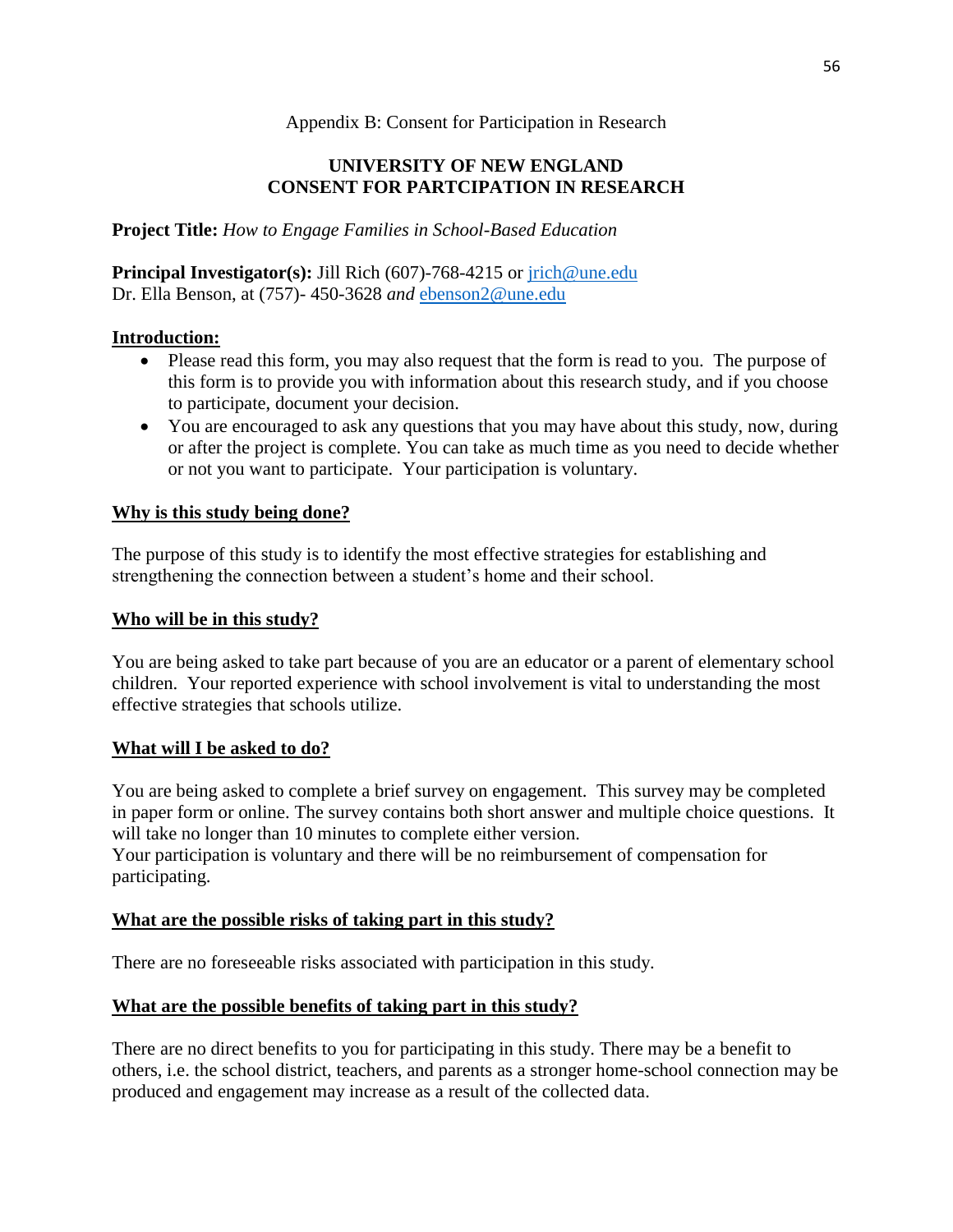Appendix B: Consent for Participation in Research

**UNIVERSITY OF NEW ENGLAND**
**CONSENT FOR PARTCIPATION IN RESEARCH**

**Project Title:** *How to Engage Families in School-Based Education*

**Principal Investigator(s):** Jill Rich (607)-768-4215 or jrich@une.edu
Dr. Ella Benson, at (757)- 450-3628 *and* ebenson2@une.edu

**Introduction:**

- Please read this form, you may also request that the form is read to you. The purpose of this form is to provide you with information about this research study, and if you choose to participate, document your decision.
- You are encouraged to ask any questions that you may have about this study, now, during or after the project is complete. You can take as much time as you need to decide whether or not you want to participate. Your participation is voluntary.

**Why is this study being done?**

The purpose of this study is to identify the most effective strategies for establishing and strengthening the connection between a student's home and their school.

**Who will be in this study?**

You are being asked to take part because of you are an educator or a parent of elementary school children. Your reported experience with school involvement is vital to understanding the most effective strategies that schools utilize.

**What will I be asked to do?**

You are being asked to complete a brief survey on engagement. This survey may be completed in paper form or online. The survey contains both short answer and multiple choice questions. It will take no longer than 10 minutes to complete either version.
Your participation is voluntary and there will be no reimbursement of compensation for participating.

**What are the possible risks of taking part in this study?**

There are no foreseeable risks associated with participation in this study.

**What are the possible benefits of taking part in this study?**

There are no direct benefits to you for participating in this study. There may be a benefit to others, i.e. the school district, teachers, and parents as a stronger home-school connection may be produced and engagement may increase as a result of the collected data.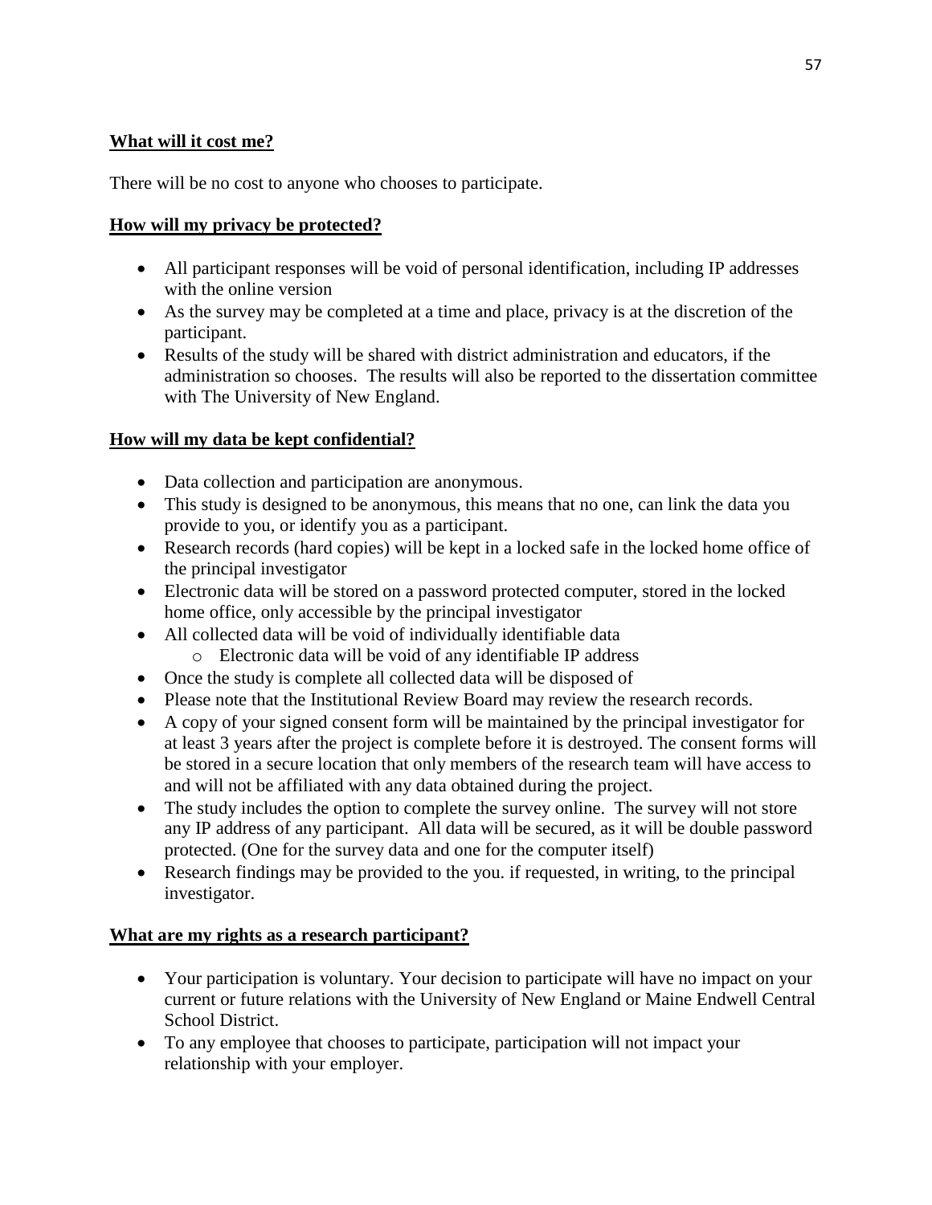**What will it cost me?**

There will be no cost to anyone who chooses to participate.

**How will my privacy be protected?**

- All participant responses will be void of personal identification, including IP addresses with the online version
- As the survey may be completed at a time and place, privacy is at the discretion of the participant.
- Results of the study will be shared with district administration and educators, if the administration so chooses. The results will also be reported to the dissertation committee with The University of New England.

**How will my data be kept confidential?**

- Data collection and participation are anonymous.
- This study is designed to be anonymous, this means that no one, can link the data you provide to you, or identify you as a participant.
- Research records (hard copies) will be kept in a locked safe in the locked home office of the principal investigator
- Electronic data will be stored on a password protected computer, stored in the locked home office, only accessible by the principal investigator
- All collected data will be void of individually identifiable data
  - Electronic data will be void of any identifiable IP address
- Once the study is complete all collected data will be disposed of
- Please note that the Institutional Review Board may review the research records.
- A copy of your signed consent form will be maintained by the principal investigator for at least 3 years after the project is complete before it is destroyed. The consent forms will be stored in a secure location that only members of the research team will have access to and will not be affiliated with any data obtained during the project.
- The study includes the option to complete the survey online. The survey will not store any IP address of any participant. All data will be secured, as it will be double password protected. (One for the survey data and one for the computer itself)
- Research findings may be provided to the you. if requested, in writing, to the principal investigator.

**What are my rights as a research participant?**

- Your participation is voluntary. Your decision to participate will have no impact on your current or future relations with the University of New England or Maine Endwell Central School District.
- To any employee that chooses to participate, participation will not impact your relationship with your employer.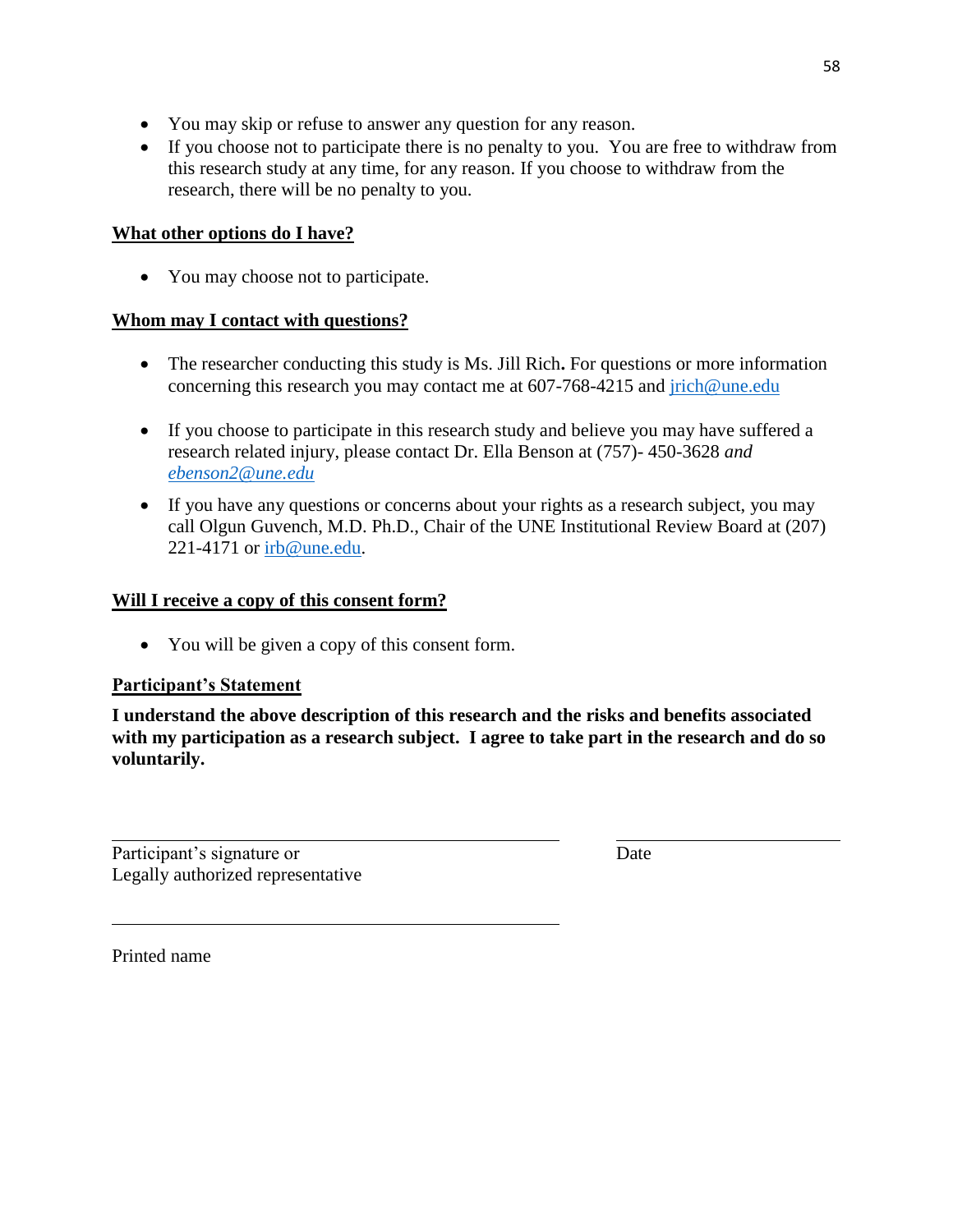- You may skip or refuse to answer any question for any reason.
- If you choose not to participate there is no penalty to you. You are free to withdraw from this research study at any time, for any reason. If you choose to withdraw from the research, there will be no penalty to you.

**What other options do I have?**

- You may choose not to participate.

**Whom may I contact with questions?**

- The researcher conducting this study is Ms. Jill Rich**.** For questions or more information concerning this research you may contact me at 607-768-4215 and jrich@une.edu

- If you choose to participate in this research study and believe you may have suffered a research related injury, please contact Dr. Ella Benson at (757)- 450-3628 *and ebenson2@une.edu*

- If you have any questions or concerns about your rights as a research subject, you may call Olgun Guvench, M.D. Ph.D., Chair of the UNE Institutional Review Board at (207) 221-4171 or irb@une.edu.

**Will I receive a copy of this consent form?**

- You will be given a copy of this consent form.

**Participant's Statement**

**I understand the above description of this research and the risks and benefits associated with my participation as a research subject. I agree to take part in the research and do so voluntarily.**

\_\_\_\_\_\_\_\_\_\_\_\_\_\_\_\_\_\_\_\_\_\_\_\_\_\_\_\_\_\_\_\_\_\_\_\_\_\_\_\_\_\_ \_\_\_\_\_\_\_\_\_\_\_\_\_\_\_\_\_\_\_\_\_\_

Participant's signature or Legally authorized representative  Date

\_\_\_\_\_\_\_\_\_\_\_\_\_\_\_\_\_\_\_\_\_\_\_\_\_\_\_\_\_\_\_\_\_\_\_\_\_\_\_\_\_\_

Printed name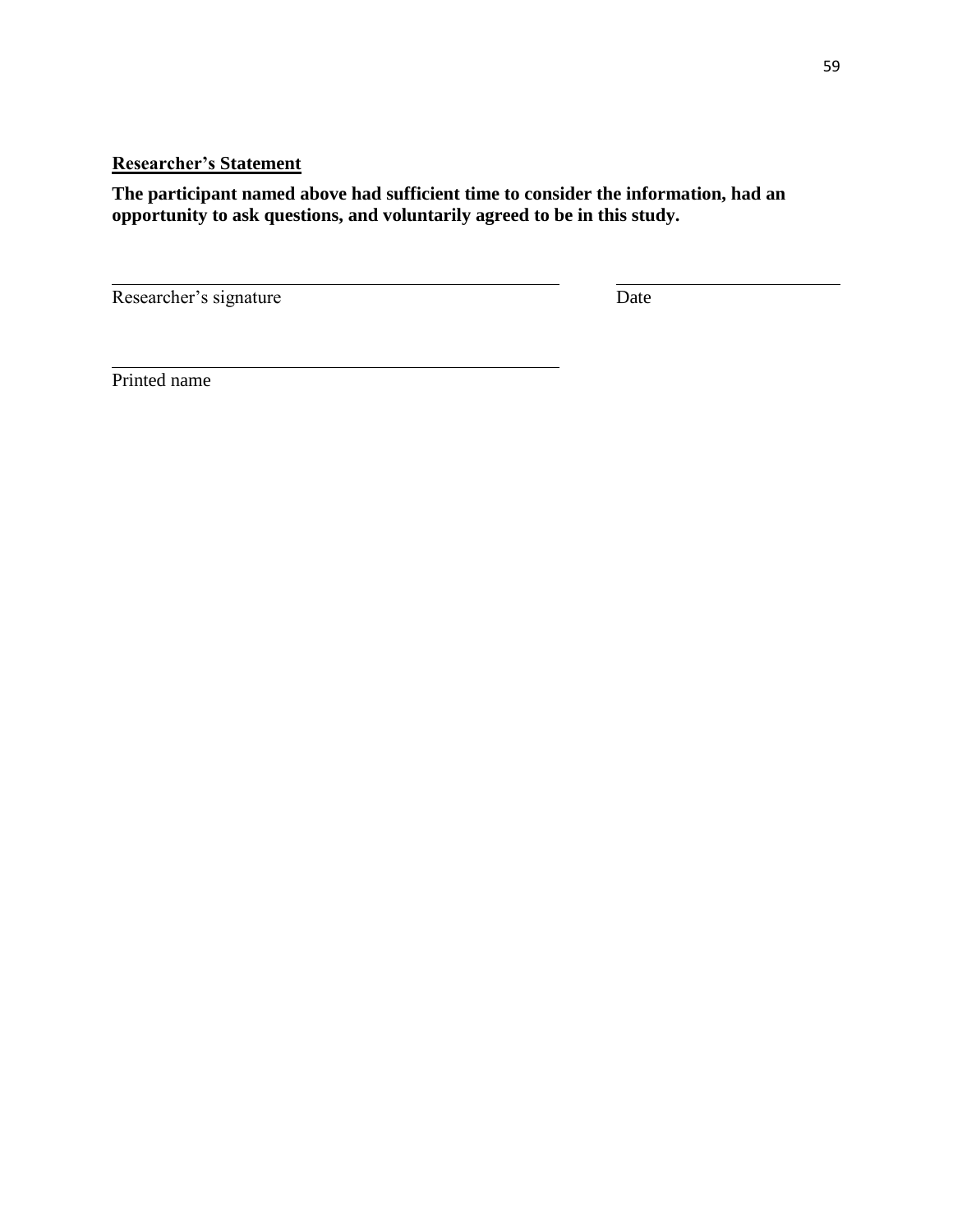**<u>Researcher's Statement</u>**

**The participant named above had sufficient time to consider the information, had an opportunity to ask questions, and voluntarily agreed to be in this study.**

\_\_\_\_\_\_\_\_\_\_\_\_\_\_\_\_\_\_\_\_\_\_\_\_\_\_\_\_\_\_\_\_\_\_\_\_\_\_\_\_\_\_ \_\_\_\_\_\_\_\_\_\_\_\_\_\_\_\_\_\_\_\_

Researcher's signature Date

\_\_\_\_\_\_\_\_\_\_\_\_\_\_\_\_\_\_\_\_\_\_\_\_\_\_\_\_\_\_\_\_\_\_\_\_\_\_\_\_\_\_

Printed name